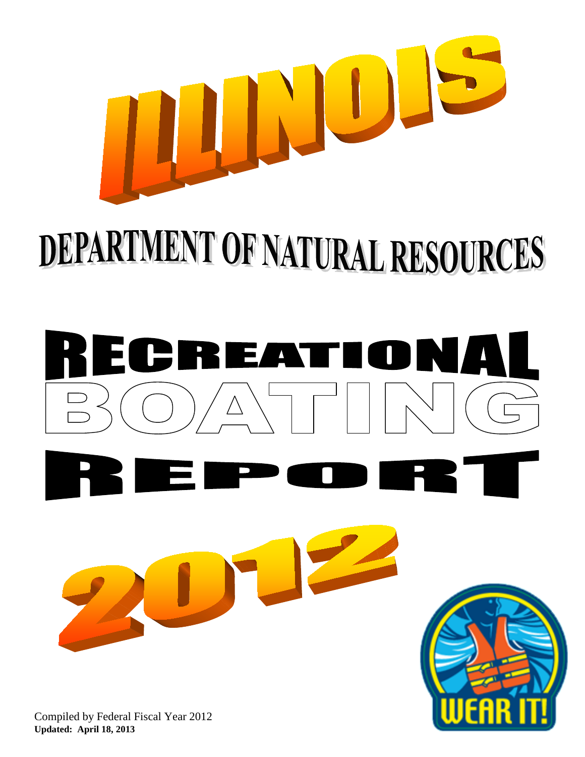# ILLINOIS

# DEPARTMENT OF NATURAL RESOURCES

# RECREATIONAL BOATING REPORT

# 2012

WEAR IT!

Compiled by Federal Fiscal Year 2012

**Updated: April 18, 2013**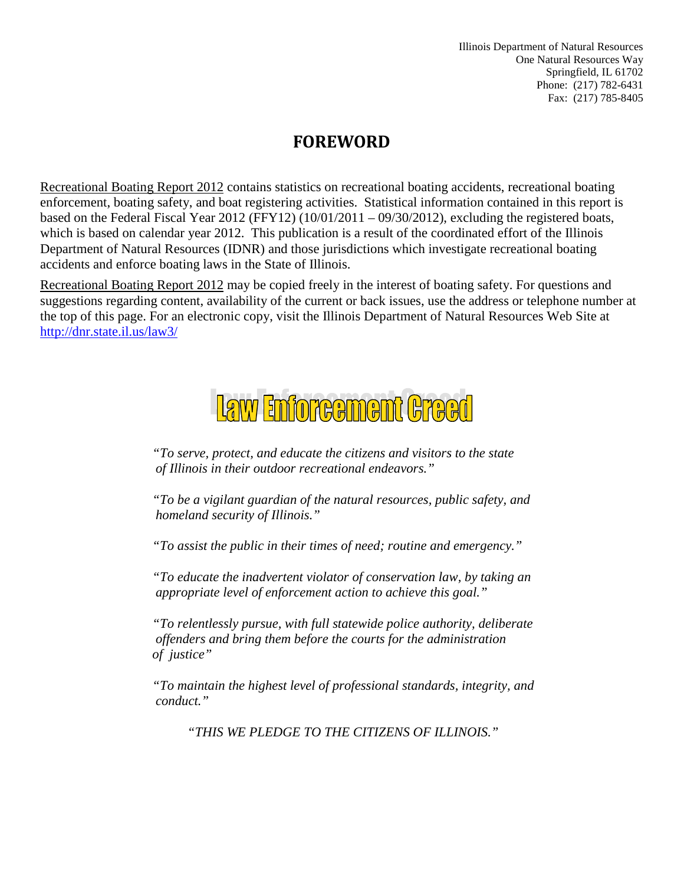Illinois Department of Natural Resources
One Natural Resources Way
Springfield, IL 61702
Phone: (217) 782-6431
Fax: (217) 785-8405

# FOREWORD

Recreational Boating Report 2012 contains statistics on recreational boating accidents, recreational boating enforcement, boating safety, and boat registering activities. Statistical information contained in this report is based on the Federal Fiscal Year 2012 (FFY12) (10/01/2011 – 09/30/2012), excluding the registered boats, which is based on calendar year 2012. This publication is a result of the coordinated effort of the Illinois Department of Natural Resources (IDNR) and those jurisdictions which investigate recreational boating accidents and enforce boating laws in the State of Illinois.

Recreational Boating Report 2012 may be copied freely in the interest of boating safety. For questions and suggestions regarding content, availability of the current or back issues, use the address or telephone number at the top of this page. For an electronic copy, visit the Illinois Department of Natural Resources Web Site at http://dnr.state.il.us/law3/

## Law Enforcement Creed

*"To serve, protect, and educate the citizens and visitors to the state of Illinois in their outdoor recreational endeavors."*

*"To be a vigilant guardian of the natural resources, public safety, and homeland security of Illinois."*

*"To assist the public in their times of need; routine and emergency."*

*"To educate the inadvertent violator of conservation law, by taking an appropriate level of enforcement action to achieve this goal."*

*"To relentlessly pursue, with full statewide police authority, deliberate offenders and bring them before the courts for the administration of justice"*

*"To maintain the highest level of professional standards, integrity, and conduct."*

*"THIS WE PLEDGE TO THE CITIZENS OF ILLINOIS."*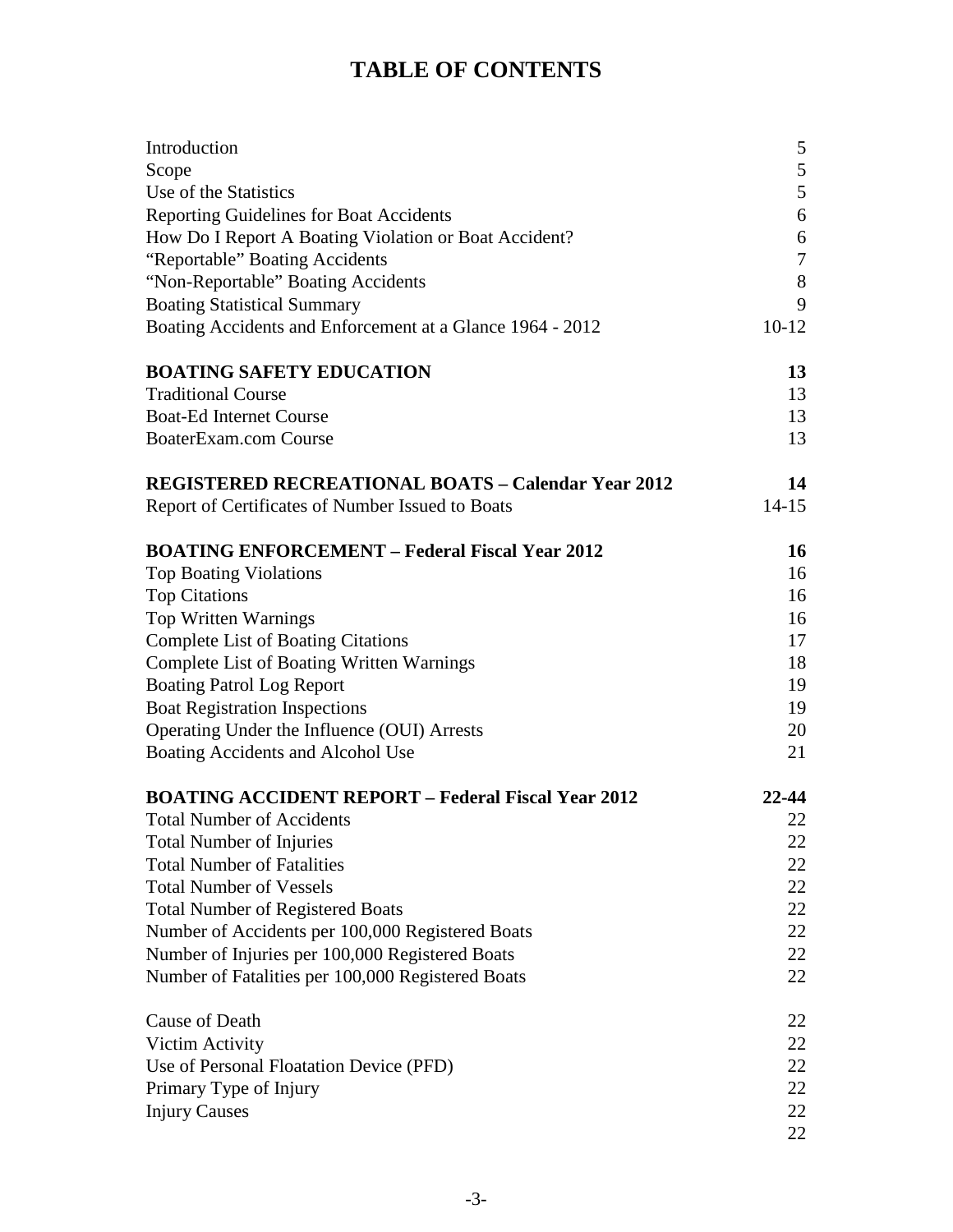# TABLE OF CONTENTS

| | |
|---|---|
| Introduction | 5 |
| Scope | 5 |
| Use of the Statistics | 5 |
| Reporting Guidelines for Boat Accidents | 6 |
| How Do I Report A Boating Violation or Boat Accident? | 6 |
| “Reportable” Boating Accidents | 7 |
| “Non-Reportable” Boating Accidents | 8 |
| Boating Statistical Summary | 9 |
| Boating Accidents and Enforcement at a Glance 1964 - 2012 | 10-12 |
| | |
| **BOATING SAFETY EDUCATION** | **13** |
| Traditional Course | 13 |
| Boat-Ed Internet Course | 13 |
| BoaterExam.com Course | 13 |
| | |
| **REGISTERED RECREATIONAL BOATS – Calendar Year 2012** | **14** |
| Report of Certificates of Number Issued to Boats | 14-15 |
| | |
| **BOATING ENFORCEMENT – Federal Fiscal Year 2012** | **16** |
| Top Boating Violations | 16 |
| Top Citations | 16 |
| Top Written Warnings | 16 |
| Complete List of Boating Citations | 17 |
| Complete List of Boating Written Warnings | 18 |
| Boating Patrol Log Report | 19 |
| Boat Registration Inspections | 19 |
| Operating Under the Influence (OUI) Arrests | 20 |
| Boating Accidents and Alcohol Use | 21 |
| | |
| **BOATING ACCIDENT REPORT – Federal Fiscal Year 2012** | **22-44** |
| Total Number of Accidents | 22 |
| Total Number of Injuries | 22 |
| Total Number of Fatalities | 22 |
| Total Number of Vessels | 22 |
| Total Number of Registered Boats | 22 |
| Number of Accidents per 100,000 Registered Boats | 22 |
| Number of Injuries per 100,000 Registered Boats | 22 |
| Number of Fatalities per 100,000 Registered Boats | 22 |
| | |
| Cause of Death | 22 |
| Victim Activity | 22 |
| Use of Personal Floatation Device (PFD) | 22 |
| Primary Type of Injury | 22 |
| Injury Causes | 22 |
| | 22 |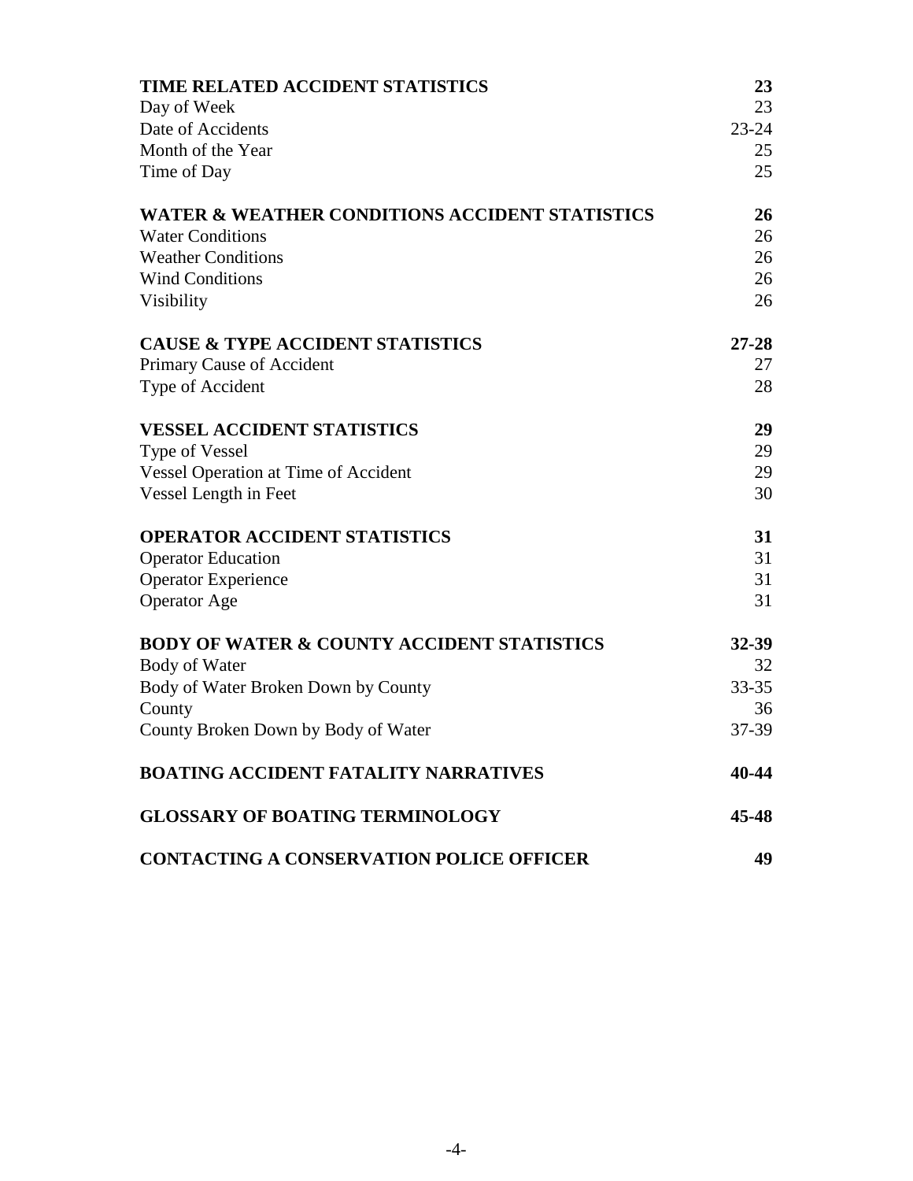| | |
|---|---|
| **TIME RELATED ACCIDENT STATISTICS** | **23** |
| Day of Week | 23 |
| Date of Accidents | 23-24 |
| Month of the Year | 25 |
| Time of Day | 25 |
| | |
| **WATER & WEATHER CONDITIONS ACCIDENT STATISTICS** | **26** |
| Water Conditions | 26 |
| Weather Conditions | 26 |
| Wind Conditions | 26 |
| Visibility | 26 |
| | |
| **CAUSE & TYPE ACCIDENT STATISTICS** | **27-28** |
| Primary Cause of Accident | 27 |
| Type of Accident | 28 |
| | |
| **VESSEL ACCIDENT STATISTICS** | **29** |
| Type of Vessel | 29 |
| Vessel Operation at Time of Accident | 29 |
| Vessel Length in Feet | 30 |
| | |
| **OPERATOR ACCIDENT STATISTICS** | **31** |
| Operator Education | 31 |
| Operator Experience | 31 |
| Operator Age | 31 |
| | |
| **BODY OF WATER & COUNTY ACCIDENT STATISTICS** | **32-39** |
| Body of Water | 32 |
| Body of Water Broken Down by County | 33-35 |
| County | 36 |
| County Broken Down by Body of Water | 37-39 |
| | |
| **BOATING ACCIDENT FATALITY NARRATIVES** | **40-44** |
| | |
| **GLOSSARY OF BOATING TERMINOLOGY** | **45-48** |
| | |
| **CONTACTING A CONSERVATION POLICE OFFICER** | **49** |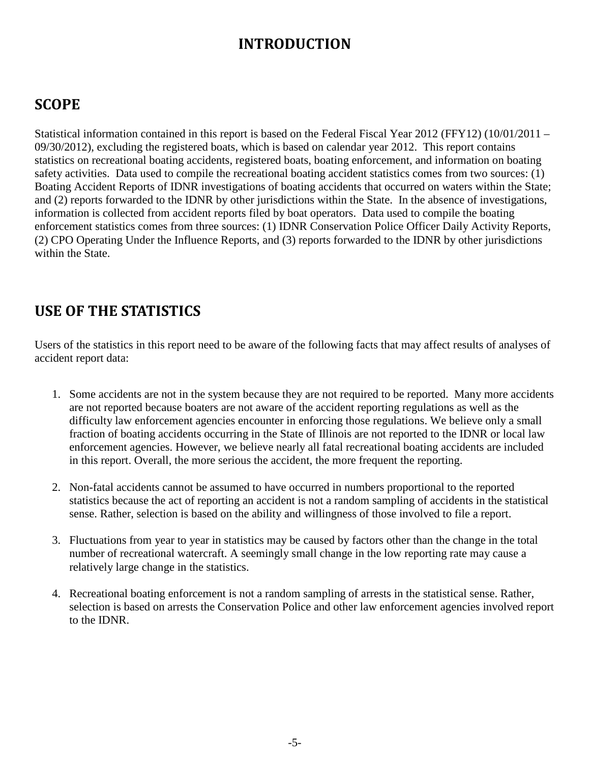# INTRODUCTION

## SCOPE

Statistical information contained in this report is based on the Federal Fiscal Year 2012 (FFY12) (10/01/2011 – 09/30/2012), excluding the registered boats, which is based on calendar year 2012. This report contains statistics on recreational boating accidents, registered boats, boating enforcement, and information on boating safety activities. Data used to compile the recreational boating accident statistics comes from two sources: (1) Boating Accident Reports of IDNR investigations of boating accidents that occurred on waters within the State; and (2) reports forwarded to the IDNR by other jurisdictions within the State. In the absence of investigations, information is collected from accident reports filed by boat operators. Data used to compile the boating enforcement statistics comes from three sources: (1) IDNR Conservation Police Officer Daily Activity Reports, (2) CPO Operating Under the Influence Reports, and (3) reports forwarded to the IDNR by other jurisdictions within the State.

## USE OF THE STATISTICS

Users of the statistics in this report need to be aware of the following facts that may affect results of analyses of accident report data:

1. Some accidents are not in the system because they are not required to be reported. Many more accidents are not reported because boaters are not aware of the accident reporting regulations as well as the difficulty law enforcement agencies encounter in enforcing those regulations. We believe only a small fraction of boating accidents occurring in the State of Illinois are not reported to the IDNR or local law enforcement agencies. However, we believe nearly all fatal recreational boating accidents are included in this report. Overall, the more serious the accident, the more frequent the reporting.

2. Non-fatal accidents cannot be assumed to have occurred in numbers proportional to the reported statistics because the act of reporting an accident is not a random sampling of accidents in the statistical sense. Rather, selection is based on the ability and willingness of those involved to file a report.

3. Fluctuations from year to year in statistics may be caused by factors other than the change in the total number of recreational watercraft. A seemingly small change in the low reporting rate may cause a relatively large change in the statistics.

4. Recreational boating enforcement is not a random sampling of arrests in the statistical sense. Rather, selection is based on arrests the Conservation Police and other law enforcement agencies involved report to the IDNR.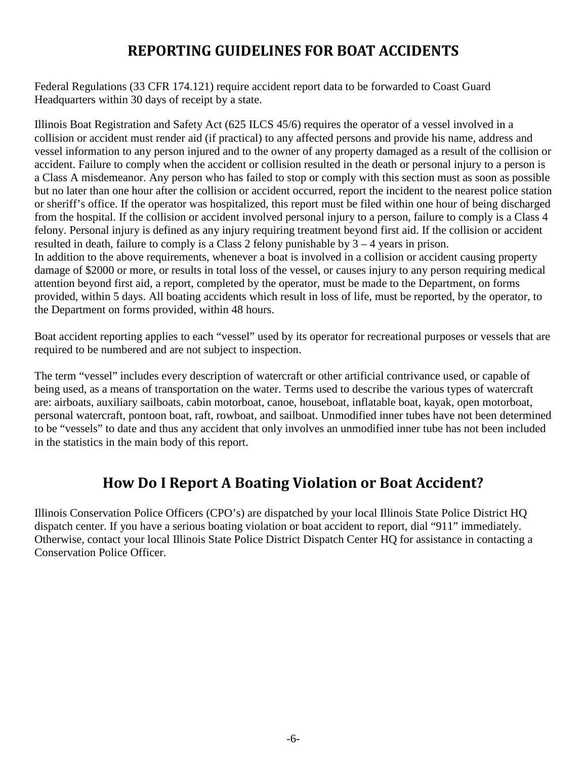# REPORTING GUIDELINES FOR BOAT ACCIDENTS

Federal Regulations (33 CFR 174.121) require accident report data to be forwarded to Coast Guard Headquarters within 30 days of receipt by a state.

Illinois Boat Registration and Safety Act (625 ILCS 45/6) requires the operator of a vessel involved in a collision or accident must render aid (if practical) to any affected persons and provide his name, address and vessel information to any person injured and to the owner of any property damaged as a result of the collision or accident. Failure to comply when the accident or collision resulted in the death or personal injury to a person is a Class A misdemeanor. Any person who has failed to stop or comply with this section must as soon as possible but no later than one hour after the collision or accident occurred, report the incident to the nearest police station or sheriff's office. If the operator was hospitalized, this report must be filed within one hour of being discharged from the hospital. If the collision or accident involved personal injury to a person, failure to comply is a Class 4 felony. Personal injury is defined as any injury requiring treatment beyond first aid. If the collision or accident resulted in death, failure to comply is a Class 2 felony punishable by 3 – 4 years in prison.
In addition to the above requirements, whenever a boat is involved in a collision or accident causing property damage of $2000 or more, or results in total loss of the vessel, or causes injury to any person requiring medical attention beyond first aid, a report, completed by the operator, must be made to the Department, on forms provided, within 5 days. All boating accidents which result in loss of life, must be reported, by the operator, to the Department on forms provided, within 48 hours.

Boat accident reporting applies to each "vessel" used by its operator for recreational purposes or vessels that are required to be numbered and are not subject to inspection.

The term "vessel" includes every description of watercraft or other artificial contrivance used, or capable of being used, as a means of transportation on the water. Terms used to describe the various types of watercraft are: airboats, auxiliary sailboats, cabin motorboat, canoe, houseboat, inflatable boat, kayak, open motorboat, personal watercraft, pontoon boat, raft, rowboat, and sailboat. Unmodified inner tubes have not been determined to be "vessels" to date and thus any accident that only involves an unmodified inner tube has not been included in the statistics in the main body of this report.

## How Do I Report A Boating Violation or Boat Accident?

Illinois Conservation Police Officers (CPO's) are dispatched by your local Illinois State Police District HQ dispatch center. If you have a serious boating violation or boat accident to report, dial "911" immediately. Otherwise, contact your local Illinois State Police District Dispatch Center HQ for assistance in contacting a Conservation Police Officer.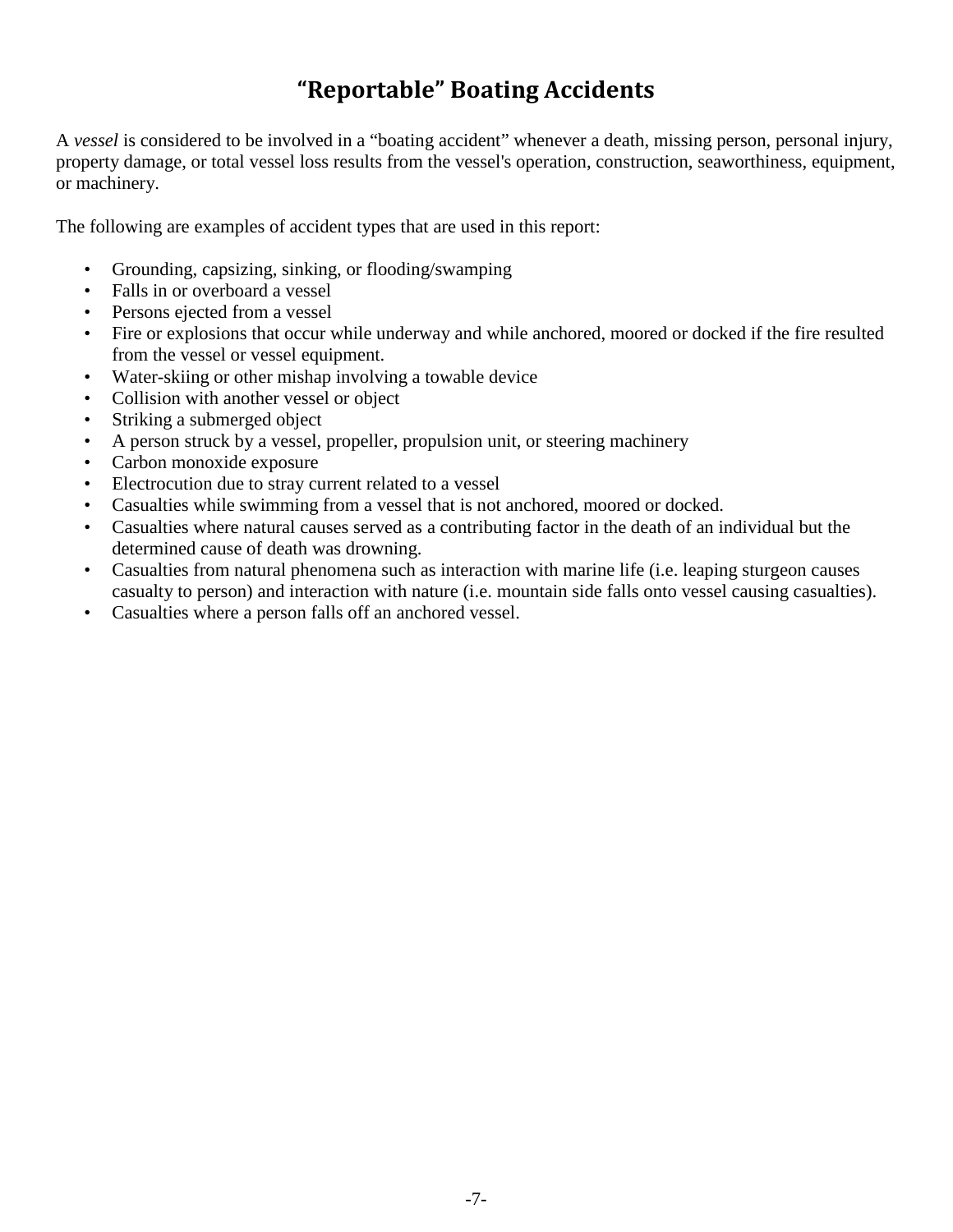# “Reportable” Boating Accidents

A *vessel* is considered to be involved in a “boating accident” whenever a death, missing person, personal injury, property damage, or total vessel loss results from the vessel's operation, construction, seaworthiness, equipment, or machinery.

The following are examples of accident types that are used in this report:

- Grounding, capsizing, sinking, or flooding/swamping
- Falls in or overboard a vessel
- Persons ejected from a vessel
- Fire or explosions that occur while underway and while anchored, moored or docked if the fire resulted from the vessel or vessel equipment.
- Water-skiing or other mishap involving a towable device
- Collision with another vessel or object
- Striking a submerged object
- A person struck by a vessel, propeller, propulsion unit, or steering machinery
- Carbon monoxide exposure
- Electrocution due to stray current related to a vessel
- Casualties while swimming from a vessel that is not anchored, moored or docked.
- Casualties where natural causes served as a contributing factor in the death of an individual but the determined cause of death was drowning.
- Casualties from natural phenomena such as interaction with marine life (i.e. leaping sturgeon causes casualty to person) and interaction with nature (i.e. mountain side falls onto vessel causing casualties).
- Casualties where a person falls off an anchored vessel.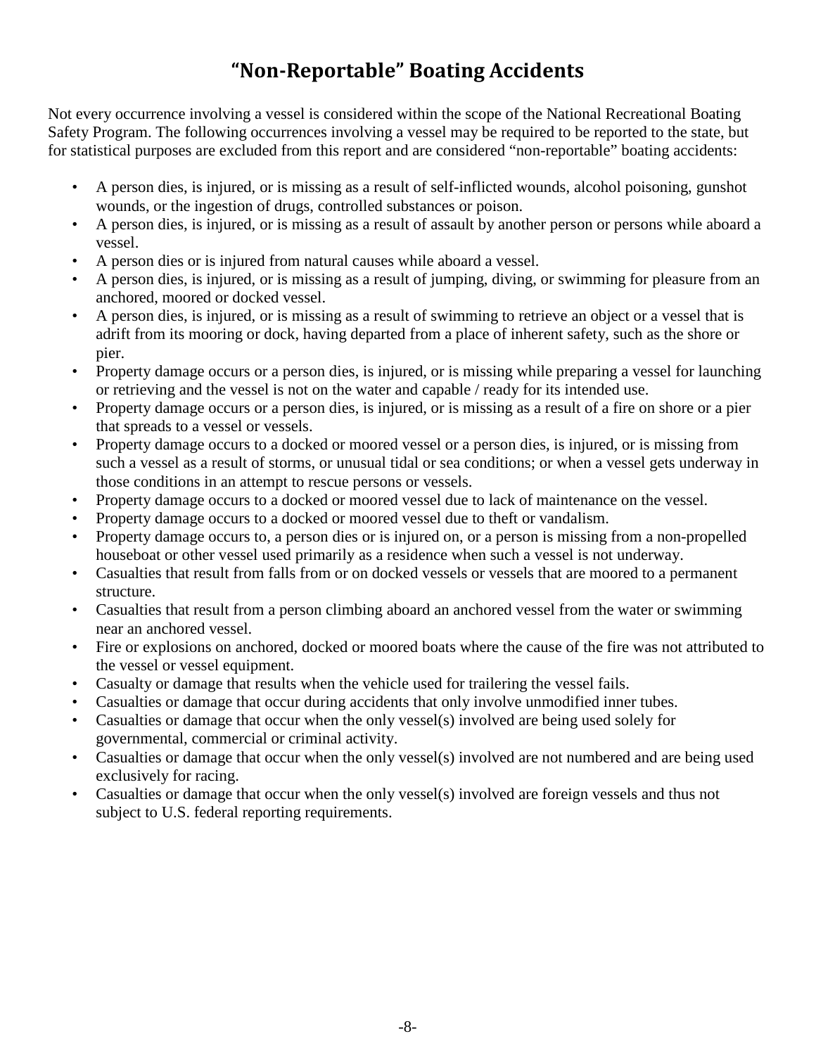# "Non-Reportable" Boating Accidents

Not every occurrence involving a vessel is considered within the scope of the National Recreational Boating Safety Program. The following occurrences involving a vessel may be required to be reported to the state, but for statistical purposes are excluded from this report and are considered "non-reportable" boating accidents:

- A person dies, is injured, or is missing as a result of self-inflicted wounds, alcohol poisoning, gunshot wounds, or the ingestion of drugs, controlled substances or poison.
- A person dies, is injured, or is missing as a result of assault by another person or persons while aboard a vessel.
- A person dies or is injured from natural causes while aboard a vessel.
- A person dies, is injured, or is missing as a result of jumping, diving, or swimming for pleasure from an anchored, moored or docked vessel.
- A person dies, is injured, or is missing as a result of swimming to retrieve an object or a vessel that is adrift from its mooring or dock, having departed from a place of inherent safety, such as the shore or pier.
- Property damage occurs or a person dies, is injured, or is missing while preparing a vessel for launching or retrieving and the vessel is not on the water and capable / ready for its intended use.
- Property damage occurs or a person dies, is injured, or is missing as a result of a fire on shore or a pier that spreads to a vessel or vessels.
- Property damage occurs to a docked or moored vessel or a person dies, is injured, or is missing from such a vessel as a result of storms, or unusual tidal or sea conditions; or when a vessel gets underway in those conditions in an attempt to rescue persons or vessels.
- Property damage occurs to a docked or moored vessel due to lack of maintenance on the vessel.
- Property damage occurs to a docked or moored vessel due to theft or vandalism.
- Property damage occurs to, a person dies or is injured on, or a person is missing from a non-propelled houseboat or other vessel used primarily as a residence when such a vessel is not underway.
- Casualties that result from falls from or on docked vessels or vessels that are moored to a permanent structure.
- Casualties that result from a person climbing aboard an anchored vessel from the water or swimming near an anchored vessel.
- Fire or explosions on anchored, docked or moored boats where the cause of the fire was not attributed to the vessel or vessel equipment.
- Casualty or damage that results when the vehicle used for trailering the vessel fails.
- Casualties or damage that occur during accidents that only involve unmodified inner tubes.
- Casualties or damage that occur when the only vessel(s) involved are being used solely for governmental, commercial or criminal activity.
- Casualties or damage that occur when the only vessel(s) involved are not numbered and are being used exclusively for racing.
- Casualties or damage that occur when the only vessel(s) involved are foreign vessels and thus not subject to U.S. federal reporting requirements.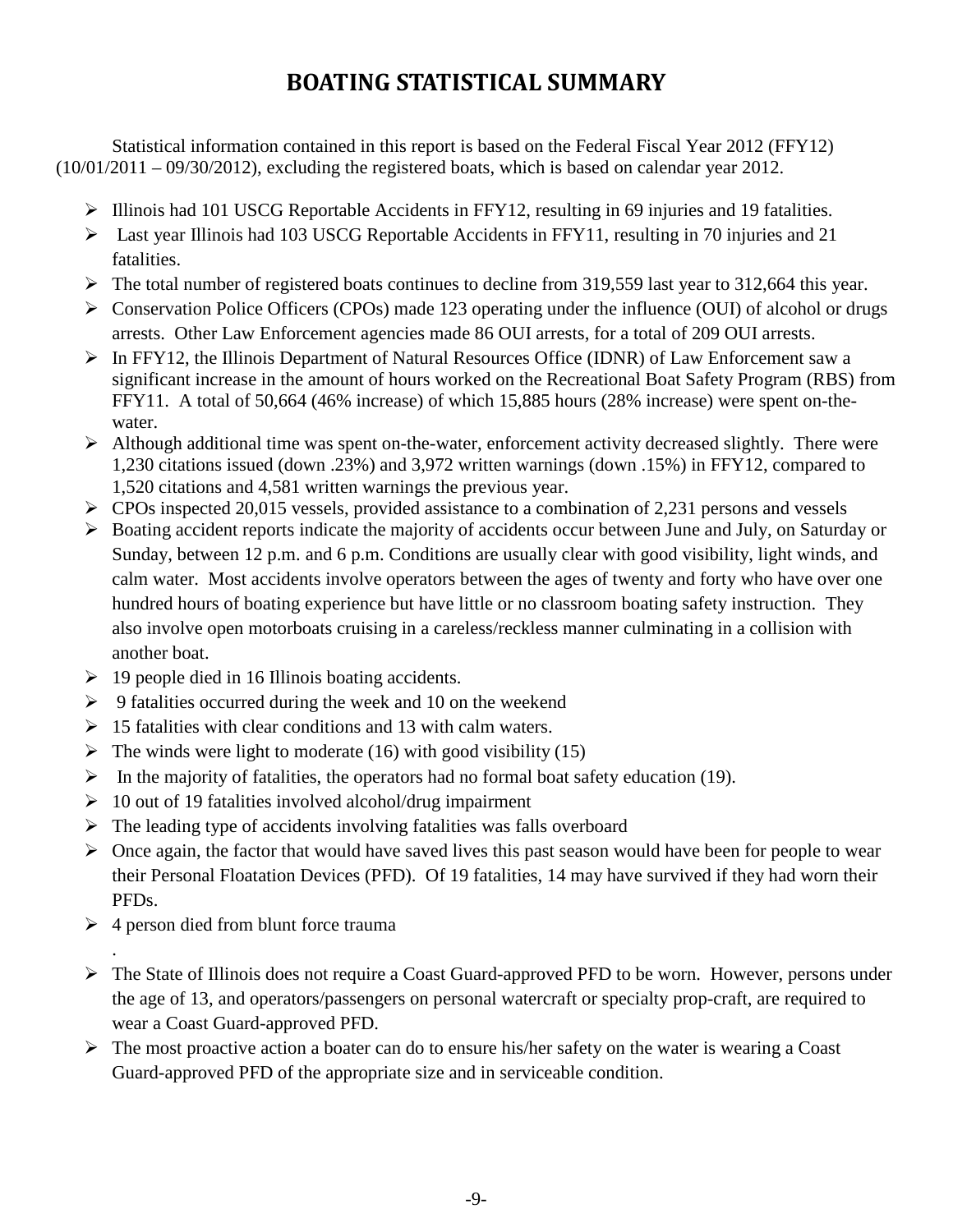# BOATING STATISTICAL SUMMARY

Statistical information contained in this report is based on the Federal Fiscal Year 2012 (FFY12) (10/01/2011 – 09/30/2012), excluding the registered boats, which is based on calendar year 2012.

- Illinois had 101 USCG Reportable Accidents in FFY12, resulting in 69 injuries and 19 fatalities.
- Last year Illinois had 103 USCG Reportable Accidents in FFY11, resulting in 70 injuries and 21 fatalities.
- The total number of registered boats continues to decline from 319,559 last year to 312,664 this year.
- Conservation Police Officers (CPOs) made 123 operating under the influence (OUI) of alcohol or drugs arrests. Other Law Enforcement agencies made 86 OUI arrests, for a total of 209 OUI arrests.
- In FFY12, the Illinois Department of Natural Resources Office (IDNR) of Law Enforcement saw a significant increase in the amount of hours worked on the Recreational Boat Safety Program (RBS) from FFY11. A total of 50,664 (46% increase) of which 15,885 hours (28% increase) were spent on-the-water.
- Although additional time was spent on-the-water, enforcement activity decreased slightly. There were 1,230 citations issued (down .23%) and 3,972 written warnings (down .15%) in FFY12, compared to 1,520 citations and 4,581 written warnings the previous year.
- CPOs inspected 20,015 vessels, provided assistance to a combination of 2,231 persons and vessels
- Boating accident reports indicate the majority of accidents occur between June and July, on Saturday or Sunday, between 12 p.m. and 6 p.m. Conditions are usually clear with good visibility, light winds, and calm water. Most accidents involve operators between the ages of twenty and forty who have over one hundred hours of boating experience but have little or no classroom boating safety instruction. They also involve open motorboats cruising in a careless/reckless manner culminating in a collision with another boat.
- 19 people died in 16 Illinois boating accidents.
- 9 fatalities occurred during the week and 10 on the weekend
- 15 fatalities with clear conditions and 13 with calm waters.
- The winds were light to moderate (16) with good visibility (15)
- In the majority of fatalities, the operators had no formal boat safety education (19).
- 10 out of 19 fatalities involved alcohol/drug impairment
- The leading type of accidents involving fatalities was falls overboard
- Once again, the factor that would have saved lives this past season would have been for people to wear their Personal Floatation Devices (PFD). Of 19 fatalities, 14 may have survived if they had worn their PFDs.
- 4 person died from blunt force trauma

.

- The State of Illinois does not require a Coast Guard-approved PFD to be worn. However, persons under the age of 13, and operators/passengers on personal watercraft or specialty prop-craft, are required to wear a Coast Guard-approved PFD.
- The most proactive action a boater can do to ensure his/her safety on the water is wearing a Coast Guard-approved PFD of the appropriate size and in serviceable condition.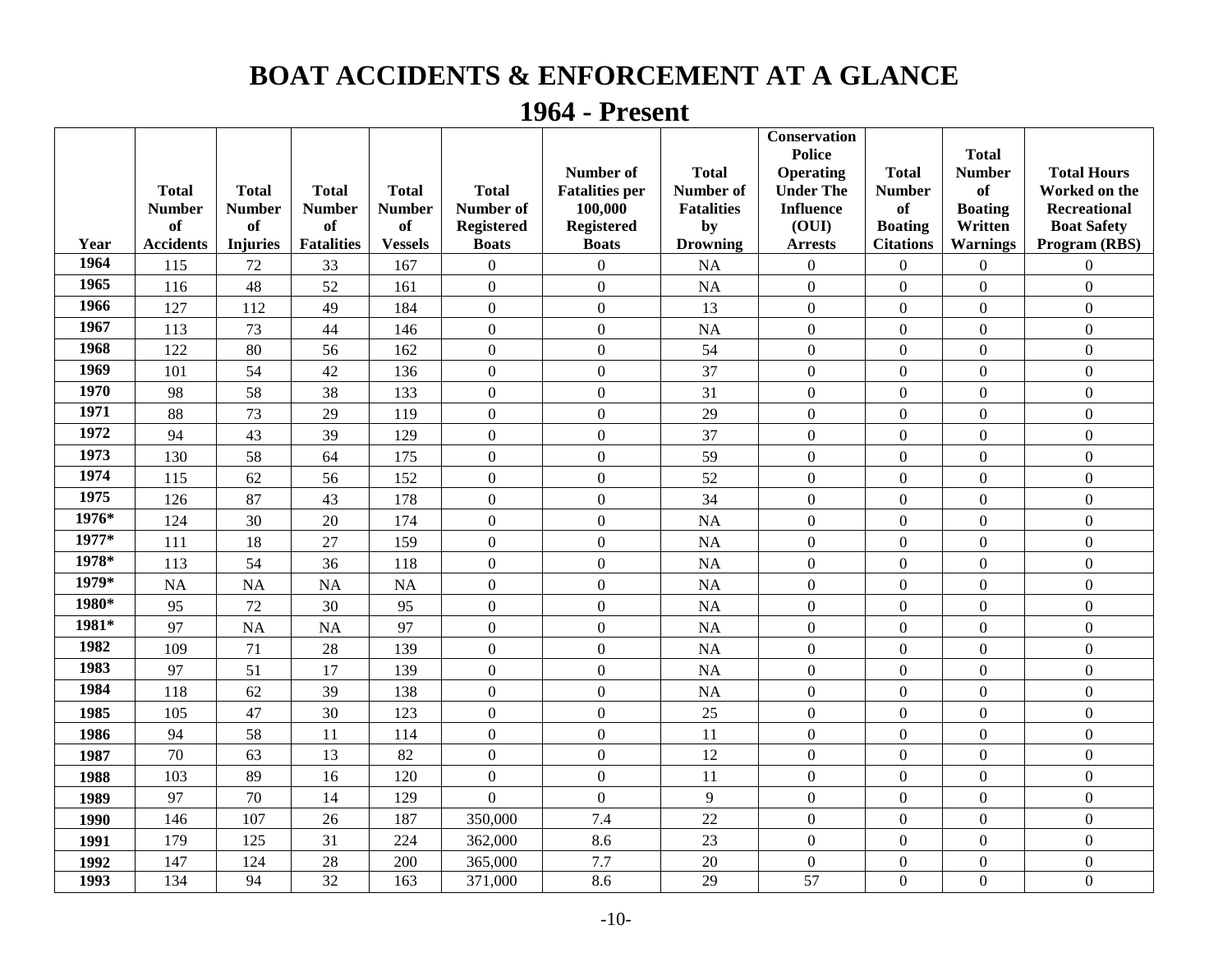# BOAT ACCIDENTS & ENFORCEMENT AT A GLANCE

## 1964 - Present

| Year | Total Number of Accidents | Total Number of Injuries | Total Number of Fatalities | Total Number of Vessels | Total Number of Registered Boats | Number of Fatalities per 100,000 Registered Boats | Total Number of Fatalities by Drowning | Conservation Police Operating Under The Influence (OUI) Arrests | Total Number of Boating Citations | Total Number of Boating Written Warnings | Total Hours Worked on the Recreational Boat Safety Program (RBS) |
|---|---|---|---|---|---|---|---|---|---|---|---|
| 1964 | 115 | 72 | 33 | 167 | 0 | 0 | NA | 0 | 0 | 0 | 0 |
| 1965 | 116 | 48 | 52 | 161 | 0 | 0 | NA | 0 | 0 | 0 | 0 |
| 1966 | 127 | 112 | 49 | 184 | 0 | 0 | 13 | 0 | 0 | 0 | 0 |
| 1967 | 113 | 73 | 44 | 146 | 0 | 0 | NA | 0 | 0 | 0 | 0 |
| 1968 | 122 | 80 | 56 | 162 | 0 | 0 | 54 | 0 | 0 | 0 | 0 |
| 1969 | 101 | 54 | 42 | 136 | 0 | 0 | 37 | 0 | 0 | 0 | 0 |
| 1970 | 98 | 58 | 38 | 133 | 0 | 0 | 31 | 0 | 0 | 0 | 0 |
| 1971 | 88 | 73 | 29 | 119 | 0 | 0 | 29 | 0 | 0 | 0 | 0 |
| 1972 | 94 | 43 | 39 | 129 | 0 | 0 | 37 | 0 | 0 | 0 | 0 |
| 1973 | 130 | 58 | 64 | 175 | 0 | 0 | 59 | 0 | 0 | 0 | 0 |
| 1974 | 115 | 62 | 56 | 152 | 0 | 0 | 52 | 0 | 0 | 0 | 0 |
| 1975 | 126 | 87 | 43 | 178 | 0 | 0 | 34 | 0 | 0 | 0 | 0 |
| 1976* | 124 | 30 | 20 | 174 | 0 | 0 | NA | 0 | 0 | 0 | 0 |
| 1977* | 111 | 18 | 27 | 159 | 0 | 0 | NA | 0 | 0 | 0 | 0 |
| 1978* | 113 | 54 | 36 | 118 | 0 | 0 | NA | 0 | 0 | 0 | 0 |
| 1979* | NA | NA | NA | NA | 0 | 0 | NA | 0 | 0 | 0 | 0 |
| 1980* | 95 | 72 | 30 | 95 | 0 | 0 | NA | 0 | 0 | 0 | 0 |
| 1981* | 97 | NA | NA | 97 | 0 | 0 | NA | 0 | 0 | 0 | 0 |
| 1982 | 109 | 71 | 28 | 139 | 0 | 0 | NA | 0 | 0 | 0 | 0 |
| 1983 | 97 | 51 | 17 | 139 | 0 | 0 | NA | 0 | 0 | 0 | 0 |
| 1984 | 118 | 62 | 39 | 138 | 0 | 0 | NA | 0 | 0 | 0 | 0 |
| 1985 | 105 | 47 | 30 | 123 | 0 | 0 | 25 | 0 | 0 | 0 | 0 |
| 1986 | 94 | 58 | 11 | 114 | 0 | 0 | 11 | 0 | 0 | 0 | 0 |
| 1987 | 70 | 63 | 13 | 82 | 0 | 0 | 12 | 0 | 0 | 0 | 0 |
| 1988 | 103 | 89 | 16 | 120 | 0 | 0 | 11 | 0 | 0 | 0 | 0 |
| 1989 | 97 | 70 | 14 | 129 | 0 | 0 | 9 | 0 | 0 | 0 | 0 |
| 1990 | 146 | 107 | 26 | 187 | 350,000 | 7.4 | 22 | 0 | 0 | 0 | 0 |
| 1991 | 179 | 125 | 31 | 224 | 362,000 | 8.6 | 23 | 0 | 0 | 0 | 0 |
| 1992 | 147 | 124 | 28 | 200 | 365,000 | 7.7 | 20 | 0 | 0 | 0 | 0 |
| 1993 | 134 | 94 | 32 | 163 | 371,000 | 8.6 | 29 | 57 | 0 | 0 | 0 |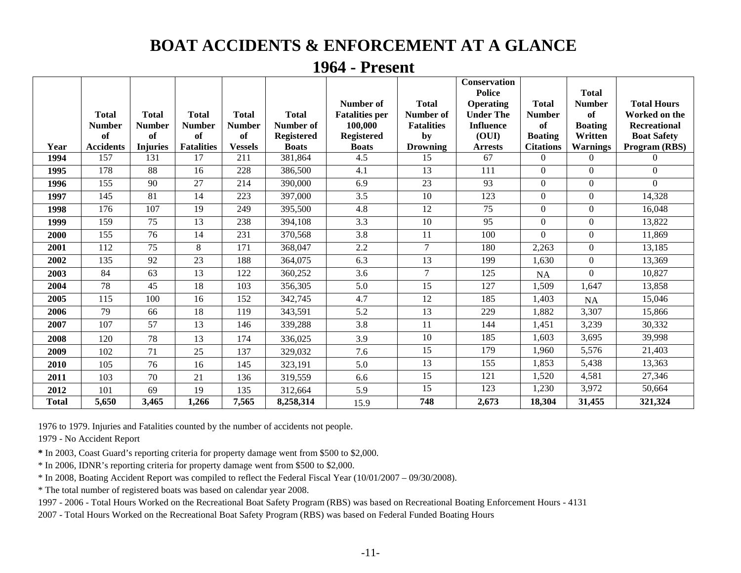# BOAT ACCIDENTS & ENFORCEMENT AT A GLANCE

## 1964 - Present

| Year | Total Number of Accidents | Total Number of Injuries | Total Number of Fatalities | Total Number of Vessels | Total Number of Registered Boats | Number of Fatalities per 100,000 Registered Boats | Total Number of Fatalities by Drowning | Conservation Police Operating Under The Influence (OUI) Arrests | Total Number of Boating Citations | Total Number of Boating Written Warnings | Total Hours Worked on the Recreational Boat Safety Program (RBS) |
|---|---|---|---|---|---|---|---|---|---|---|---|
| **1994** | 157 | 131 | 17 | 211 | 381,864 | 4.5 | 15 | 67 | 0 | 0 | 0 |
| **1995** | 178 | 88 | 16 | 228 | 386,500 | 4.1 | 13 | 111 | 0 | 0 | 0 |
| **1996** | 155 | 90 | 27 | 214 | 390,000 | 6.9 | 23 | 93 | 0 | 0 | 0 |
| **1997** | 145 | 81 | 14 | 223 | 397,000 | 3.5 | 10 | 123 | 0 | 0 | 14,328 |
| **1998** | 176 | 107 | 19 | 249 | 395,500 | 4.8 | 12 | 75 | 0 | 0 | 16,048 |
| **1999** | 159 | 75 | 13 | 238 | 394,108 | 3.3 | 10 | 95 | 0 | 0 | 13,822 |
| **2000** | 155 | 76 | 14 | 231 | 370,568 | 3.8 | 11 | 100 | 0 | 0 | 11,869 |
| **2001** | 112 | 75 | 8 | 171 | 368,047 | 2.2 | 7 | 180 | 2,263 | 0 | 13,185 |
| **2002** | 135 | 92 | 23 | 188 | 364,075 | 6.3 | 13 | 199 | 1,630 | 0 | 13,369 |
| **2003** | 84 | 63 | 13 | 122 | 360,252 | 3.6 | 7 | 125 | NA | 0 | 10,827 |
| **2004** | 78 | 45 | 18 | 103 | 356,305 | 5.0 | 15 | 127 | 1,509 | 1,647 | 13,858 |
| **2005** | 115 | 100 | 16 | 152 | 342,745 | 4.7 | 12 | 185 | 1,403 | NA | 15,046 |
| **2006** | 79 | 66 | 18 | 119 | 343,591 | 5.2 | 13 | 229 | 1,882 | 3,307 | 15,866 |
| **2007** | 107 | 57 | 13 | 146 | 339,288 | 3.8 | 11 | 144 | 1,451 | 3,239 | 30,332 |
| **2008** | 120 | 78 | 13 | 174 | 336,025 | 3.9 | 10 | 185 | 1,603 | 3,695 | 39,998 |
| **2009** | 102 | 71 | 25 | 137 | 329,032 | 7.6 | 15 | 179 | 1,960 | 5,576 | 21,403 |
| **2010** | 105 | 76 | 16 | 145 | 323,191 | 5.0 | 13 | 155 | 1,853 | 5,438 | 13,363 |
| **2011** | 103 | 70 | 21 | 136 | 319,559 | 6.6 | 15 | 121 | 1,520 | 4,581 | 27,346 |
| **2012** | 101 | 69 | 19 | 135 | 312,664 | 5.9 | 15 | 123 | 1,230 | 3,972 | 50,664 |
| **Total** | **5,650** | **3,465** | **1,266** | **7,565** | **8,258,314** | 15.9 | **748** | **2,673** | **18,304** | **31,455** | **321,324** |

1976 to 1979. Injuries and Fatalities counted by the number of accidents not people.

1979 - No Accident Report

**\*** In 2003, Coast Guard's reporting criteria for property damage went from $500 to $2,000.

\* In 2006, IDNR's reporting criteria for property damage went from $500 to $2,000.

\* In 2008, Boating Accident Report was compiled to reflect the Federal Fiscal Year (10/01/2007 – 09/30/2008).

\* The total number of registered boats was based on calendar year 2008.

1997 - 2006 - Total Hours Worked on the Recreational Boat Safety Program (RBS) was based on Recreational Boating Enforcement Hours - 4131

2007 - Total Hours Worked on the Recreational Boat Safety Program (RBS) was based on Federal Funded Boating Hours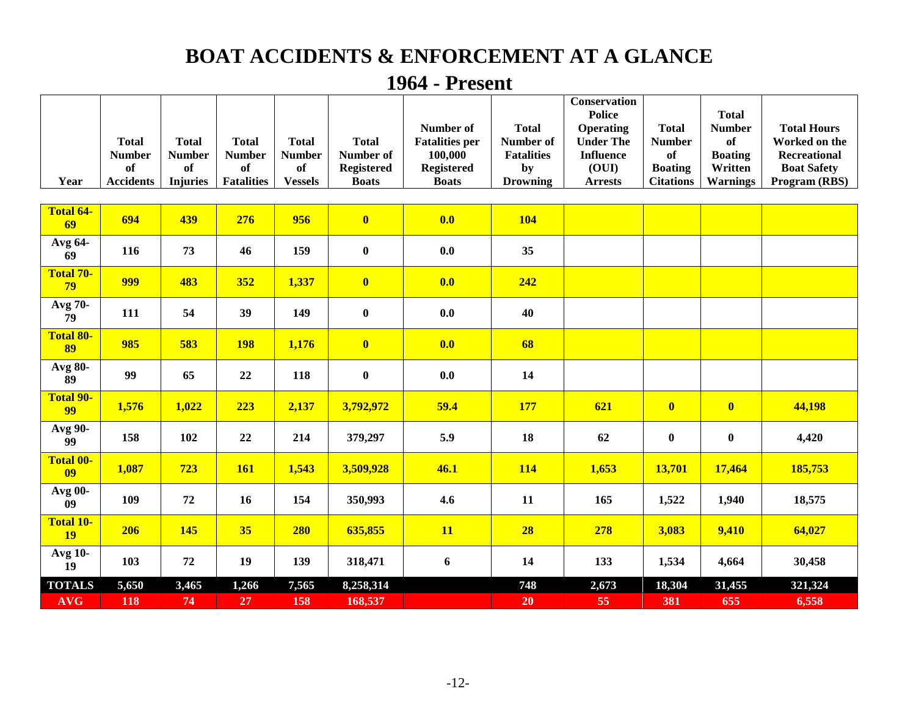# BOAT ACCIDENTS & ENFORCEMENT AT A GLANCE

## 1964 - Present

| Year | Total Number of Accidents | Total Number of Injuries | Total Number of Fatalities | Total Number of Vessels | Total Number of Registered Boats | Number of Fatalities per 100,000 Registered Boats | Total Number of Fatalities by Drowning | Conservation Police Operating Under The Influence (OUI) Arrests | Total Number of Boating Citations | Total Number of Boating Written Warnings | Total Hours Worked on the Recreational Boat Safety Program (RBS) |
|---|---|---|---|---|---|---|---|---|---|---|---|
| **Total 64-69** | **694** | **439** | **276** | **956** | **0** | **0.0** | **104** | | | | |
| **Avg 64-69** | **116** | **73** | **46** | **159** | **0** | **0.0** | **35** | | | | |
| **Total 70-79** | **999** | **483** | **352** | **1,337** | **0** | **0.0** | **242** | | | | |
| **Avg 70-79** | **111** | **54** | **39** | **149** | **0** | **0.0** | **40** | | | | |
| **Total 80-89** | **985** | **583** | **198** | **1,176** | **0** | **0.0** | **68** | | | | |
| **Avg 80-89** | **99** | **65** | **22** | **118** | **0** | **0.0** | **14** | | | | |
| **Total 90-99** | **1,576** | **1,022** | **223** | **2,137** | **3,792,972** | **59.4** | **177** | **621** | **0** | **0** | **44,198** |
| **Avg 90-99** | **158** | **102** | **22** | **214** | **379,297** | **5.9** | **18** | **62** | **0** | **0** | **4,420** |
| **Total 00-09** | **1,087** | **723** | **161** | **1,543** | **3,509,928** | **46.1** | **114** | **1,653** | **13,701** | **17,464** | **185,753** |
| **Avg 00-09** | **109** | **72** | **16** | **154** | **350,993** | **4.6** | **11** | **165** | **1,522** | **1,940** | **18,575** |
| **Total 10-19** | **206** | **145** | **35** | **280** | **635,855** | **11** | **28** | **278** | **3,083** | **9,410** | **64,027** |
| **Avg 10-19** | **103** | **72** | **19** | **139** | **318,471** | **6** | **14** | **133** | **1,534** | **4,664** | **30,458** |
| **TOTALS** | **5,650** | **3,465** | **1,266** | **7,565** | **8,258,314** | | **748** | **2,673** | **18,304** | **31,455** | **321,324** |
| **AVG** | **118** | **74** | **27** | **158** | **168,537** | | **20** | **55** | **381** | **655** | **6,558** |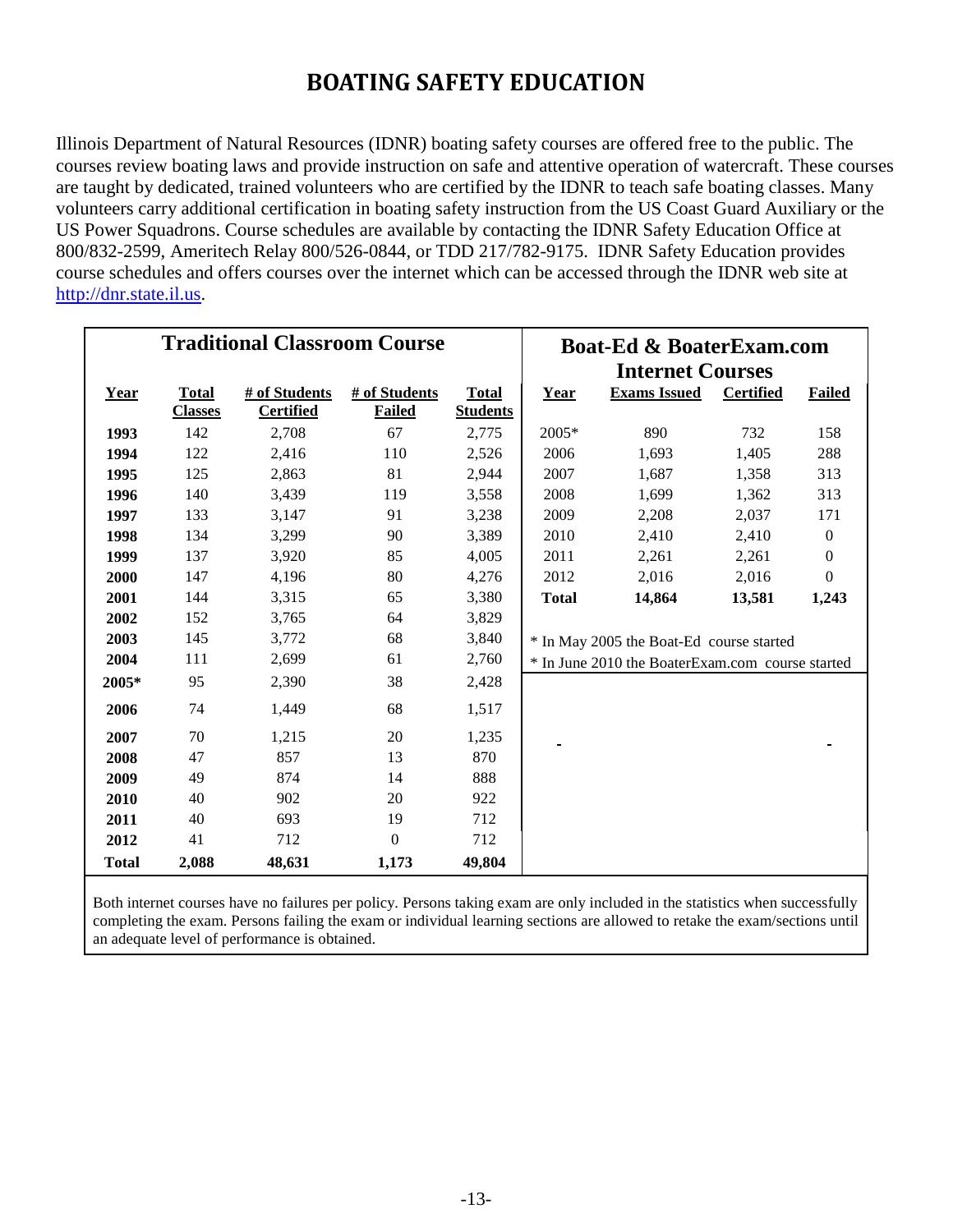# BOATING SAFETY EDUCATION

Illinois Department of Natural Resources (IDNR) boating safety courses are offered free to the public. The courses review boating laws and provide instruction on safe and attentive operation of watercraft. These courses are taught by dedicated, trained volunteers who are certified by the IDNR to teach safe boating classes. Many volunteers carry additional certification in boating safety instruction from the US Coast Guard Auxiliary or the US Power Squadrons. Course schedules are available by contacting the IDNR Safety Education Office at 800/832-2599, Ameritech Relay 800/526-0844, or TDD 217/782-9175. IDNR Safety Education provides course schedules and offers courses over the internet which can be accessed through the IDNR web site at [http://dnr.state.il.us](http://dnr.state.il.us).

**Traditional Classroom Course**

| Year | Total Classes | # of Students Certified | # of Students Failed | Total Students |
|---|---|---|---|---|
| 1993 | 142 | 2,708 | 67 | 2,775 |
| 1994 | 122 | 2,416 | 110 | 2,526 |
| 1995 | 125 | 2,863 | 81 | 2,944 |
| 1996 | 140 | 3,439 | 119 | 3,558 |
| 1997 | 133 | 3,147 | 91 | 3,238 |
| 1998 | 134 | 3,299 | 90 | 3,389 |
| 1999 | 137 | 3,920 | 85 | 4,005 |
| 2000 | 147 | 4,196 | 80 | 4,276 |
| 2001 | 144 | 3,315 | 65 | 3,380 |
| 2002 | 152 | 3,765 | 64 | 3,829 |
| 2003 | 145 | 3,772 | 68 | 3,840 |
| 2004 | 111 | 2,699 | 61 | 2,760 |
| 2005* | 95 | 2,390 | 38 | 2,428 |
| 2006 | 74 | 1,449 | 68 | 1,517 |
| 2007 | 70 | 1,215 | 20 | 1,235 |
| 2008 | 47 | 857 | 13 | 870 |
| 2009 | 49 | 874 | 14 | 888 |
| 2010 | 40 | 902 | 20 | 922 |
| 2011 | 40 | 693 | 19 | 712 |
| 2012 | 41 | 712 | 0 | 712 |
| **Total** | **2,088** | **48,631** | **1,173** | **49,804** |

**Boat-Ed & BoaterExam.com Internet Courses**

| Year | Exams Issued | Certified | Failed |
|---|---|---|---|
| 2005* | 890 | 732 | 158 |
| 2006 | 1,693 | 1,405 | 288 |
| 2007 | 1,687 | 1,358 | 313 |
| 2008 | 1,699 | 1,362 | 313 |
| 2009 | 2,208 | 2,037 | 171 |
| 2010 | 2,410 | 2,410 | 0 |
| 2011 | 2,261 | 2,261 | 0 |
| 2012 | 2,016 | 2,016 | 0 |
| **Total** | **14,864** | **13,581** | **1,243** |

\* In May 2005 the Boat-Ed course started

\* In June 2010 the BoaterExam.com course started

Both internet courses have no failures per policy. Persons taking exam are only included in the statistics when successfully completing the exam. Persons failing the exam or individual learning sections are allowed to retake the exam/sections until an adequate level of performance is obtained.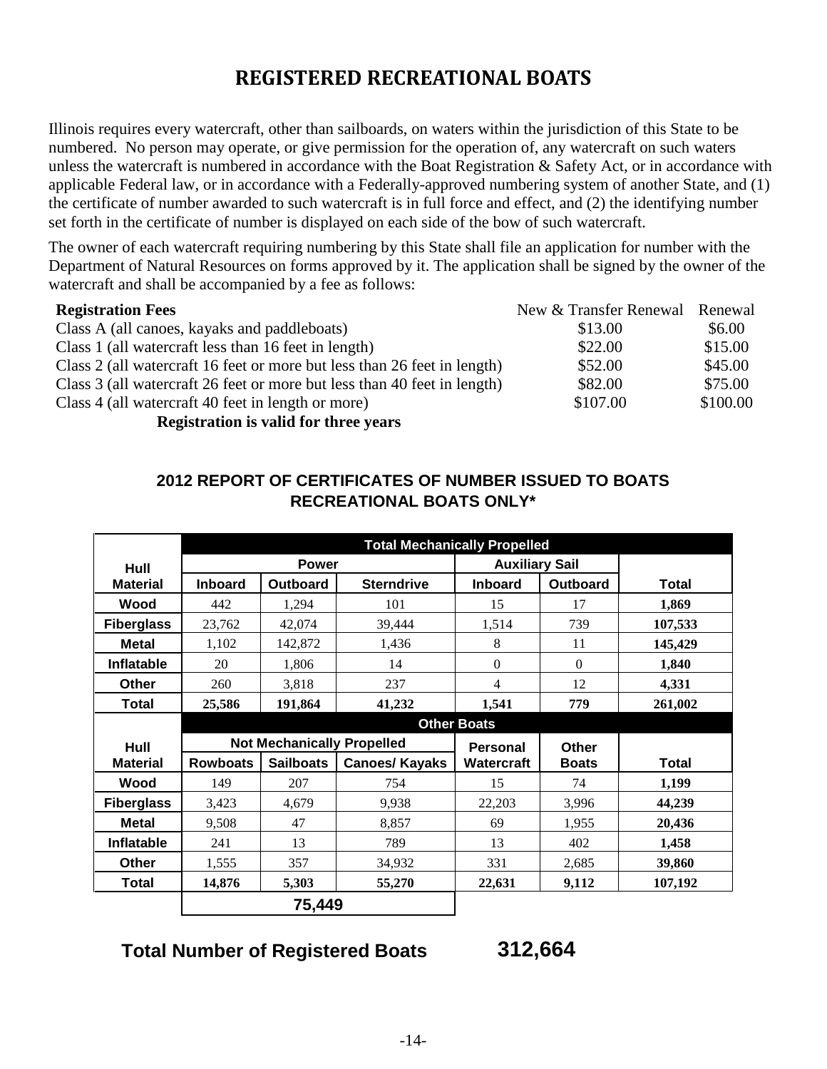# REGISTERED RECREATIONAL BOATS

Illinois requires every watercraft, other than sailboards, on waters within the jurisdiction of this State to be numbered. No person may operate, or give permission for the operation of, any watercraft on such waters unless the watercraft is numbered in accordance with the Boat Registration & Safety Act, or in accordance with applicable Federal law, or in accordance with a Federally-approved numbering system of another State, and (1) the certificate of number awarded to such watercraft is in full force and effect, and (2) the identifying number set forth in the certificate of number is displayed on each side of the bow of such watercraft.

The owner of each watercraft requiring numbering by this State shall file an application for number with the Department of Natural Resources on forms approved by it. The application shall be signed by the owner of the watercraft and shall be accompanied by a fee as follows:

| **Registration Fees** | New & Transfer Renewal | Renewal |
|---|---|---|
| Class A (all canoes, kayaks and paddleboats) | $13.00 | $6.00 |
| Class 1 (all watercraft less than 16 feet in length) | $22.00 | $15.00 |
| Class 2 (all watercraft 16 feet or more but less than 26 feet in length) | $52.00 | $45.00 |
| Class 3 (all watercraft 26 feet or more but less than 40 feet in length) | $82.00 | $75.00 |
| Class 4 (all watercraft 40 feet in length or more) | $107.00 | $100.00 |

**Registration is valid for three years**

## 2012 REPORT OF CERTIFICATES OF NUMBER ISSUED TO BOATS RECREATIONAL BOATS ONLY*

| Hull Material | Total Mechanically Propelled | | | | | |
|---|---|---|---|---|---|---|
| | Power | | | Auxiliary Sail | | |
| | Inboard | Outboard | Sterndrive | Inboard | Outboard | Total |
| Wood | 442 | 1,294 | 101 | 15 | 17 | **1,869** |
| Fiberglass | 23,762 | 42,074 | 39,444 | 1,514 | 739 | **107,533** |
| Metal | 1,102 | 142,872 | 1,436 | 8 | 11 | **145,429** |
| Inflatable | 20 | 1,806 | 14 | 0 | 0 | **1,840** |
| Other | 260 | 3,818 | 237 | 4 | 12 | **4,331** |
| **Total** | **25,586** | **191,864** | **41,232** | **1,541** | **779** | **261,002** |

| Hull Material | Other Boats | | | | | |
|---|---|---|---|---|---|---|
| | Not Mechanically Propelled | | | Personal Watercraft | Other Boats | Total |
| | Rowboats | Sailboats | Canoes/ Kayaks | | | |
| Wood | 149 | 207 | 754 | 15 | 74 | **1,199** |
| Fiberglass | 3,423 | 4,679 | 9,938 | 22,203 | 3,996 | **44,239** |
| Metal | 9,508 | 47 | 8,857 | 69 | 1,955 | **20,436** |
| Inflatable | 241 | 13 | 789 | 13 | 402 | **1,458** |
| Other | 1,555 | 357 | 34,932 | 331 | 2,685 | **39,860** |
| **Total** | **14,876** | **5,303** | **55,270** | **22,631** | **9,112** | **107,192** |
| | **75,449** | | | | | |

**Total Number of Registered Boats 312,664**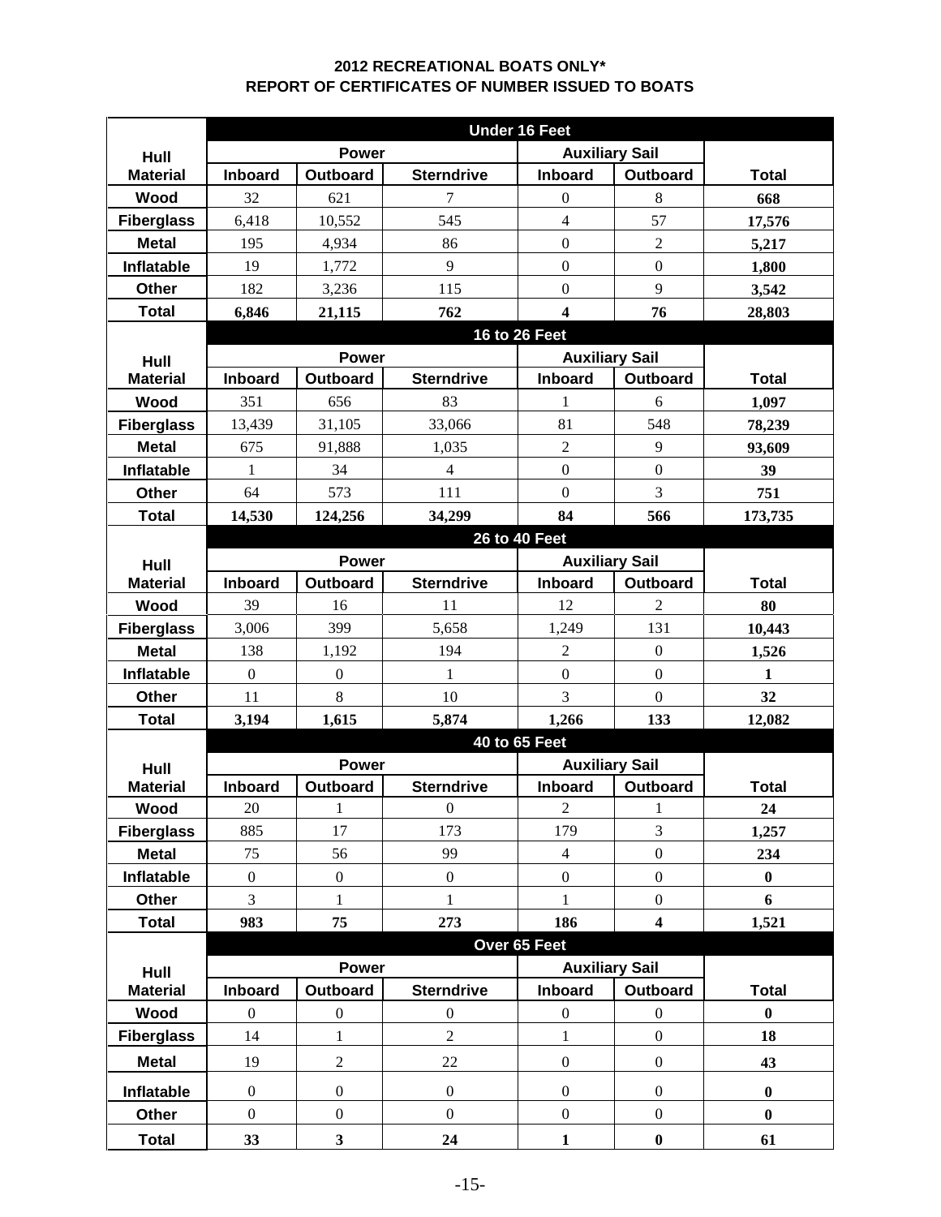## 2012 RECREATIONAL BOATS ONLY*
## REPORT OF CERTIFICATES OF NUMBER ISSUED TO BOATS

| Hull Material | Under 16 Feet | | | | | |
|---|---|---|---|---|---|---|
| | Power | | | Auxiliary Sail | | |
| | Inboard | Outboard | Sterndrive | Inboard | Outboard | Total |
| Wood | 32 | 621 | 7 | 0 | 8 | **668** |
| Fiberglass | 6,418 | 10,552 | 545 | 4 | 57 | **17,576** |
| Metal | 195 | 4,934 | 86 | 0 | 2 | **5,217** |
| Inflatable | 19 | 1,772 | 9 | 0 | 0 | **1,800** |
| Other | 182 | 3,236 | 115 | 0 | 9 | **3,542** |
| Total | **6,846** | **21,115** | **762** | **4** | **76** | **28,803** |

| Hull Material | 16 to 26 Feet | | | | | |
|---|---|---|---|---|---|---|
| | Power | | | Auxiliary Sail | | |
| | Inboard | Outboard | Sterndrive | Inboard | Outboard | Total |
| Wood | 351 | 656 | 83 | 1 | 6 | **1,097** |
| Fiberglass | 13,439 | 31,105 | 33,066 | 81 | 548 | **78,239** |
| Metal | 675 | 91,888 | 1,035 | 2 | 9 | **93,609** |
| Inflatable | 1 | 34 | 4 | 0 | 0 | **39** |
| Other | 64 | 573 | 111 | 0 | 3 | **751** |
| Total | **14,530** | **124,256** | **34,299** | **84** | **566** | **173,735** |

| Hull Material | 26 to 40 Feet | | | | | |
|---|---|---|---|---|---|---|
| | Power | | | Auxiliary Sail | | |
| | Inboard | Outboard | Sterndrive | Inboard | Outboard | Total |
| Wood | 39 | 16 | 11 | 12 | 2 | **80** |
| Fiberglass | 3,006 | 399 | 5,658 | 1,249 | 131 | **10,443** |
| Metal | 138 | 1,192 | 194 | 2 | 0 | **1,526** |
| Inflatable | 0 | 0 | 1 | 0 | 0 | **1** |
| Other | 11 | 8 | 10 | 3 | 0 | **32** |
| Total | **3,194** | **1,615** | **5,874** | **1,266** | **133** | **12,082** |

| Hull Material | 40 to 65 Feet | | | | | |
|---|---|---|---|---|---|---|
| | Power | | | Auxiliary Sail | | |
| | Inboard | Outboard | Sterndrive | Inboard | Outboard | Total |
| Wood | 20 | 1 | 0 | 2 | 1 | **24** |
| Fiberglass | 885 | 17 | 173 | 179 | 3 | **1,257** |
| Metal | 75 | 56 | 99 | 4 | 0 | **234** |
| Inflatable | 0 | 0 | 0 | 0 | 0 | **0** |
| Other | 3 | 1 | 1 | 1 | 0 | **6** |
| Total | **983** | **75** | **273** | **186** | **4** | **1,521** |

| Hull Material | Over 65 Feet | | | | | |
|---|---|---|---|---|---|---|
| | Power | | | Auxiliary Sail | | |
| | Inboard | Outboard | Sterndrive | Inboard | Outboard | Total |
| Wood | 0 | 0 | 0 | 0 | 0 | **0** |
| Fiberglass | 14 | 1 | 2 | 1 | 0 | **18** |
| Metal | 19 | 2 | 22 | 0 | 0 | **43** |
| Inflatable | 0 | 0 | 0 | 0 | 0 | **0** |
| Other | 0 | 0 | 0 | 0 | 0 | **0** |
| Total | **33** | **3** | **24** | **1** | **0** | **61** |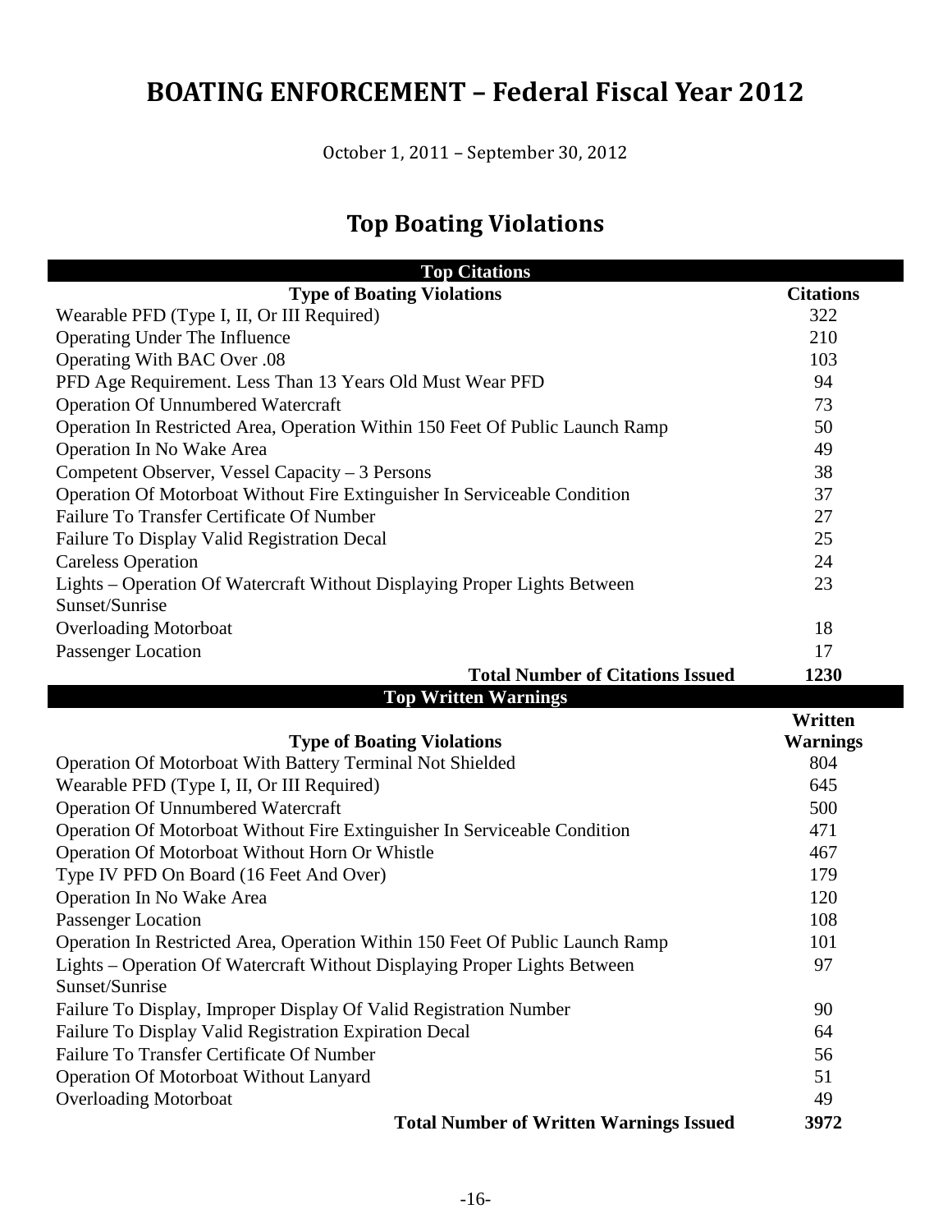# BOATING ENFORCEMENT – Federal Fiscal Year 2012

October 1, 2011 – September 30, 2012

## Top Boating Violations

| Top Citations | |
|---|---|
| **Type of Boating Violations** | **Citations** |
| Wearable PFD (Type I, II, Or III Required) | 322 |
| Operating Under The Influence | 210 |
| Operating With BAC Over .08 | 103 |
| PFD Age Requirement. Less Than 13 Years Old Must Wear PFD | 94 |
| Operation Of Unnumbered Watercraft | 73 |
| Operation In Restricted Area, Operation Within 150 Feet Of Public Launch Ramp | 50 |
| Operation In No Wake Area | 49 |
| Competent Observer, Vessel Capacity – 3 Persons | 38 |
| Operation Of Motorboat Without Fire Extinguisher In Serviceable Condition | 37 |
| Failure To Transfer Certificate Of Number | 27 |
| Failure To Display Valid Registration Decal | 25 |
| Careless Operation | 24 |
| Lights – Operation Of Watercraft Without Displaying Proper Lights Between Sunset/Sunrise | 23 |
| Overloading Motorboat | 18 |
| Passenger Location | 17 |
| **Total Number of Citations Issued** | **1230** |

| Top Written Warnings | |
|---|---|
| **Type of Boating Violations** | **Written Warnings** |
| Operation Of Motorboat With Battery Terminal Not Shielded | 804 |
| Wearable PFD (Type I, II, Or III Required) | 645 |
| Operation Of Unnumbered Watercraft | 500 |
| Operation Of Motorboat Without Fire Extinguisher In Serviceable Condition | 471 |
| Operation Of Motorboat Without Horn Or Whistle | 467 |
| Type IV PFD On Board (16 Feet And Over) | 179 |
| Operation In No Wake Area | 120 |
| Passenger Location | 108 |
| Operation In Restricted Area, Operation Within 150 Feet Of Public Launch Ramp | 101 |
| Lights – Operation Of Watercraft Without Displaying Proper Lights Between Sunset/Sunrise | 97 |
| Failure To Display, Improper Display Of Valid Registration Number | 90 |
| Failure To Display Valid Registration Expiration Decal | 64 |
| Failure To Transfer Certificate Of Number | 56 |
| Operation Of Motorboat Without Lanyard | 51 |
| Overloading Motorboat | 49 |
| **Total Number of Written Warnings Issued** | **3972** |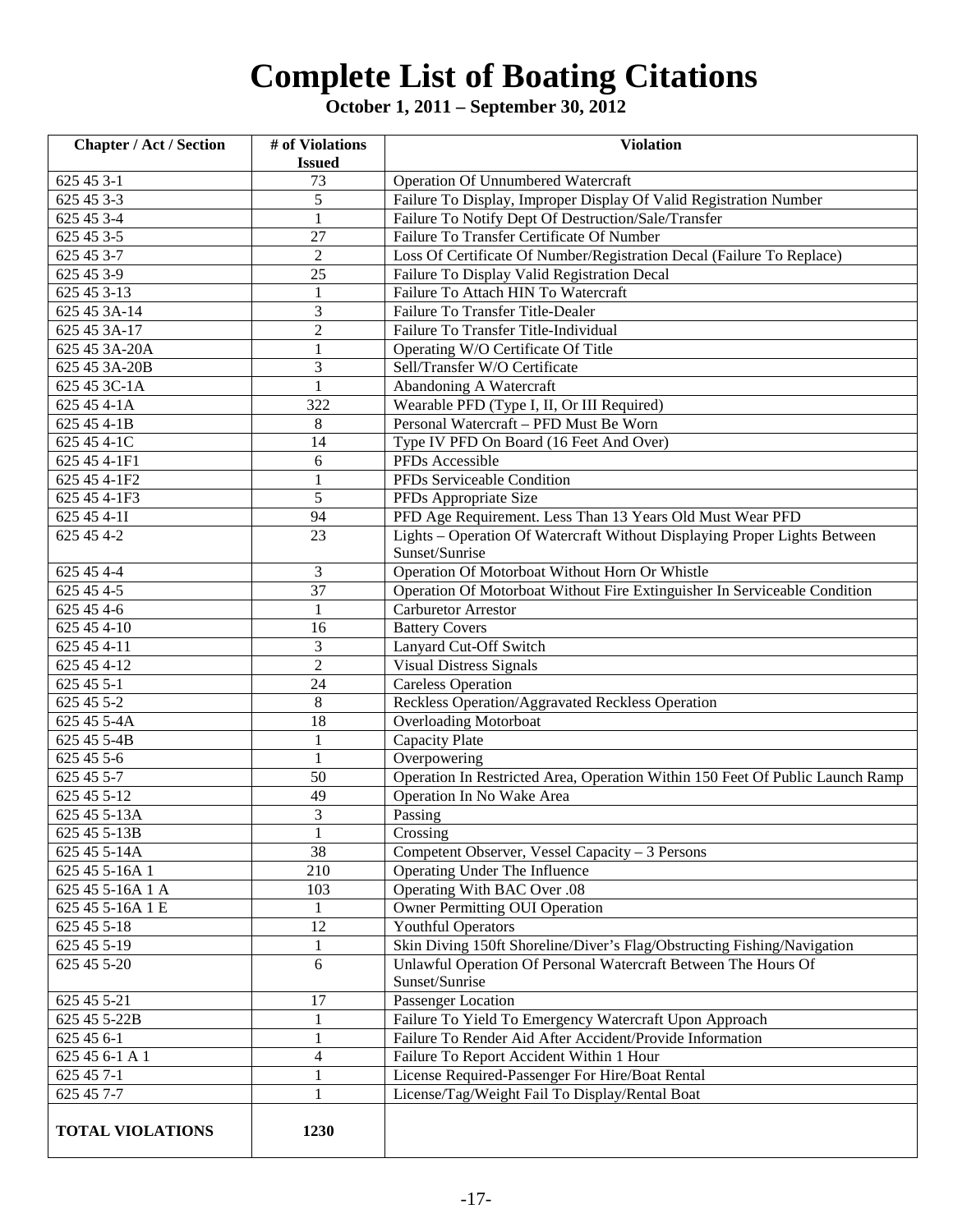# Complete List of Boating Citations

**October 1, 2011 – September 30, 2012**

| Chapter / Act / Section | # of Violations Issued | Violation |
|---|---|---|
| 625 45 3-1 | 73 | Operation Of Unnumbered Watercraft |
| 625 45 3-3 | 5 | Failure To Display, Improper Display Of Valid Registration Number |
| 625 45 3-4 | 1 | Failure To Notify Dept Of Destruction/Sale/Transfer |
| 625 45 3-5 | 27 | Failure To Transfer Certificate Of Number |
| 625 45 3-7 | 2 | Loss Of Certificate Of Number/Registration Decal (Failure To Replace) |
| 625 45 3-9 | 25 | Failure To Display Valid Registration Decal |
| 625 45 3-13 | 1 | Failure To Attach HIN To Watercraft |
| 625 45 3A-14 | 3 | Failure To Transfer Title-Dealer |
| 625 45 3A-17 | 2 | Failure To Transfer Title-Individual |
| 625 45 3A-20A | 1 | Operating W/O Certificate Of Title |
| 625 45 3A-20B | 3 | Sell/Transfer W/O Certificate |
| 625 45 3C-1A | 1 | Abandoning A Watercraft |
| 625 45 4-1A | 322 | Wearable PFD (Type I, II, Or III Required) |
| 625 45 4-1B | 8 | Personal Watercraft – PFD Must Be Worn |
| 625 45 4-1C | 14 | Type IV PFD On Board (16 Feet And Over) |
| 625 45 4-1F1 | 6 | PFDs Accessible |
| 625 45 4-1F2 | 1 | PFDs Serviceable Condition |
| 625 45 4-1F3 | 5 | PFDs Appropriate Size |
| 625 45 4-1I | 94 | PFD Age Requirement. Less Than 13 Years Old Must Wear PFD |
| 625 45 4-2 | 23 | Lights – Operation Of Watercraft Without Displaying Proper Lights Between Sunset/Sunrise |
| 625 45 4-4 | 3 | Operation Of Motorboat Without Horn Or Whistle |
| 625 45 4-5 | 37 | Operation Of Motorboat Without Fire Extinguisher In Serviceable Condition |
| 625 45 4-6 | 1 | Carburetor Arrestor |
| 625 45 4-10 | 16 | Battery Covers |
| 625 45 4-11 | 3 | Lanyard Cut-Off Switch |
| 625 45 4-12 | 2 | Visual Distress Signals |
| 625 45 5-1 | 24 | Careless Operation |
| 625 45 5-2 | 8 | Reckless Operation/Aggravated Reckless Operation |
| 625 45 5-4A | 18 | Overloading Motorboat |
| 625 45 5-4B | 1 | Capacity Plate |
| 625 45 5-6 | 1 | Overpowering |
| 625 45 5-7 | 50 | Operation In Restricted Area, Operation Within 150 Feet Of Public Launch Ramp |
| 625 45 5-12 | 49 | Operation In No Wake Area |
| 625 45 5-13A | 3 | Passing |
| 625 45 5-13B | 1 | Crossing |
| 625 45 5-14A | 38 | Competent Observer, Vessel Capacity – 3 Persons |
| 625 45 5-16A 1 | 210 | Operating Under The Influence |
| 625 45 5-16A 1 A | 103 | Operating With BAC Over .08 |
| 625 45 5-16A 1 E | 1 | Owner Permitting OUI Operation |
| 625 45 5-18 | 12 | Youthful Operators |
| 625 45 5-19 | 1 | Skin Diving 150ft Shoreline/Diver's Flag/Obstructing Fishing/Navigation |
| 625 45 5-20 | 6 | Unlawful Operation Of Personal Watercraft Between The Hours Of Sunset/Sunrise |
| 625 45 5-21 | 17 | Passenger Location |
| 625 45 5-22B | 1 | Failure To Yield To Emergency Watercraft Upon Approach |
| 625 45 6-1 | 1 | Failure To Render Aid After Accident/Provide Information |
| 625 45 6-1 A 1 | 4 | Failure To Report Accident Within 1 Hour |
| 625 45 7-1 | 1 | License Required-Passenger For Hire/Boat Rental |
| 625 45 7-7 | 1 | License/Tag/Weight Fail To Display/Rental Boat |
| **TOTAL VIOLATIONS** | **1230** | |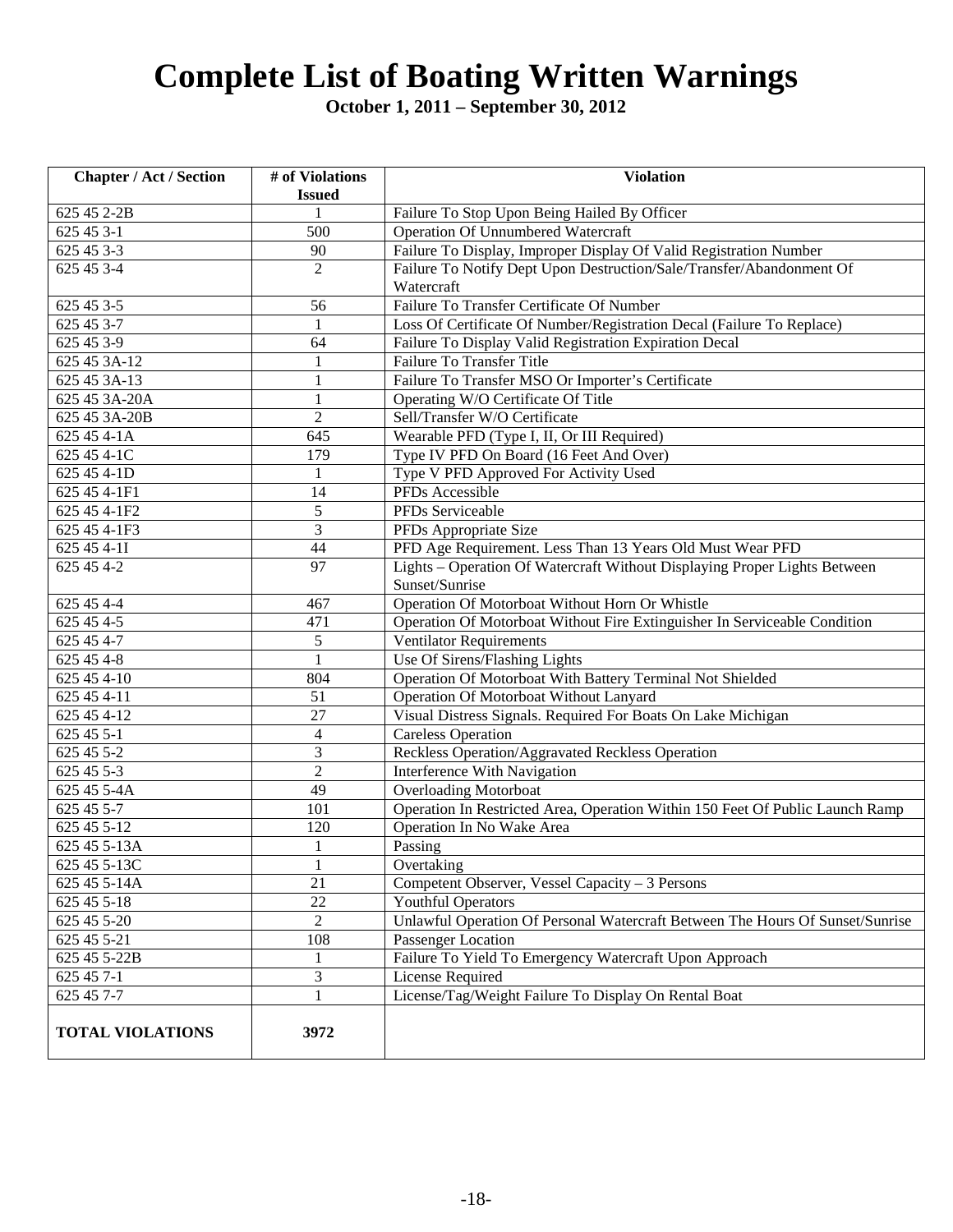# Complete List of Boating Written Warnings

**October 1, 2011 – September 30, 2012**

| Chapter / Act / Section | # of Violations Issued | Violation |
|---|---|---|
| 625 45 2-2B | 1 | Failure To Stop Upon Being Hailed By Officer |
| 625 45 3-1 | 500 | Operation Of Unnumbered Watercraft |
| 625 45 3-3 | 90 | Failure To Display, Improper Display Of Valid Registration Number |
| 625 45 3-4 | 2 | Failure To Notify Dept Upon Destruction/Sale/Transfer/Abandonment Of Watercraft |
| 625 45 3-5 | 56 | Failure To Transfer Certificate Of Number |
| 625 45 3-7 | 1 | Loss Of Certificate Of Number/Registration Decal (Failure To Replace) |
| 625 45 3-9 | 64 | Failure To Display Valid Registration Expiration Decal |
| 625 45 3A-12 | 1 | Failure To Transfer Title |
| 625 45 3A-13 | 1 | Failure To Transfer MSO Or Importer's Certificate |
| 625 45 3A-20A | 1 | Operating W/O Certificate Of Title |
| 625 45 3A-20B | 2 | Sell/Transfer W/O Certificate |
| 625 45 4-1A | 645 | Wearable PFD (Type I, II, Or III Required) |
| 625 45 4-1C | 179 | Type IV PFD On Board (16 Feet And Over) |
| 625 45 4-1D | 1 | Type V PFD Approved For Activity Used |
| 625 45 4-1F1 | 14 | PFDs Accessible |
| 625 45 4-1F2 | 5 | PFDs Serviceable |
| 625 45 4-1F3 | 3 | PFDs Appropriate Size |
| 625 45 4-1I | 44 | PFD Age Requirement. Less Than 13 Years Old Must Wear PFD |
| 625 45 4-2 | 97 | Lights – Operation Of Watercraft Without Displaying Proper Lights Between Sunset/Sunrise |
| 625 45 4-4 | 467 | Operation Of Motorboat Without Horn Or Whistle |
| 625 45 4-5 | 471 | Operation Of Motorboat Without Fire Extinguisher In Serviceable Condition |
| 625 45 4-7 | 5 | Ventilator Requirements |
| 625 45 4-8 | 1 | Use Of Sirens/Flashing Lights |
| 625 45 4-10 | 804 | Operation Of Motorboat With Battery Terminal Not Shielded |
| 625 45 4-11 | 51 | Operation Of Motorboat Without Lanyard |
| 625 45 4-12 | 27 | Visual Distress Signals. Required For Boats On Lake Michigan |
| 625 45 5-1 | 4 | Careless Operation |
| 625 45 5-2 | 3 | Reckless Operation/Aggravated Reckless Operation |
| 625 45 5-3 | 2 | Interference With Navigation |
| 625 45 5-4A | 49 | Overloading Motorboat |
| 625 45 5-7 | 101 | Operation In Restricted Area, Operation Within 150 Feet Of Public Launch Ramp |
| 625 45 5-12 | 120 | Operation In No Wake Area |
| 625 45 5-13A | 1 | Passing |
| 625 45 5-13C | 1 | Overtaking |
| 625 45 5-14A | 21 | Competent Observer, Vessel Capacity – 3 Persons |
| 625 45 5-18 | 22 | Youthful Operators |
| 625 45 5-20 | 2 | Unlawful Operation Of Personal Watercraft Between The Hours Of Sunset/Sunrise |
| 625 45 5-21 | 108 | Passenger Location |
| 625 45 5-22B | 1 | Failure To Yield To Emergency Watercraft Upon Approach |
| 625 45 7-1 | 3 | License Required |
| 625 45 7-7 | 1 | License/Tag/Weight Failure To Display On Rental Boat |
| **TOTAL VIOLATIONS** | **3972** | |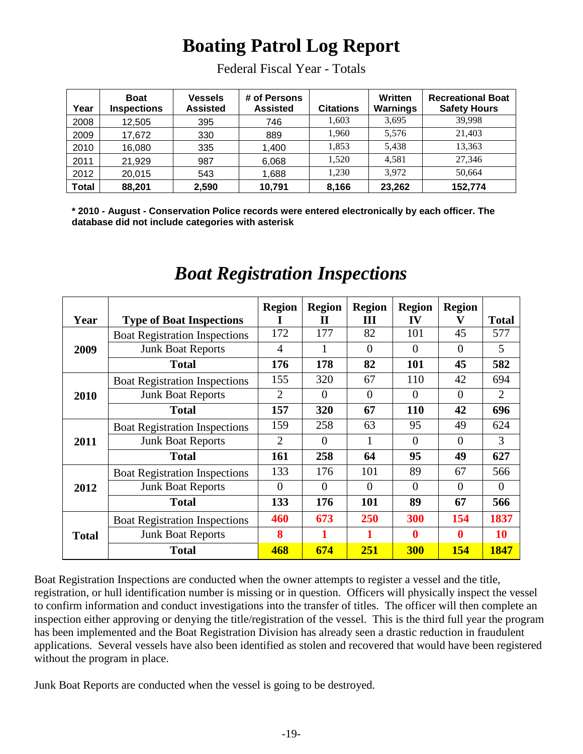# Boating Patrol Log Report

Federal Fiscal Year - Totals

| Year | Boat Inspections | Vessels Assisted | # of Persons Assisted | Citations | Written Warnings | Recreational Boat Safety Hours |
|---|---|---|---|---|---|---|
| 2008 | 12,505 | 395 | 746 | 1,603 | 3,695 | 39,998 |
| 2009 | 17,672 | 330 | 889 | 1,960 | 5,576 | 21,403 |
| 2010 | 16,080 | 335 | 1,400 | 1,853 | 5,438 | 13,363 |
| 2011 | 21,929 | 987 | 6,068 | 1,520 | 4,581 | 27,346 |
| 2012 | 20,015 | 543 | 1,688 | 1,230 | 3,972 | 50,664 |
| **Total** | **88,201** | **2,590** | **10,791** | **8,166** | **23,262** | **152,774** |

**\* 2010 - August - Conservation Police records were entered electronically by each officer. The database did not include categories with asterisk**

## *Boat Registration Inspections*

| Year | Type of Boat Inspections | Region I | Region II | Region III | Region IV | Region V | Total |
|---|---|---|---|---|---|---|---|
| **2009** | Boat Registration Inspections | 172 | 177 | 82 | 101 | 45 | 577 |
| | Junk Boat Reports | 4 | 1 | 0 | 0 | 0 | 5 |
| | **Total** | **176** | **178** | **82** | **101** | **45** | **582** |
| **2010** | Boat Registration Inspections | 155 | 320 | 67 | 110 | 42 | 694 |
| | Junk Boat Reports | 2 | 0 | 0 | 0 | 0 | 2 |
| | **Total** | **157** | **320** | **67** | **110** | **42** | **696** |
| **2011** | Boat Registration Inspections | 159 | 258 | 63 | 95 | 49 | 624 |
| | Junk Boat Reports | 2 | 0 | 1 | 0 | 0 | 3 |
| | **Total** | **161** | **258** | **64** | **95** | **49** | **627** |
| **2012** | Boat Registration Inspections | 133 | 176 | 101 | 89 | 67 | 566 |
| | Junk Boat Reports | 0 | 0 | 0 | 0 | 0 | 0 |
| | **Total** | **133** | **176** | **101** | **89** | **67** | **566** |
| **Total** | Boat Registration Inspections | **460** | **673** | **250** | **300** | **154** | **1837** |
| | Junk Boat Reports | **8** | **1** | **1** | **0** | **0** | **10** |
| | **Total** | **468** | **674** | **251** | **300** | **154** | **1847** |

Boat Registration Inspections are conducted when the owner attempts to register a vessel and the title, registration, or hull identification number is missing or in question. Officers will physically inspect the vessel to confirm information and conduct investigations into the transfer of titles. The officer will then complete an inspection either approving or denying the title/registration of the vessel. This is the third full year the program has been implemented and the Boat Registration Division has already seen a drastic reduction in fraudulent applications. Several vessels have also been identified as stolen and recovered that would have been registered without the program in place.

Junk Boat Reports are conducted when the vessel is going to be destroyed.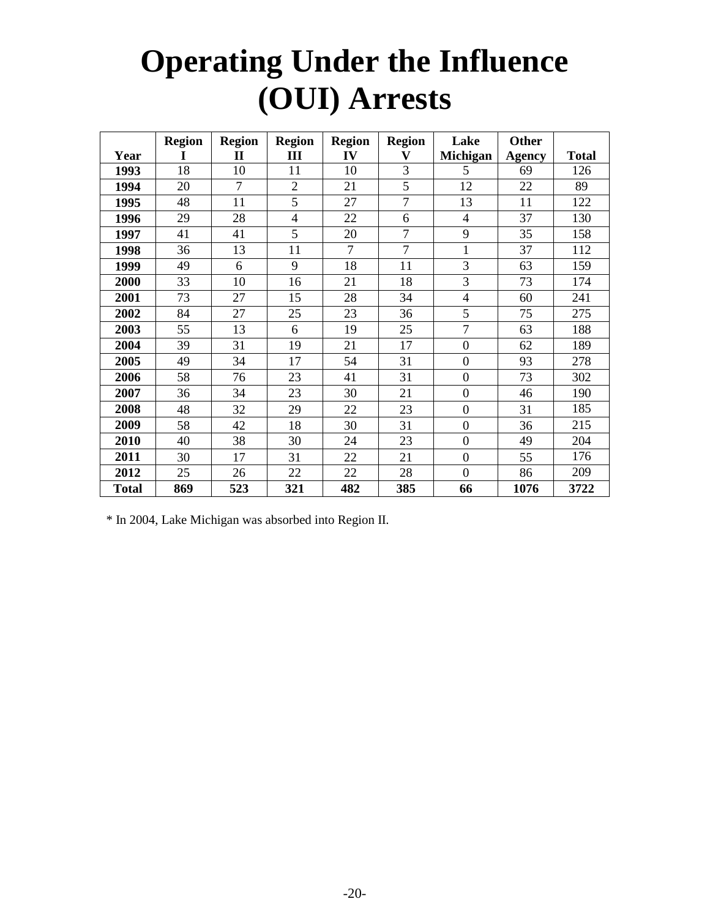# Operating Under the Influence (OUI) Arrests

| Year | Region I | Region II | Region III | Region IV | Region V | Lake Michigan | Other Agency | Total |
|---|---|---|---|---|---|---|---|---|
| **1993** | 18 | 10 | 11 | 10 | 3 | 5 | 69 | 126 |
| **1994** | 20 | 7 | 2 | 21 | 5 | 12 | 22 | 89 |
| **1995** | 48 | 11 | 5 | 27 | 7 | 13 | 11 | 122 |
| **1996** | 29 | 28 | 4 | 22 | 6 | 4 | 37 | 130 |
| **1997** | 41 | 41 | 5 | 20 | 7 | 9 | 35 | 158 |
| **1998** | 36 | 13 | 11 | 7 | 7 | 1 | 37 | 112 |
| **1999** | 49 | 6 | 9 | 18 | 11 | 3 | 63 | 159 |
| **2000** | 33 | 10 | 16 | 21 | 18 | 3 | 73 | 174 |
| **2001** | 73 | 27 | 15 | 28 | 34 | 4 | 60 | 241 |
| **2002** | 84 | 27 | 25 | 23 | 36 | 5 | 75 | 275 |
| **2003** | 55 | 13 | 6 | 19 | 25 | 7 | 63 | 188 |
| **2004** | 39 | 31 | 19 | 21 | 17 | 0 | 62 | 189 |
| **2005** | 49 | 34 | 17 | 54 | 31 | 0 | 93 | 278 |
| **2006** | 58 | 76 | 23 | 41 | 31 | 0 | 73 | 302 |
| **2007** | 36 | 34 | 23 | 30 | 21 | 0 | 46 | 190 |
| **2008** | 48 | 32 | 29 | 22 | 23 | 0 | 31 | 185 |
| **2009** | 58 | 42 | 18 | 30 | 31 | 0 | 36 | 215 |
| **2010** | 40 | 38 | 30 | 24 | 23 | 0 | 49 | 204 |
| **2011** | 30 | 17 | 31 | 22 | 21 | 0 | 55 | 176 |
| **2012** | 25 | 26 | 22 | 22 | 28 | 0 | 86 | 209 |
| **Total** | **869** | **523** | **321** | **482** | **385** | **66** | **1076** | **3722** |

* In 2004, Lake Michigan was absorbed into Region II.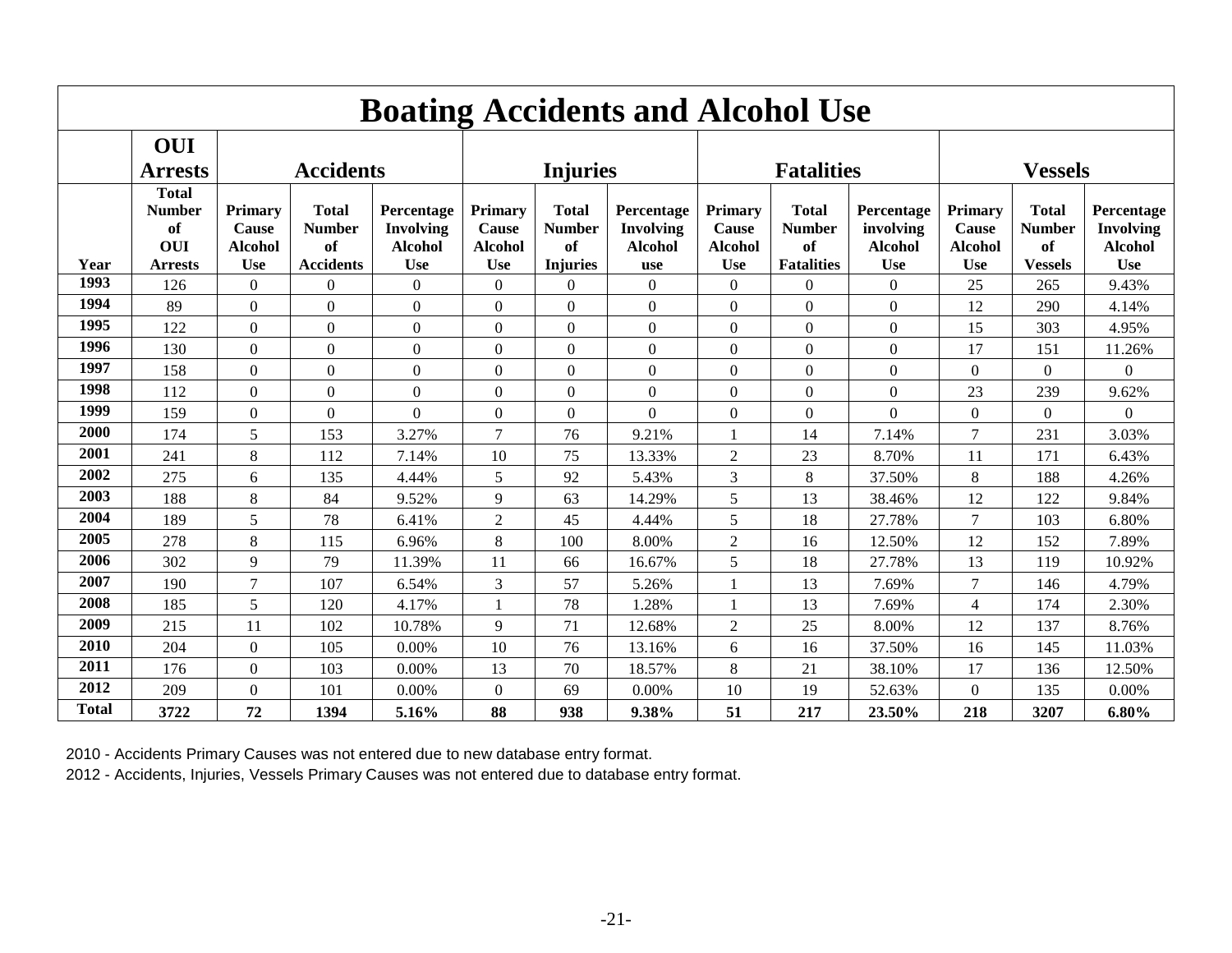# Boating Accidents and Alcohol Use

| | OUI Arrests | Accidents | | | Injuries | | | Fatalities | | | Vessels | | |
|---|---|---|---|---|---|---|---|---|---|---|---|---|---|
| Year | Total Number of OUI Arrests | Primary Cause Alcohol Use | Total Number of Accidents | Percentage Involving Alcohol Use | Primary Cause Alcohol Use | Total Number of Injuries | Percentage Involving Alcohol use | Primary Cause Alcohol Use | Total Number of Fatalities | Percentage involving Alcohol Use | Primary Cause Alcohol Use | Total Number of Vessels | Percentage Involving Alcohol Use |
| 1993 | 126 | 0 | 0 | 0 | 0 | 0 | 0 | 0 | 0 | 0 | 25 | 265 | 9.43% |
| 1994 | 89 | 0 | 0 | 0 | 0 | 0 | 0 | 0 | 0 | 0 | 12 | 290 | 4.14% |
| 1995 | 122 | 0 | 0 | 0 | 0 | 0 | 0 | 0 | 0 | 0 | 15 | 303 | 4.95% |
| 1996 | 130 | 0 | 0 | 0 | 0 | 0 | 0 | 0 | 0 | 0 | 17 | 151 | 11.26% |
| 1997 | 158 | 0 | 0 | 0 | 0 | 0 | 0 | 0 | 0 | 0 | 0 | 0 | 0 |
| 1998 | 112 | 0 | 0 | 0 | 0 | 0 | 0 | 0 | 0 | 0 | 23 | 239 | 9.62% |
| 1999 | 159 | 0 | 0 | 0 | 0 | 0 | 0 | 0 | 0 | 0 | 0 | 0 | 0 |
| 2000 | 174 | 5 | 153 | 3.27% | 7 | 76 | 9.21% | 1 | 14 | 7.14% | 7 | 231 | 3.03% |
| 2001 | 241 | 8 | 112 | 7.14% | 10 | 75 | 13.33% | 2 | 23 | 8.70% | 11 | 171 | 6.43% |
| 2002 | 275 | 6 | 135 | 4.44% | 5 | 92 | 5.43% | 3 | 8 | 37.50% | 8 | 188 | 4.26% |
| 2003 | 188 | 8 | 84 | 9.52% | 9 | 63 | 14.29% | 5 | 13 | 38.46% | 12 | 122 | 9.84% |
| 2004 | 189 | 5 | 78 | 6.41% | 2 | 45 | 4.44% | 5 | 18 | 27.78% | 7 | 103 | 6.80% |
| 2005 | 278 | 8 | 115 | 6.96% | 8 | 100 | 8.00% | 2 | 16 | 12.50% | 12 | 152 | 7.89% |
| 2006 | 302 | 9 | 79 | 11.39% | 11 | 66 | 16.67% | 5 | 18 | 27.78% | 13 | 119 | 10.92% |
| 2007 | 190 | 7 | 107 | 6.54% | 3 | 57 | 5.26% | 1 | 13 | 7.69% | 7 | 146 | 4.79% |
| 2008 | 185 | 5 | 120 | 4.17% | 1 | 78 | 1.28% | 1 | 13 | 7.69% | 4 | 174 | 2.30% |
| 2009 | 215 | 11 | 102 | 10.78% | 9 | 71 | 12.68% | 2 | 25 | 8.00% | 12 | 137 | 8.76% |
| 2010 | 204 | 0 | 105 | 0.00% | 10 | 76 | 13.16% | 6 | 16 | 37.50% | 16 | 145 | 11.03% |
| 2011 | 176 | 0 | 103 | 0.00% | 13 | 70 | 18.57% | 8 | 21 | 38.10% | 17 | 136 | 12.50% |
| 2012 | 209 | 0 | 101 | 0.00% | 0 | 69 | 0.00% | 10 | 19 | 52.63% | 0 | 135 | 0.00% |
| **Total** | **3722** | **72** | **1394** | **5.16%** | **88** | **938** | **9.38%** | **51** | **217** | **23.50%** | **218** | **3207** | **6.80%** |

2010 - Accidents Primary Causes was not entered due to new database entry format.

2012 - Accidents, Injuries, Vessels Primary Causes was not entered due to database entry format.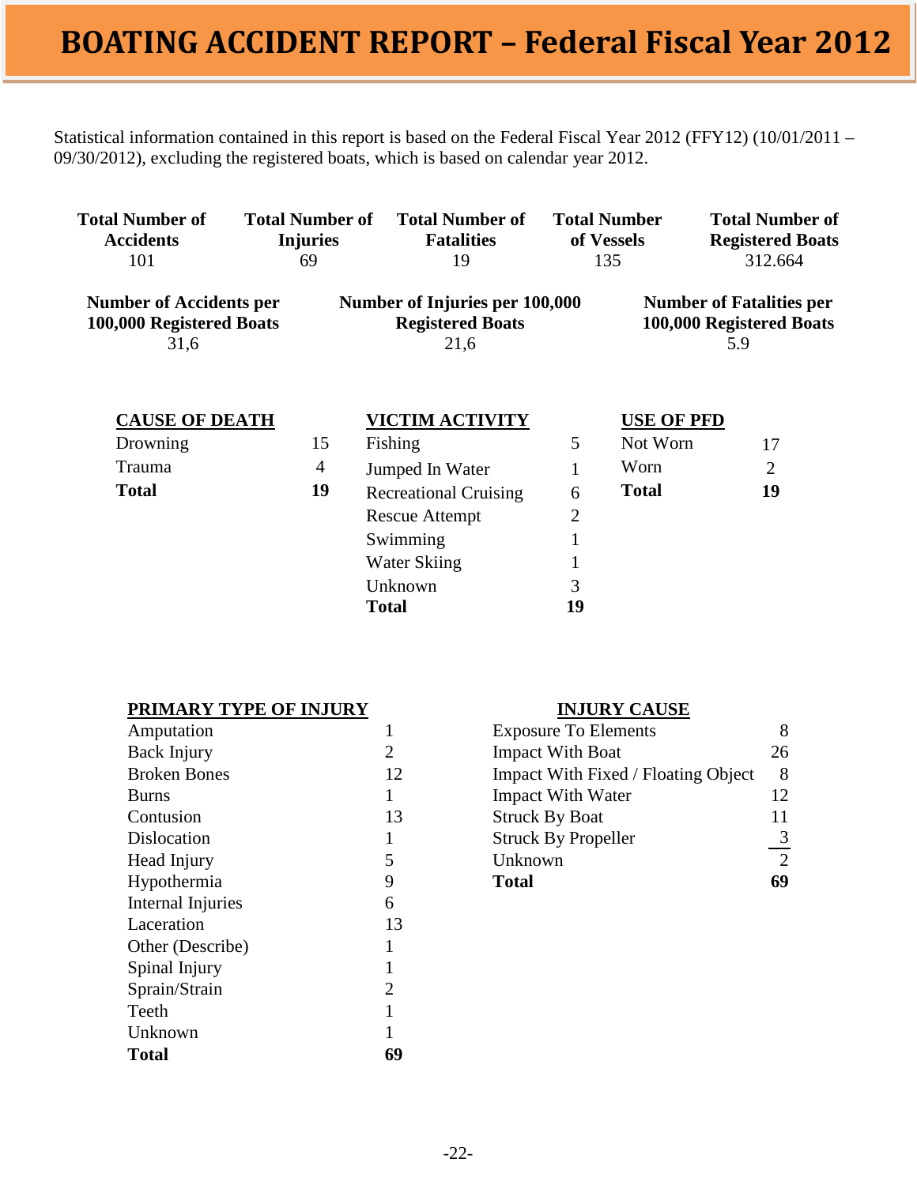# BOATING ACCIDENT REPORT – Federal Fiscal Year 2012

Statistical information contained in this report is based on the Federal Fiscal Year 2012 (FFY12) (10/01/2011 – 09/30/2012), excluding the registered boats, which is based on calendar year 2012.

| Total Number of Accidents | Total Number of Injuries | Total Number of Fatalities | Total Number of Vessels | Total Number of Registered Boats |
|---|---|---|---|---|
| 101 | 69 | 19 | 135 | 312.664 |

| Number of Accidents per 100,000 Registered Boats | Number of Injuries per 100,000 Registered Boats | Number of Fatalities per 100,000 Registered Boats |
|---|---|---|
| 31,6 | 21,6 | 5.9 |

| CAUSE OF DEATH | |
|---|---|
| Drowning | 15 |
| Trauma | 4 |
| **Total** | **19** |

| VICTIM ACTIVITY | |
|---|---|
| Fishing | 5 |
| Jumped In Water | 1 |
| Recreational Cruising | 6 |
| Rescue Attempt | 2 |
| Swimming | 1 |
| Water Skiing | 1 |
| Unknown | 3 |
| **Total** | **19** |

| USE OF PFD | |
|---|---|
| Not Worn | 17 |
| Worn | 2 |
| **Total** | **19** |

| PRIMARY TYPE OF INJURY | |
|---|---|
| Amputation | 1 |
| Back Injury | 2 |
| Broken Bones | 12 |
| Burns | 1 |
| Contusion | 13 |
| Dislocation | 1 |
| Head Injury | 5 |
| Hypothermia | 9 |
| Internal Injuries | 6 |
| Laceration | 13 |
| Other (Describe) | 1 |
| Spinal Injury | 1 |
| Sprain/Strain | 2 |
| Teeth | 1 |
| Unknown | 1 |
| **Total** | **69** |

| INJURY CAUSE | |
|---|---|
| Exposure To Elements | 8 |
| Impact With Boat | 26 |
| Impact With Fixed / Floating Object | 8 |
| Impact With Water | 12 |
| Struck By Boat | 11 |
| Struck By Propeller | 3 |
| Unknown | 2 |
| **Total** | **69** |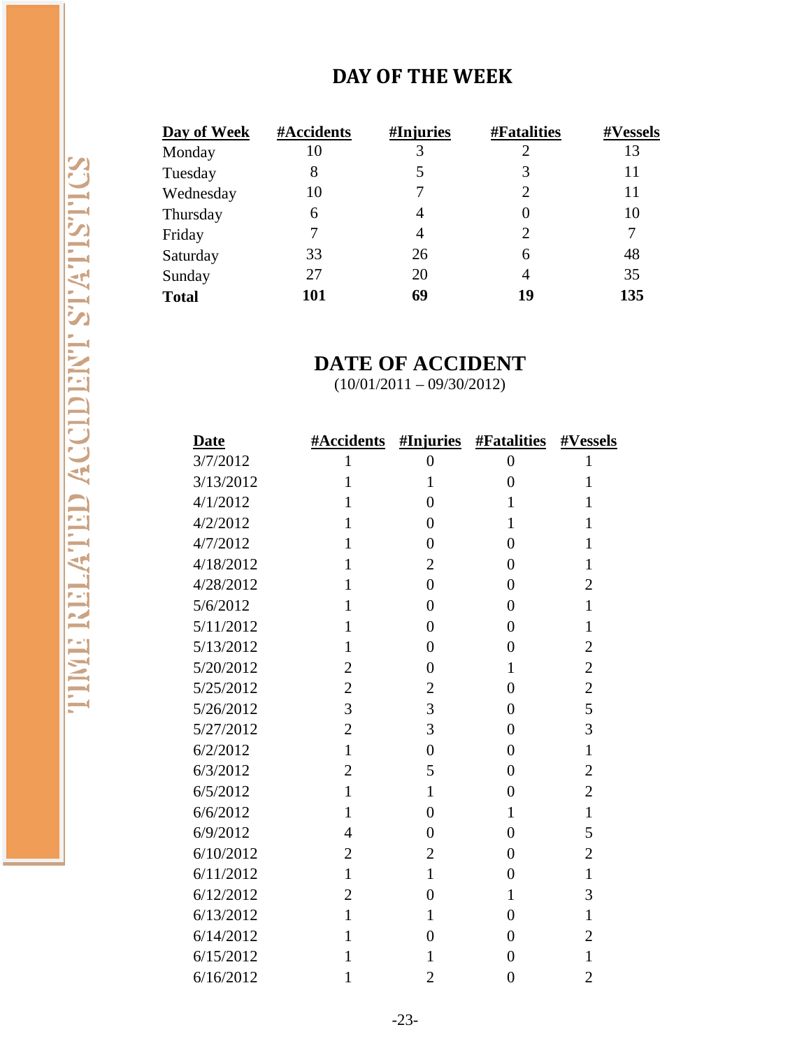## DAY OF THE WEEK

| Day of Week | #Accidents | #Injuries | #Fatalities | #Vessels |
|---|---|---|---|---|
| Monday | 10 | 3 | 2 | 13 |
| Tuesday | 8 | 5 | 3 | 11 |
| Wednesday | 10 | 7 | 2 | 11 |
| Thursday | 6 | 4 | 0 | 10 |
| Friday | 7 | 4 | 2 | 7 |
| Saturday | 33 | 26 | 6 | 48 |
| Sunday | 27 | 20 | 4 | 35 |
| **Total** | **101** | **69** | **19** | **135** |

## DATE OF ACCIDENT

(10/01/2011 – 09/30/2012)

| Date | #Accidents | #Injuries | #Fatalities | #Vessels |
|---|---|---|---|---|
| 3/7/2012 | 1 | 0 | 0 | 1 |
| 3/13/2012 | 1 | 1 | 0 | 1 |
| 4/1/2012 | 1 | 0 | 1 | 1 |
| 4/2/2012 | 1 | 0 | 1 | 1 |
| 4/7/2012 | 1 | 0 | 0 | 1 |
| 4/18/2012 | 1 | 2 | 0 | 1 |
| 4/28/2012 | 1 | 0 | 0 | 2 |
| 5/6/2012 | 1 | 0 | 0 | 1 |
| 5/11/2012 | 1 | 0 | 0 | 1 |
| 5/13/2012 | 1 | 0 | 0 | 2 |
| 5/20/2012 | 2 | 0 | 1 | 2 |
| 5/25/2012 | 2 | 2 | 0 | 2 |
| 5/26/2012 | 3 | 3 | 0 | 5 |
| 5/27/2012 | 2 | 3 | 0 | 3 |
| 6/2/2012 | 1 | 0 | 0 | 1 |
| 6/3/2012 | 2 | 5 | 0 | 2 |
| 6/5/2012 | 1 | 1 | 0 | 2 |
| 6/6/2012 | 1 | 0 | 1 | 1 |
| 6/9/2012 | 4 | 0 | 0 | 5 |
| 6/10/2012 | 2 | 2 | 0 | 2 |
| 6/11/2012 | 1 | 1 | 0 | 1 |
| 6/12/2012 | 2 | 0 | 1 | 3 |
| 6/13/2012 | 1 | 1 | 0 | 1 |
| 6/14/2012 | 1 | 0 | 0 | 2 |
| 6/15/2012 | 1 | 1 | 0 | 1 |
| 6/16/2012 | 1 | 2 | 0 | 2 |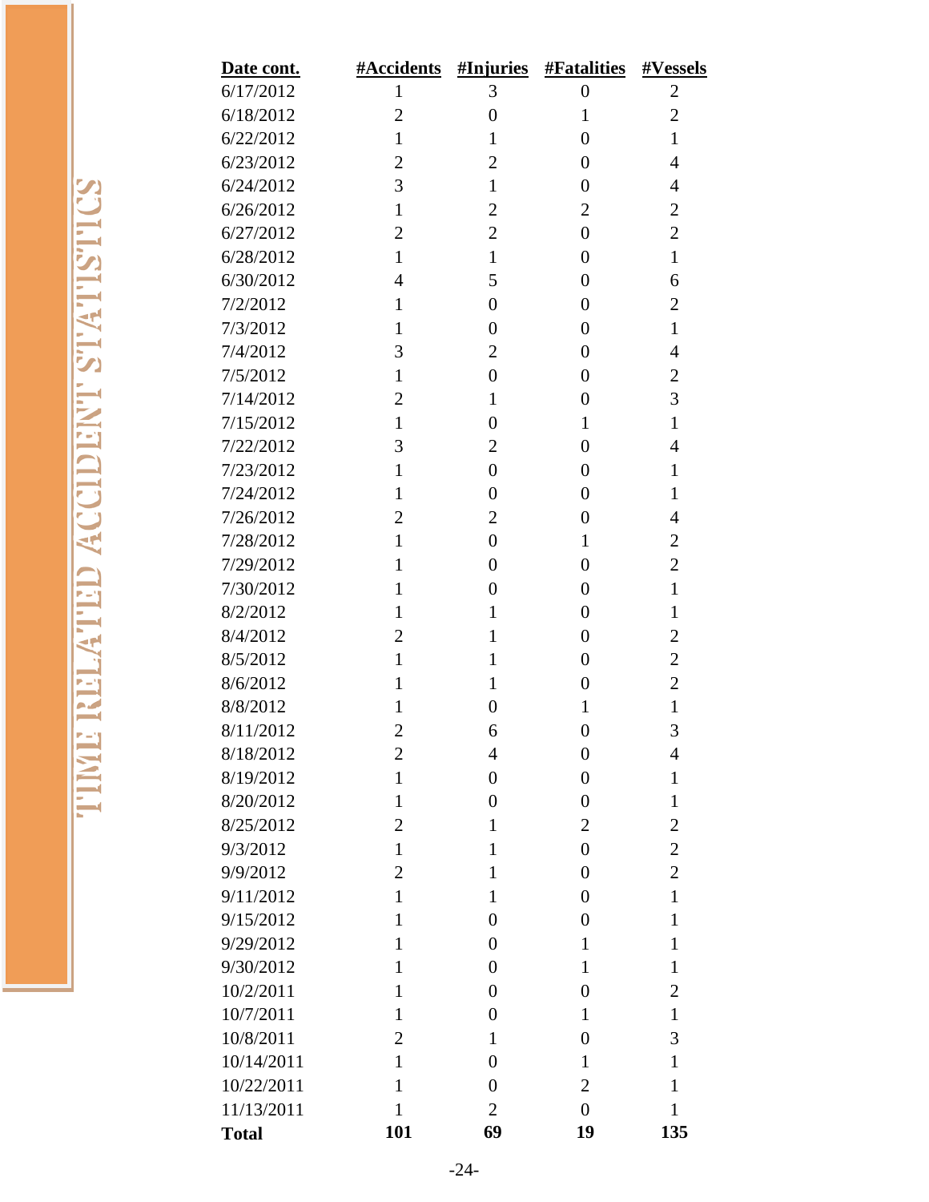| Date cont. | #Accidents | #Injuries | #Fatalities | #Vessels |
| --- | --- | --- | --- | --- |
| 6/17/2012 | 1 | 3 | 0 | 2 |
| 6/18/2012 | 2 | 0 | 1 | 2 |
| 6/22/2012 | 1 | 1 | 0 | 1 |
| 6/23/2012 | 2 | 2 | 0 | 4 |
| 6/24/2012 | 3 | 1 | 0 | 4 |
| 6/26/2012 | 1 | 2 | 2 | 2 |
| 6/27/2012 | 2 | 2 | 0 | 2 |
| 6/28/2012 | 1 | 1 | 0 | 1 |
| 6/30/2012 | 4 | 5 | 0 | 6 |
| 7/2/2012 | 1 | 0 | 0 | 2 |
| 7/3/2012 | 1 | 0 | 0 | 1 |
| 7/4/2012 | 3 | 2 | 0 | 4 |
| 7/5/2012 | 1 | 0 | 0 | 2 |
| 7/14/2012 | 2 | 1 | 0 | 3 |
| 7/15/2012 | 1 | 0 | 1 | 1 |
| 7/22/2012 | 3 | 2 | 0 | 4 |
| 7/23/2012 | 1 | 0 | 0 | 1 |
| 7/24/2012 | 1 | 0 | 0 | 1 |
| 7/26/2012 | 2 | 2 | 0 | 4 |
| 7/28/2012 | 1 | 0 | 1 | 2 |
| 7/29/2012 | 1 | 0 | 0 | 2 |
| 7/30/2012 | 1 | 0 | 0 | 1 |
| 8/2/2012 | 1 | 1 | 0 | 1 |
| 8/4/2012 | 2 | 1 | 0 | 2 |
| 8/5/2012 | 1 | 1 | 0 | 2 |
| 8/6/2012 | 1 | 1 | 0 | 2 |
| 8/8/2012 | 1 | 0 | 1 | 1 |
| 8/11/2012 | 2 | 6 | 0 | 3 |
| 8/18/2012 | 2 | 4 | 0 | 4 |
| 8/19/2012 | 1 | 0 | 0 | 1 |
| 8/20/2012 | 1 | 0 | 0 | 1 |
| 8/25/2012 | 2 | 1 | 2 | 2 |
| 9/3/2012 | 1 | 1 | 0 | 2 |
| 9/9/2012 | 2 | 1 | 0 | 2 |
| 9/11/2012 | 1 | 1 | 0 | 1 |
| 9/15/2012 | 1 | 0 | 0 | 1 |
| 9/29/2012 | 1 | 0 | 1 | 1 |
| 9/30/2012 | 1 | 0 | 1 | 1 |
| 10/2/2011 | 1 | 0 | 0 | 2 |
| 10/7/2011 | 1 | 0 | 1 | 1 |
| 10/8/2011 | 2 | 1 | 0 | 3 |
| 10/14/2011 | 1 | 0 | 1 | 1 |
| 10/22/2011 | 1 | 0 | 2 | 1 |
| 11/13/2011 | 1 | 2 | 0 | 1 |
| **Total** | **101** | **69** | **19** | **135** |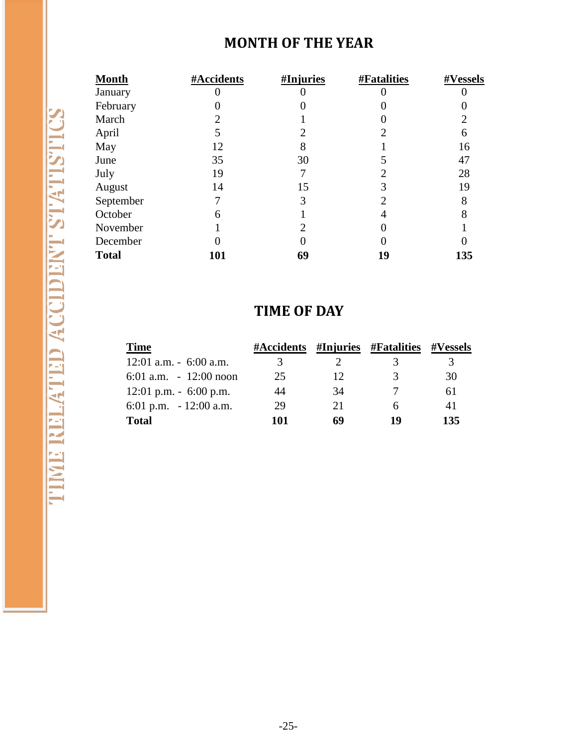TIME RELATED ACCIDENT STATISTICS

## MONTH OF THE YEAR

| Month | #Accidents | #Injuries | #Fatalities | #Vessels |
|---|---|---|---|---|
| January | 0 | 0 | 0 | 0 |
| February | 0 | 0 | 0 | 0 |
| March | 2 | 1 | 0 | 2 |
| April | 5 | 2 | 2 | 6 |
| May | 12 | 8 | 1 | 16 |
| June | 35 | 30 | 5 | 47 |
| July | 19 | 7 | 2 | 28 |
| August | 14 | 15 | 3 | 19 |
| September | 7 | 3 | 2 | 8 |
| October | 6 | 1 | 4 | 8 |
| November | 1 | 2 | 0 | 1 |
| December | 0 | 0 | 0 | 0 |
| **Total** | **101** | **69** | **19** | **135** |

## TIME OF DAY

| Time | #Accidents | #Injuries | #Fatalities | #Vessels |
|---|---|---|---|---|
| 12:01 a.m. - 6:00 a.m. | 3 | 2 | 3 | 3 |
| 6:01 a.m. - 12:00 noon | 25 | 12 | 3 | 30 |
| 12:01 p.m. - 6:00 p.m. | 44 | 34 | 7 | 61 |
| 6:01 p.m. - 12:00 a.m. | 29 | 21 | 6 | 41 |
| **Total** | **101** | **69** | **19** | **135** |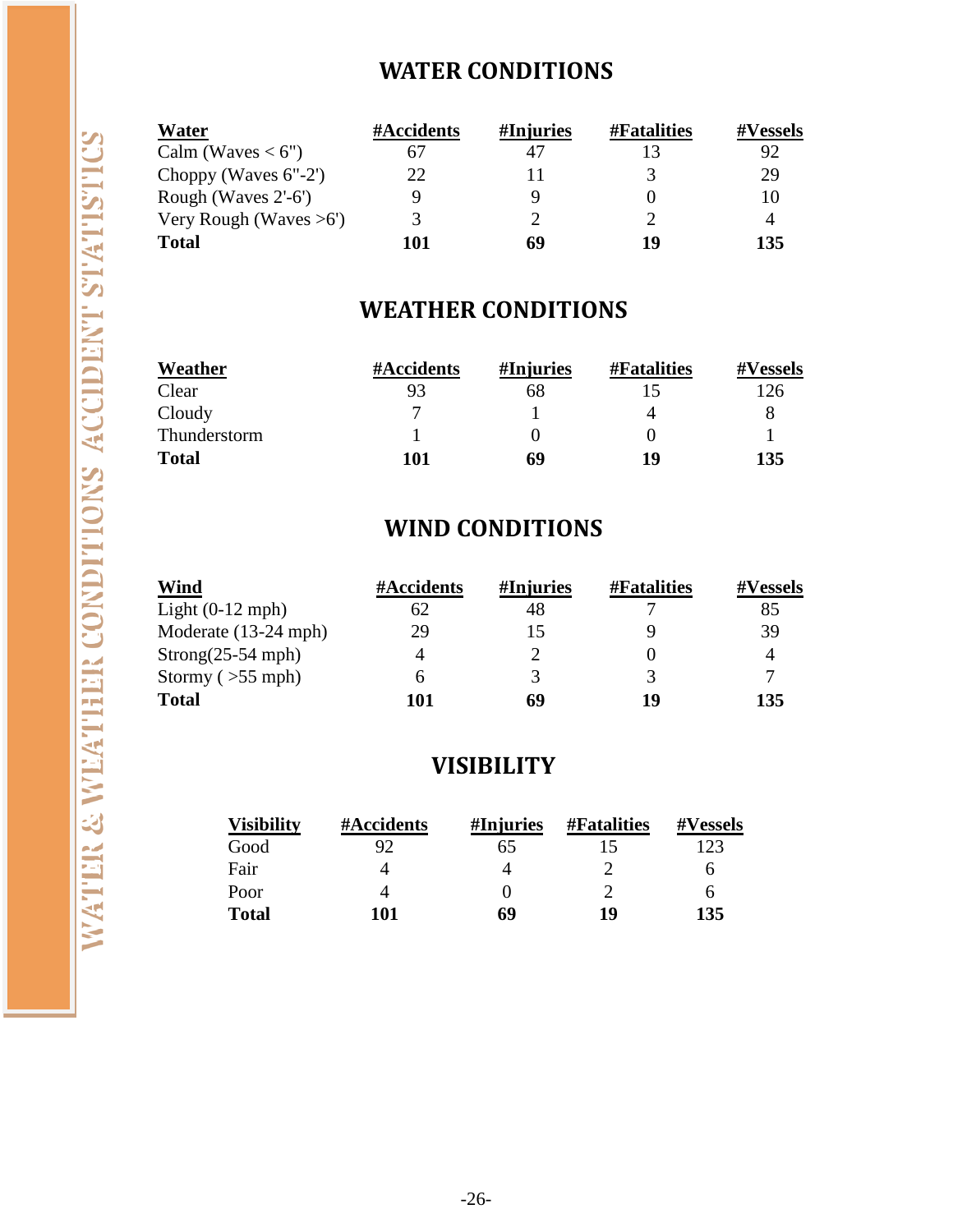## WATER CONDITIONS

| Water | #Accidents | #Injuries | #Fatalities | #Vessels |
|---|---|---|---|---|
| Calm (Waves < 6") | 67 | 47 | 13 | 92 |
| Choppy (Waves 6"-2') | 22 | 11 | 3 | 29 |
| Rough (Waves 2'-6') | 9 | 9 | 0 | 10 |
| Very Rough (Waves >6') | 3 | 2 | 2 | 4 |
| **Total** | **101** | **69** | **19** | **135** |

## WEATHER CONDITIONS

| Weather | #Accidents | #Injuries | #Fatalities | #Vessels |
|---|---|---|---|---|
| Clear | 93 | 68 | 15 | 126 |
| Cloudy | 7 | 1 | 4 | 8 |
| Thunderstorm | 1 | 0 | 0 | 1 |
| **Total** | **101** | **69** | **19** | **135** |

## WIND CONDITIONS

| Wind | #Accidents | #Injuries | #Fatalities | #Vessels |
|---|---|---|---|---|
| Light (0-12 mph) | 62 | 48 | 7 | 85 |
| Moderate (13-24 mph) | 29 | 15 | 9 | 39 |
| Strong(25-54 mph) | 4 | 2 | 0 | 4 |
| Stormy ( >55 mph) | 6 | 3 | 3 | 7 |
| **Total** | **101** | **69** | **19** | **135** |

## VISIBILITY

| Visibility | #Accidents | #Injuries | #Fatalities | #Vessels |
|---|---|---|---|---|
| Good | 92 | 65 | 15 | 123 |
| Fair | 4 | 4 | 2 | 6 |
| Poor | 4 | 0 | 2 | 6 |
| **Total** | **101** | **69** | **19** | **135** |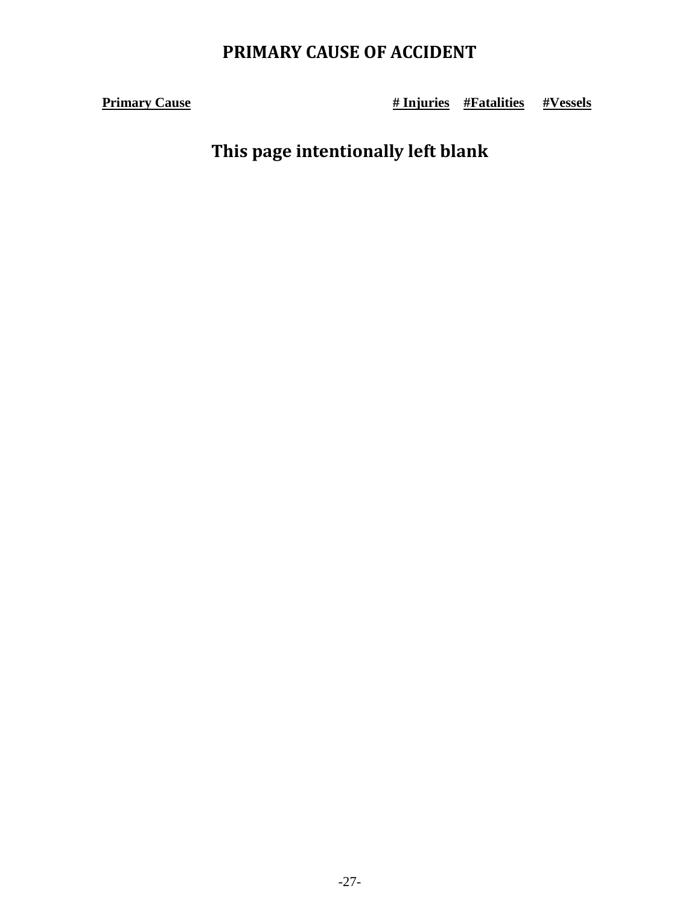# PRIMARY CAUSE OF ACCIDENT

| Primary Cause | # Injuries | #Fatalities | #Vessels |
| --- | --- | --- | --- |

## This page intentionally left blank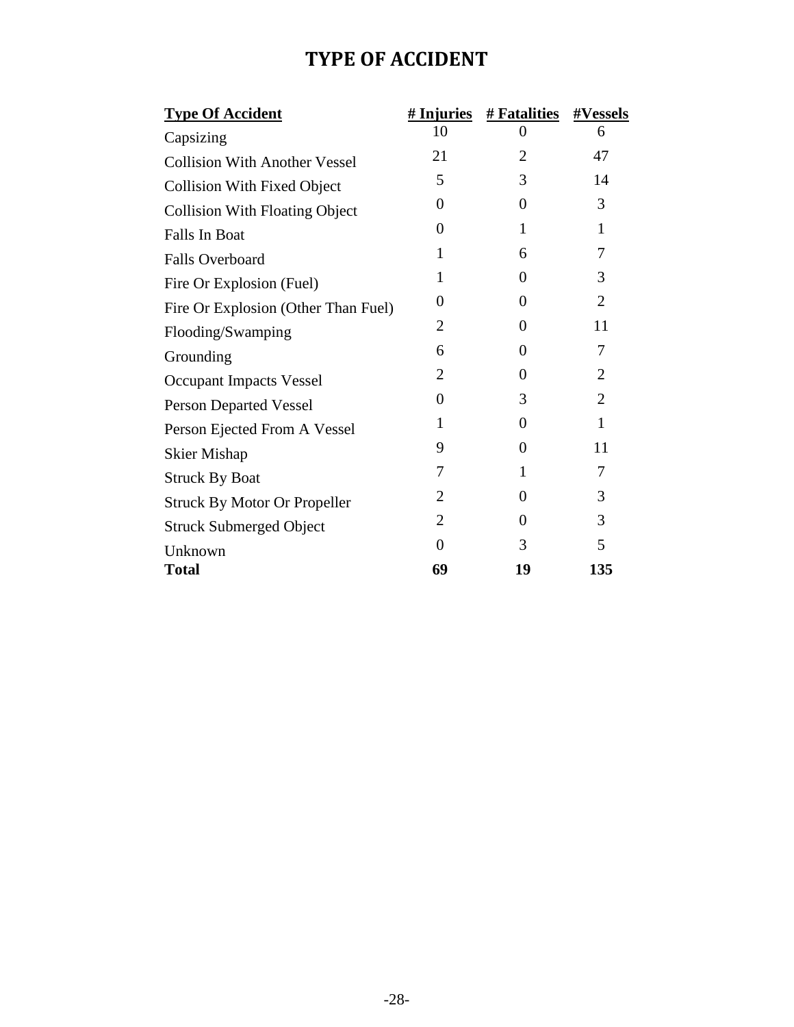# TYPE OF ACCIDENT

| Type Of Accident | # Injuries | # Fatalities | #Vessels |
|---|---|---|---|
| Capsizing | 10 | 0 | 6 |
| Collision With Another Vessel | 21 | 2 | 47 |
| Collision With Fixed Object | 5 | 3 | 14 |
| Collision With Floating Object | 0 | 0 | 3 |
| Falls In Boat | 0 | 1 | 1 |
| Falls Overboard | 1 | 6 | 7 |
| Fire Or Explosion (Fuel) | 1 | 0 | 3 |
| Fire Or Explosion (Other Than Fuel) | 0 | 0 | 2 |
| Flooding/Swamping | 2 | 0 | 11 |
| Grounding | 6 | 0 | 7 |
| Occupant Impacts Vessel | 2 | 0 | 2 |
| Person Departed Vessel | 0 | 3 | 2 |
| Person Ejected From A Vessel | 1 | 0 | 1 |
| Skier Mishap | 9 | 0 | 11 |
| Struck By Boat | 7 | 1 | 7 |
| Struck By Motor Or Propeller | 2 | 0 | 3 |
| Struck Submerged Object | 2 | 0 | 3 |
| Unknown | 0 | 3 | 5 |
| **Total** | **69** | **19** | **135** |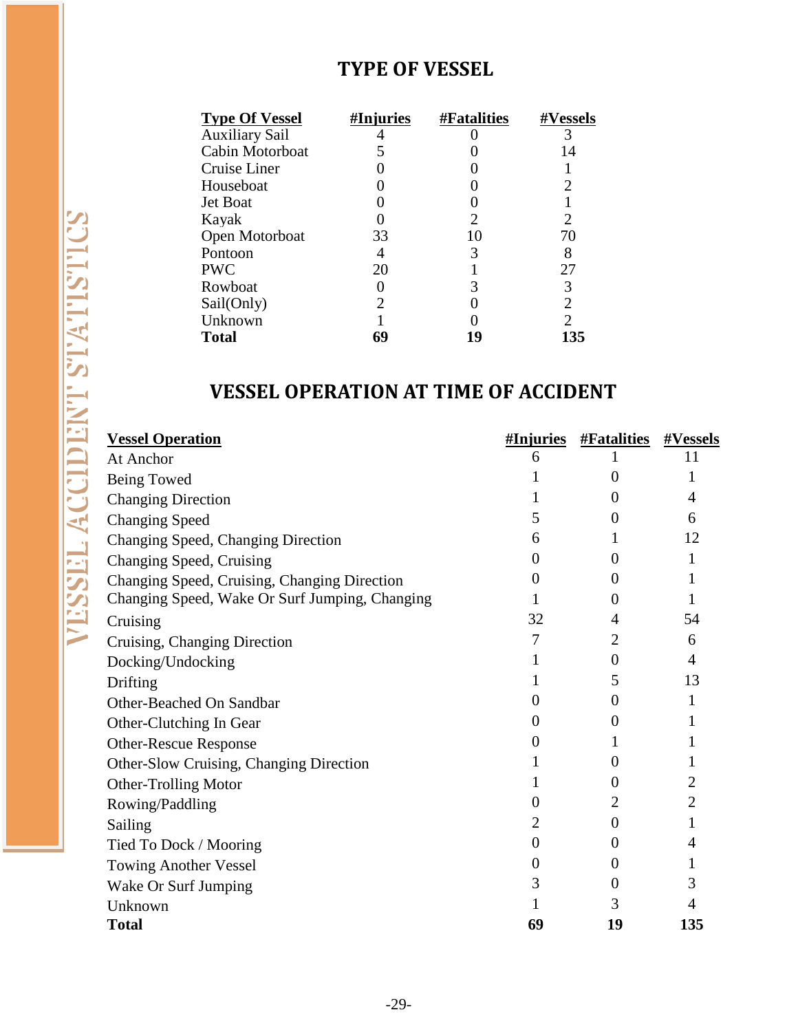## TYPE OF VESSEL

| Type Of Vessel | #Injuries | #Fatalities | #Vessels |
|---|---|---|---|
| Auxiliary Sail | 4 | 0 | 3 |
| Cabin Motorboat | 5 | 0 | 14 |
| Cruise Liner | 0 | 0 | 1 |
| Houseboat | 0 | 0 | 2 |
| Jet Boat | 0 | 0 | 1 |
| Kayak | 0 | 2 | 2 |
| Open Motorboat | 33 | 10 | 70 |
| Pontoon | 4 | 3 | 8 |
| PWC | 20 | 1 | 27 |
| Rowboat | 0 | 3 | 3 |
| Sail(Only) | 2 | 0 | 2 |
| Unknown | 1 | 0 | 2 |
| **Total** | **69** | **19** | **135** |

## VESSEL OPERATION AT TIME OF ACCIDENT

| Vessel Operation | #Injuries | #Fatalities | #Vessels |
|---|---|---|---|
| At Anchor | 6 | 1 | 11 |
| Being Towed | 1 | 0 | 1 |
| Changing Direction | 1 | 0 | 4 |
| Changing Speed | 5 | 0 | 6 |
| Changing Speed, Changing Direction | 6 | 1 | 12 |
| Changing Speed, Cruising | 0 | 0 | 1 |
| Changing Speed, Cruising, Changing Direction | 0 | 0 | 1 |
| Changing Speed, Wake Or Surf Jumping, Changing | 1 | 0 | 1 |
| Cruising | 32 | 4 | 54 |
| Cruising, Changing Direction | 7 | 2 | 6 |
| Docking/Undocking | 1 | 0 | 4 |
| Drifting | 1 | 5 | 13 |
| Other-Beached On Sandbar | 0 | 0 | 1 |
| Other-Clutching In Gear | 0 | 0 | 1 |
| Other-Rescue Response | 0 | 1 | 1 |
| Other-Slow Cruising, Changing Direction | 1 | 0 | 1 |
| Other-Trolling Motor | 1 | 0 | 2 |
| Rowing/Paddling | 0 | 2 | 2 |
| Sailing | 2 | 0 | 1 |
| Tied To Dock / Mooring | 0 | 0 | 4 |
| Towing Another Vessel | 0 | 0 | 1 |
| Wake Or Surf Jumping | 3 | 0 | 3 |
| Unknown | 1 | 3 | 4 |
| **Total** | **69** | **19** | **135** |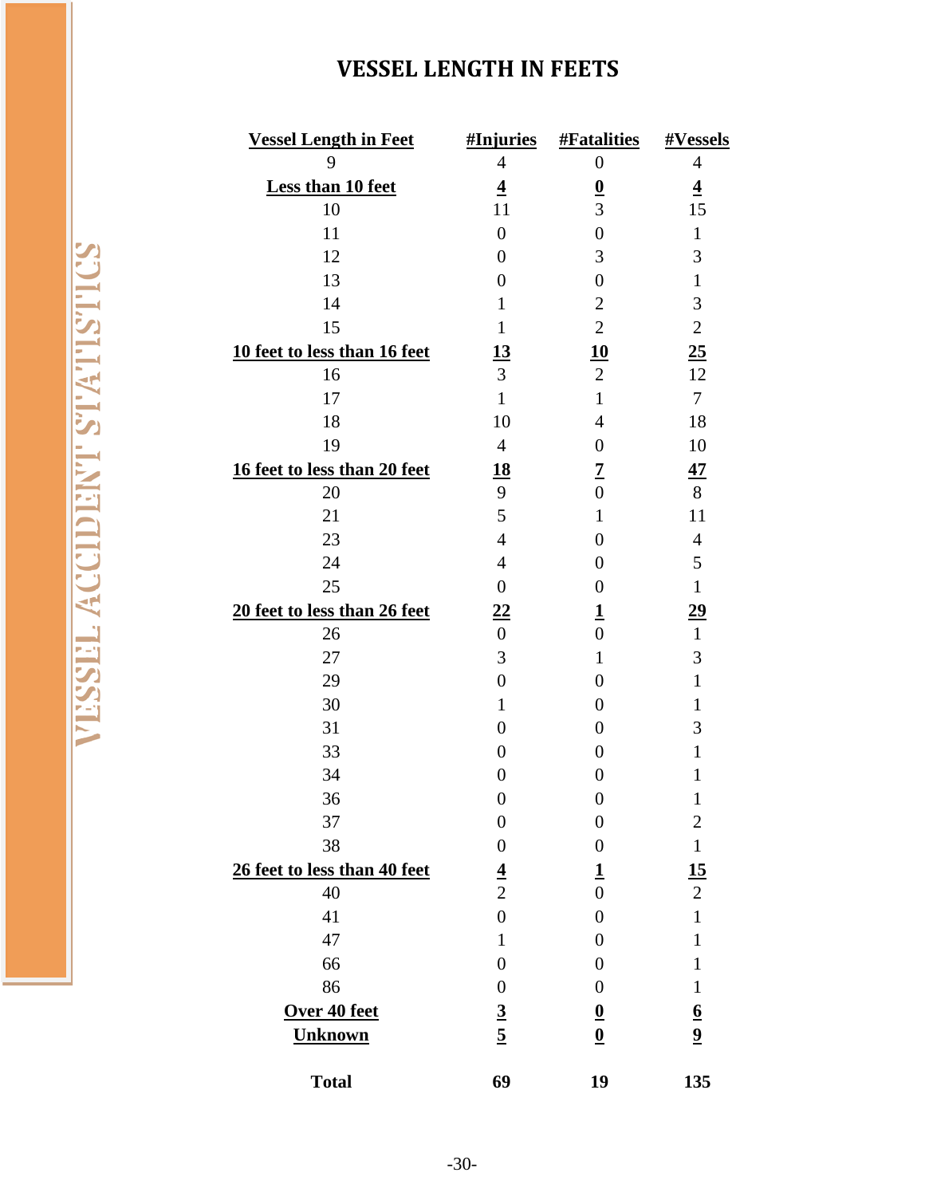# VESSEL LENGTH IN FEETS

| Vessel Length in Feet | #Injuries | #Fatalities | #Vessels |
|---|---|---|---|
| 9 | 4 | 0 | 4 |
| **Less than 10 feet** | **4** | **0** | **4** |
| 10 | 11 | 3 | 15 |
| 11 | 0 | 0 | 1 |
| 12 | 0 | 3 | 3 |
| 13 | 0 | 0 | 1 |
| 14 | 1 | 2 | 3 |
| 15 | 1 | 2 | 2 |
| **10 feet to less than 16 feet** | **13** | **10** | **25** |
| 16 | 3 | 2 | 12 |
| 17 | 1 | 1 | 7 |
| 18 | 10 | 4 | 18 |
| 19 | 4 | 0 | 10 |
| **16 feet to less than 20 feet** | **18** | **7** | **47** |
| 20 | 9 | 0 | 8 |
| 21 | 5 | 1 | 11 |
| 23 | 4 | 0 | 4 |
| 24 | 4 | 0 | 5 |
| 25 | 0 | 0 | 1 |
| **20 feet to less than 26 feet** | **22** | **1** | **29** |
| 26 | 0 | 0 | 1 |
| 27 | 3 | 1 | 3 |
| 29 | 0 | 0 | 1 |
| 30 | 1 | 0 | 1 |
| 31 | 0 | 0 | 3 |
| 33 | 0 | 0 | 1 |
| 34 | 0 | 0 | 1 |
| 36 | 0 | 0 | 1 |
| 37 | 0 | 0 | 2 |
| 38 | 0 | 0 | 1 |
| **26 feet to less than 40 feet** | **4** | **1** | **15** |
| 40 | 2 | 0 | 2 |
| 41 | 0 | 0 | 1 |
| 47 | 1 | 0 | 1 |
| 66 | 0 | 0 | 1 |
| 86 | 0 | 0 | 1 |
| **Over 40 feet** | **3** | **0** | **6** |
| **Unknown** | **5** | **0** | **9** |
| **Total** | **69** | **19** | **135** |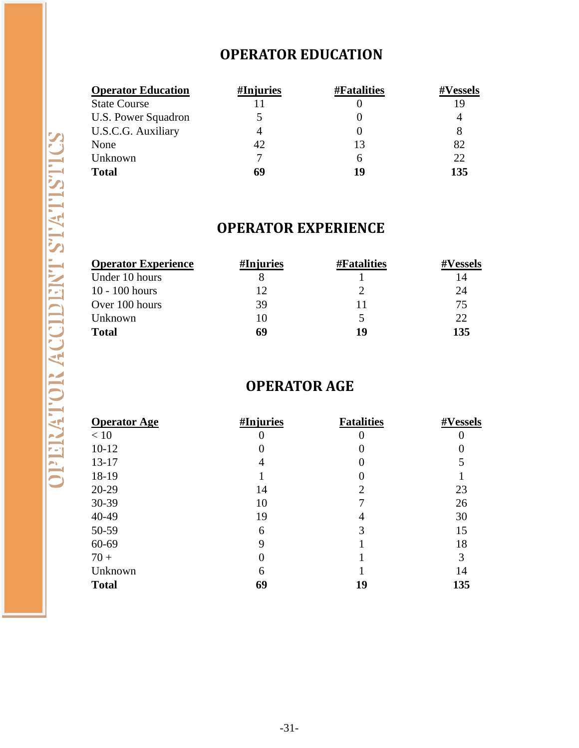## OPERATOR EDUCATION

| Operator Education | #Injuries | #Fatalities | #Vessels |
|---|---|---|---|
| State Course | 11 | 0 | 19 |
| U.S. Power Squadron | 5 | 0 | 4 |
| U.S.C.G. Auxiliary | 4 | 0 | 8 |
| None | 42 | 13 | 82 |
| Unknown | 7 | 6 | 22 |
| **Total** | **69** | **19** | **135** |

## OPERATOR EXPERIENCE

| Operator Experience | #Injuries | #Fatalities | #Vessels |
|---|---|---|---|
| Under 10 hours | 8 | 1 | 14 |
| 10 - 100 hours | 12 | 2 | 24 |
| Over 100 hours | 39 | 11 | 75 |
| Unknown | 10 | 5 | 22 |
| **Total** | **69** | **19** | **135** |

## OPERATOR AGE

| Operator Age | #Injuries | Fatalities | #Vessels |
|---|---|---|---|
| < 10 | 0 | 0 | 0 |
| 10-12 | 0 | 0 | 0 |
| 13-17 | 4 | 0 | 5 |
| 18-19 | 1 | 0 | 1 |
| 20-29 | 14 | 2 | 23 |
| 30-39 | 10 | 7 | 26 |
| 40-49 | 19 | 4 | 30 |
| 50-59 | 6 | 3 | 15 |
| 60-69 | 9 | 1 | 18 |
| 70 + | 0 | 1 | 3 |
| Unknown | 6 | 1 | 14 |
| **Total** | **69** | **19** | **135** |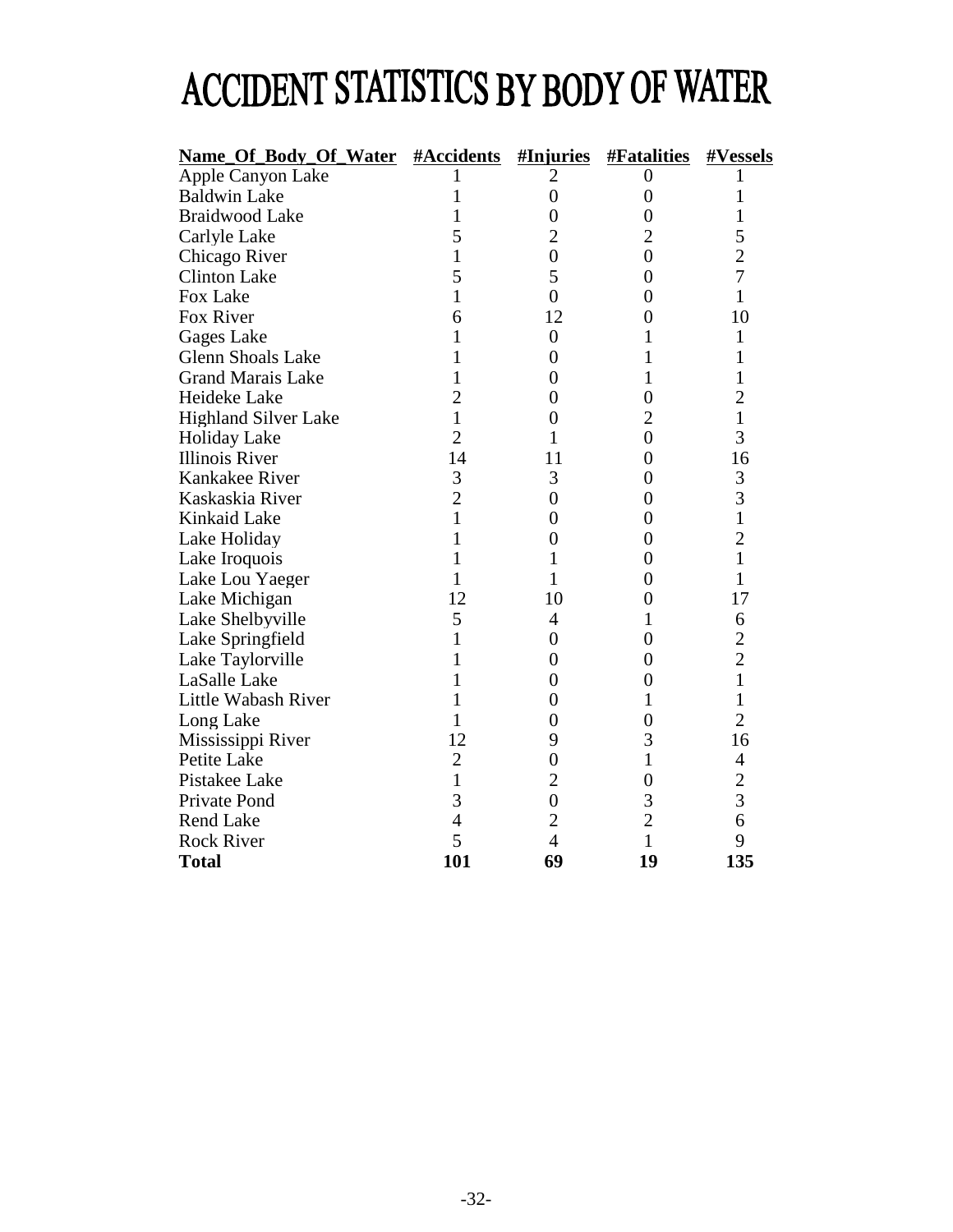# ACCIDENT STATISTICS BY BODY OF WATER

| Name_Of_Body_Of_Water | #Accidents | #Injuries | #Fatalities | #Vessels |
|---|---|---|---|---|
| Apple Canyon Lake | 1 | 2 | 0 | 1 |
| Baldwin Lake | 1 | 0 | 0 | 1 |
| Braidwood Lake | 1 | 0 | 0 | 1 |
| Carlyle Lake | 5 | 2 | 2 | 5 |
| Chicago River | 1 | 0 | 0 | 2 |
| Clinton Lake | 5 | 5 | 0 | 7 |
| Fox Lake | 1 | 0 | 0 | 1 |
| Fox River | 6 | 12 | 0 | 10 |
| Gages Lake | 1 | 0 | 1 | 1 |
| Glenn Shoals Lake | 1 | 0 | 1 | 1 |
| Grand Marais Lake | 1 | 0 | 1 | 1 |
| Heideke Lake | 2 | 0 | 0 | 2 |
| Highland Silver Lake | 1 | 0 | 2 | 1 |
| Holiday Lake | 2 | 1 | 0 | 3 |
| Illinois River | 14 | 11 | 0 | 16 |
| Kankakee River | 3 | 3 | 0 | 3 |
| Kaskaskia River | 2 | 0 | 0 | 3 |
| Kinkaid Lake | 1 | 0 | 0 | 1 |
| Lake Holiday | 1 | 0 | 0 | 2 |
| Lake Iroquois | 1 | 1 | 0 | 1 |
| Lake Lou Yaeger | 1 | 1 | 0 | 1 |
| Lake Michigan | 12 | 10 | 0 | 17 |
| Lake Shelbyville | 5 | 4 | 1 | 6 |
| Lake Springfield | 1 | 0 | 0 | 2 |
| Lake Taylorville | 1 | 0 | 0 | 2 |
| LaSalle Lake | 1 | 0 | 0 | 1 |
| Little Wabash River | 1 | 0 | 1 | 1 |
| Long Lake | 1 | 0 | 0 | 2 |
| Mississippi River | 12 | 9 | 3 | 16 |
| Petite Lake | 2 | 0 | 1 | 4 |
| Pistakee Lake | 1 | 2 | 0 | 2 |
| Private Pond | 3 | 0 | 3 | 3 |
| Rend Lake | 4 | 2 | 2 | 6 |
| Rock River | 5 | 4 | 1 | 9 |
| **Total** | **101** | **69** | **19** | **135** |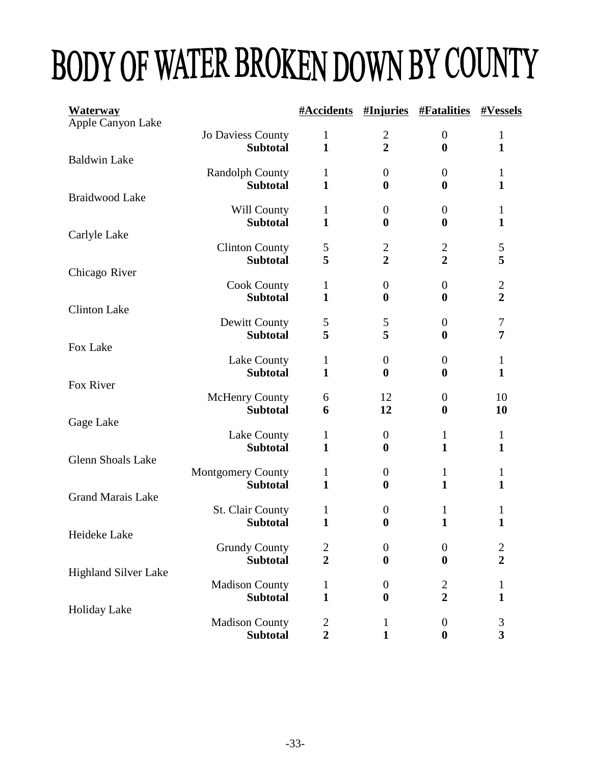# BODY OF WATER BROKEN DOWN BY COUNTY

| Waterway | | #Accidents | #Injuries | #Fatalities | #Vessels |
|---|---|---|---|---|---|
| Apple Canyon Lake | | | | | |
| | Jo Daviess County | 1 | 2 | 0 | 1 |
| | **Subtotal** | **1** | **2** | **0** | **1** |
| Baldwin Lake | | | | | |
| | Randolph County | 1 | 0 | 0 | 1 |
| | **Subtotal** | **1** | **0** | **0** | **1** |
| Braidwood Lake | | | | | |
| | Will County | 1 | 0 | 0 | 1 |
| | **Subtotal** | **1** | **0** | **0** | **1** |
| Carlyle Lake | | | | | |
| | Clinton County | 5 | 2 | 2 | 5 |
| | **Subtotal** | **5** | **2** | **2** | **5** |
| Chicago River | | | | | |
| | Cook County | 1 | 0 | 0 | 2 |
| | **Subtotal** | **1** | **0** | **0** | **2** |
| Clinton Lake | | | | | |
| | Dewitt County | 5 | 5 | 0 | 7 |
| | **Subtotal** | **5** | **5** | **0** | **7** |
| Fox Lake | | | | | |
| | Lake County | 1 | 0 | 0 | 1 |
| | **Subtotal** | **1** | **0** | **0** | **1** |
| Fox River | | | | | |
| | McHenry County | 6 | 12 | 0 | 10 |
| | **Subtotal** | **6** | **12** | **0** | **10** |
| Gage Lake | | | | | |
| | Lake County | 1 | 0 | 1 | 1 |
| | **Subtotal** | **1** | **0** | **1** | **1** |
| Glenn Shoals Lake | | | | | |
| | Montgomery County | 1 | 0 | 1 | 1 |
| | **Subtotal** | **1** | **0** | **1** | **1** |
| Grand Marais Lake | | | | | |
| | St. Clair County | 1 | 0 | 1 | 1 |
| | **Subtotal** | **1** | **0** | **1** | **1** |
| Heideke Lake | | | | | |
| | Grundy County | 2 | 0 | 0 | 2 |
| | **Subtotal** | **2** | **0** | **0** | **2** |
| Highland Silver Lake | | | | | |
| | Madison County | 1 | 0 | 2 | 1 |
| | **Subtotal** | **1** | **0** | **2** | **1** |
| Holiday Lake | | | | | |
| | Madison County | 2 | 1 | 0 | 3 |
| | **Subtotal** | **2** | **1** | **0** | **3** |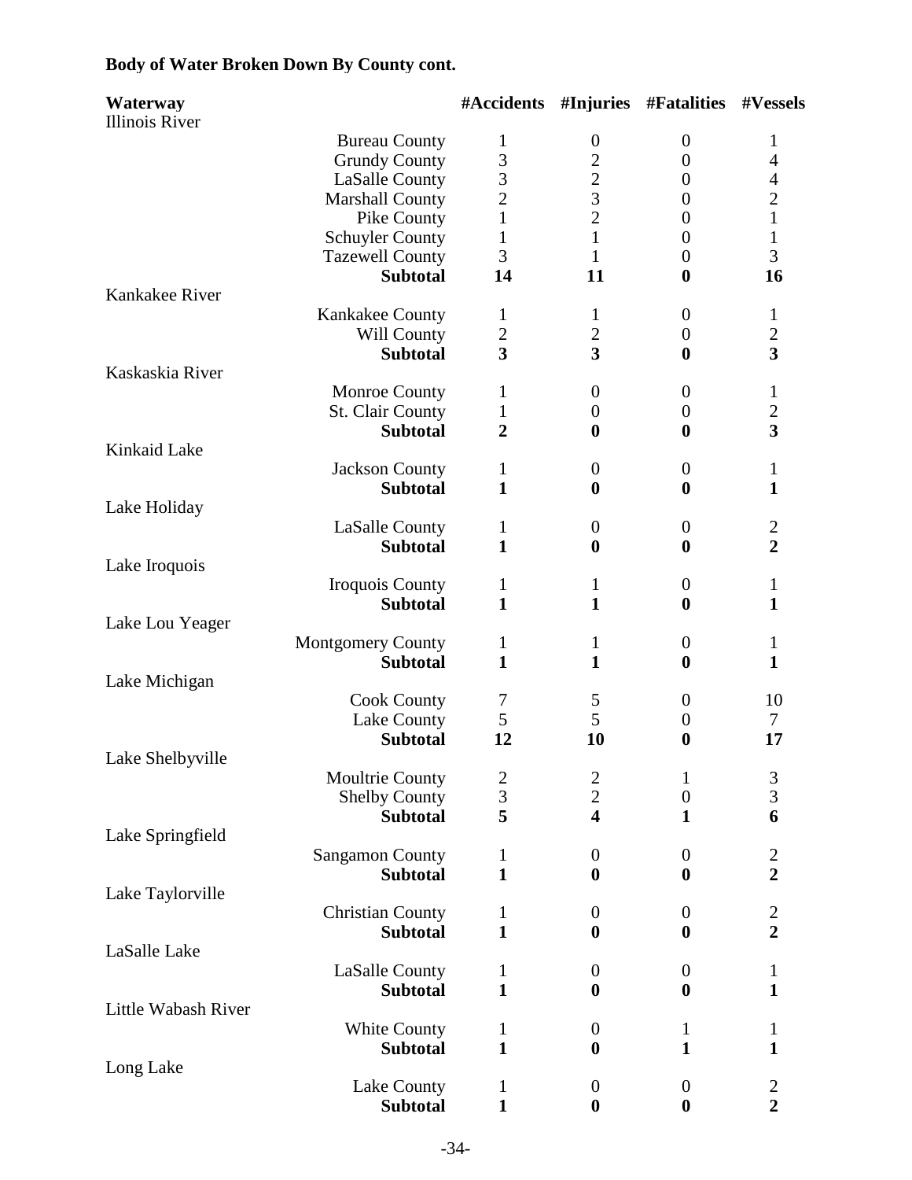**Body of Water Broken Down By County cont.**

| Waterway | | #Accidents | #Injuries | #Fatalities | #Vessels |
|---|---|---|---|---|---|
| Illinois River | | | | | |
| | Bureau County | 1 | 0 | 0 | 1 |
| | Grundy County | 3 | 2 | 0 | 4 |
| | LaSalle County | 3 | 2 | 0 | 4 |
| | Marshall County | 2 | 3 | 0 | 2 |
| | Pike County | 1 | 2 | 0 | 1 |
| | Schuyler County | 1 | 1 | 0 | 1 |
| | Tazewell County | 3 | 1 | 0 | 3 |
| | **Subtotal** | **14** | **11** | **0** | **16** |
| Kankakee River | | | | | |
| | Kankakee County | 1 | 1 | 0 | 1 |
| | Will County | 2 | 2 | 0 | 2 |
| | **Subtotal** | **3** | **3** | **0** | **3** |
| Kaskaskia River | | | | | |
| | Monroe County | 1 | 0 | 0 | 1 |
| | St. Clair County | 1 | 0 | 0 | 2 |
| | **Subtotal** | **2** | **0** | **0** | **3** |
| Kinkaid Lake | | | | | |
| | Jackson County | 1 | 0 | 0 | 1 |
| | **Subtotal** | **1** | **0** | **0** | **1** |
| Lake Holiday | | | | | |
| | LaSalle County | 1 | 0 | 0 | 2 |
| | **Subtotal** | **1** | **0** | **0** | **2** |
| Lake Iroquois | | | | | |
| | Iroquois County | 1 | 1 | 0 | 1 |
| | **Subtotal** | **1** | **1** | **0** | **1** |
| Lake Lou Yeager | | | | | |
| | Montgomery County | 1 | 1 | 0 | 1 |
| | **Subtotal** | **1** | **1** | **0** | **1** |
| Lake Michigan | | | | | |
| | Cook County | 7 | 5 | 0 | 10 |
| | Lake County | 5 | 5 | 0 | 7 |
| | **Subtotal** | **12** | **10** | **0** | **17** |
| Lake Shelbyville | | | | | |
| | Moultrie County | 2 | 2 | 1 | 3 |
| | Shelby County | 3 | 2 | 0 | 3 |
| | **Subtotal** | **5** | **4** | **1** | **6** |
| Lake Springfield | | | | | |
| | Sangamon County | 1 | 0 | 0 | 2 |
| | **Subtotal** | **1** | **0** | **0** | **2** |
| Lake Taylorville | | | | | |
| | Christian County | 1 | 0 | 0 | 2 |
| | **Subtotal** | **1** | **0** | **0** | **2** |
| LaSalle Lake | | | | | |
| | LaSalle County | 1 | 0 | 0 | 1 |
| | **Subtotal** | **1** | **0** | **0** | **1** |
| Little Wabash River | | | | | |
| | White County | 1 | 0 | 1 | 1 |
| | **Subtotal** | **1** | **0** | **1** | **1** |
| Long Lake | | | | | |
| | Lake County | 1 | 0 | 0 | 2 |
| | **Subtotal** | **1** | **0** | **0** | **2** |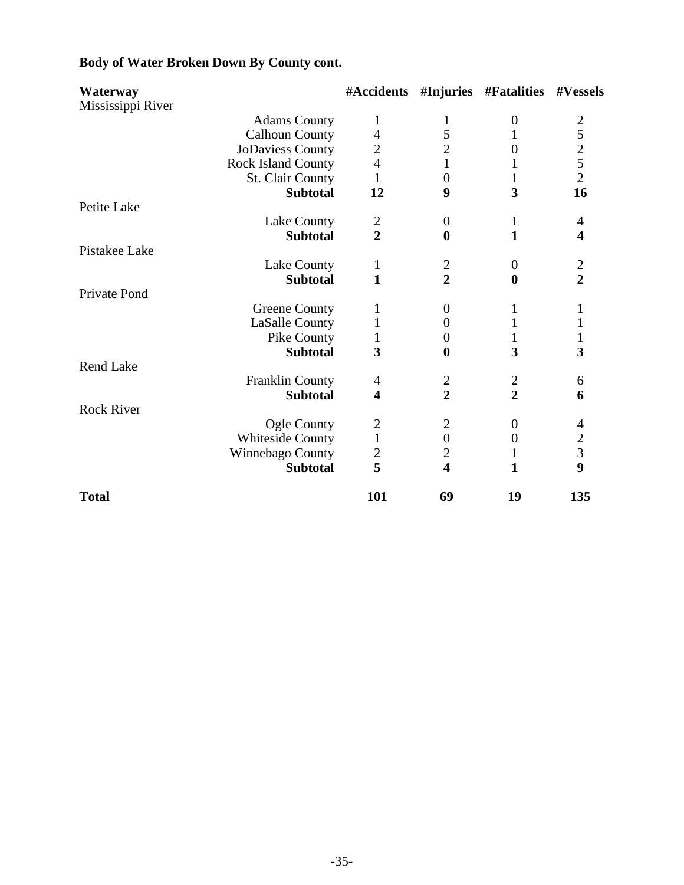**Body of Water Broken Down By County cont.**

| Waterway | | #Accidents | #Injuries | #Fatalities | #Vessels |
|---|---|---|---|---|---|
| Mississippi River | | | | | |
| | Adams County | 1 | 1 | 0 | 2 |
| | Calhoun County | 4 | 5 | 1 | 5 |
| | JoDaviess County | 2 | 2 | 0 | 2 |
| | Rock Island County | 4 | 1 | 1 | 5 |
| | St. Clair County | 1 | 0 | 1 | 2 |
| | **Subtotal** | **12** | **9** | **3** | **16** |
| Petite Lake | | | | | |
| | Lake County | 2 | 0 | 1 | 4 |
| | **Subtotal** | **2** | **0** | **1** | **4** |
| Pistakee Lake | | | | | |
| | Lake County | 1 | 2 | 0 | 2 |
| | **Subtotal** | **1** | **2** | **0** | **2** |
| Private Pond | | | | | |
| | Greene County | 1 | 0 | 1 | 1 |
| | LaSalle County | 1 | 0 | 1 | 1 |
| | Pike County | 1 | 0 | 1 | 1 |
| | **Subtotal** | **3** | **0** | **3** | **3** |
| Rend Lake | | | | | |
| | Franklin County | 4 | 2 | 2 | 6 |
| | **Subtotal** | **4** | **2** | **2** | **6** |
| Rock River | | | | | |
| | Ogle County | 2 | 2 | 0 | 4 |
| | Whiteside County | 1 | 0 | 0 | 2 |
| | Winnebago County | 2 | 2 | 1 | 3 |
| | **Subtotal** | **5** | **4** | **1** | **9** |
| **Total** | | **101** | **69** | **19** | **135** |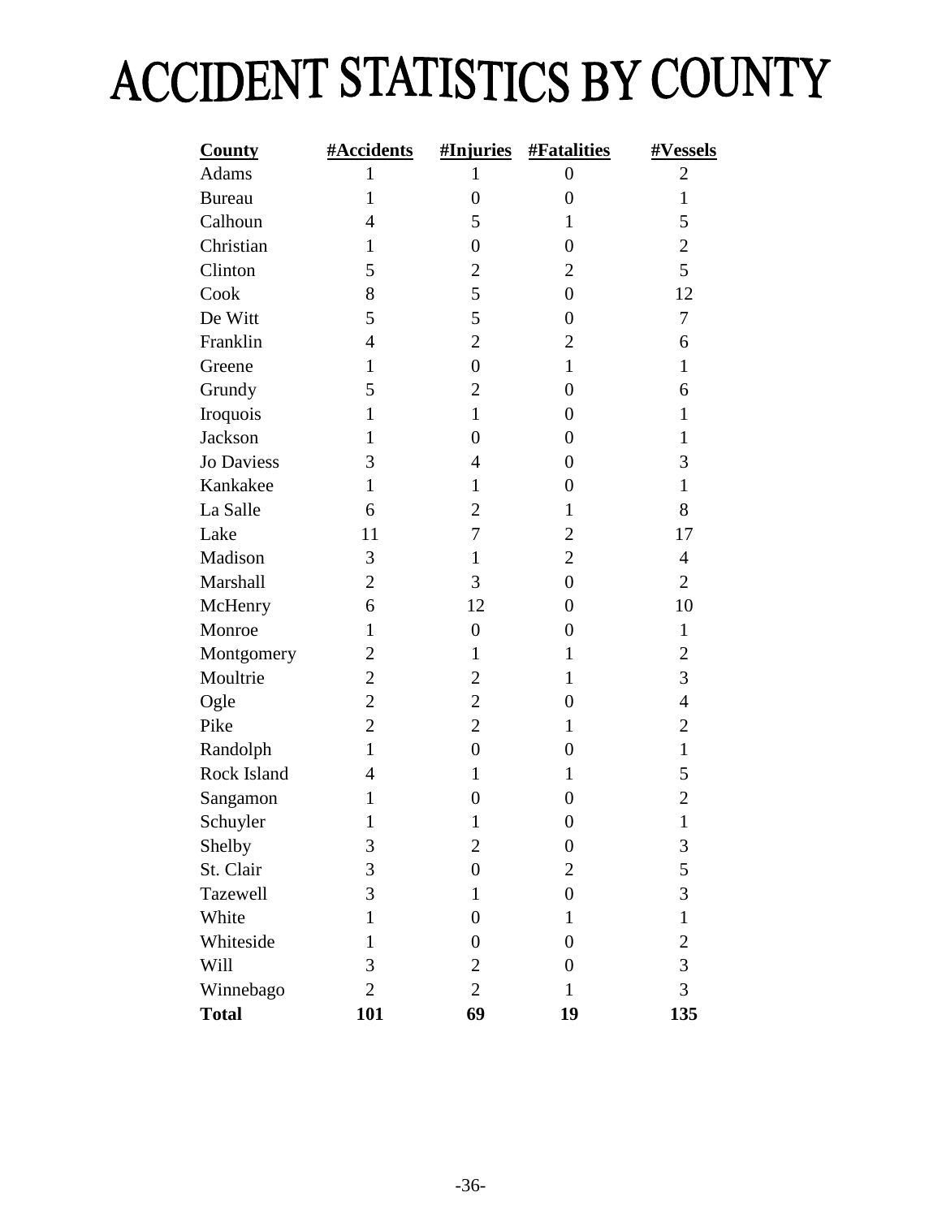# ACCIDENT STATISTICS BY COUNTY

| County | #Accidents | #Injuries | #Fatalities | #Vessels |
|---|---|---|---|---|
| Adams | 1 | 1 | 0 | 2 |
| Bureau | 1 | 0 | 0 | 1 |
| Calhoun | 4 | 5 | 1 | 5 |
| Christian | 1 | 0 | 0 | 2 |
| Clinton | 5 | 2 | 2 | 5 |
| Cook | 8 | 5 | 0 | 12 |
| De Witt | 5 | 5 | 0 | 7 |
| Franklin | 4 | 2 | 2 | 6 |
| Greene | 1 | 0 | 1 | 1 |
| Grundy | 5 | 2 | 0 | 6 |
| Iroquois | 1 | 1 | 0 | 1 |
| Jackson | 1 | 0 | 0 | 1 |
| Jo Daviess | 3 | 4 | 0 | 3 |
| Kankakee | 1 | 1 | 0 | 1 |
| La Salle | 6 | 2 | 1 | 8 |
| Lake | 11 | 7 | 2 | 17 |
| Madison | 3 | 1 | 2 | 4 |
| Marshall | 2 | 3 | 0 | 2 |
| McHenry | 6 | 12 | 0 | 10 |
| Monroe | 1 | 0 | 0 | 1 |
| Montgomery | 2 | 1 | 1 | 2 |
| Moultrie | 2 | 2 | 1 | 3 |
| Ogle | 2 | 2 | 0 | 4 |
| Pike | 2 | 2 | 1 | 2 |
| Randolph | 1 | 0 | 0 | 1 |
| Rock Island | 4 | 1 | 1 | 5 |
| Sangamon | 1 | 0 | 0 | 2 |
| Schuyler | 1 | 1 | 0 | 1 |
| Shelby | 3 | 2 | 0 | 3 |
| St. Clair | 3 | 0 | 2 | 5 |
| Tazewell | 3 | 1 | 0 | 3 |
| White | 1 | 0 | 1 | 1 |
| Whiteside | 1 | 0 | 0 | 2 |
| Will | 3 | 2 | 0 | 3 |
| Winnebago | 2 | 2 | 1 | 3 |
| **Total** | **101** | **69** | **19** | **135** |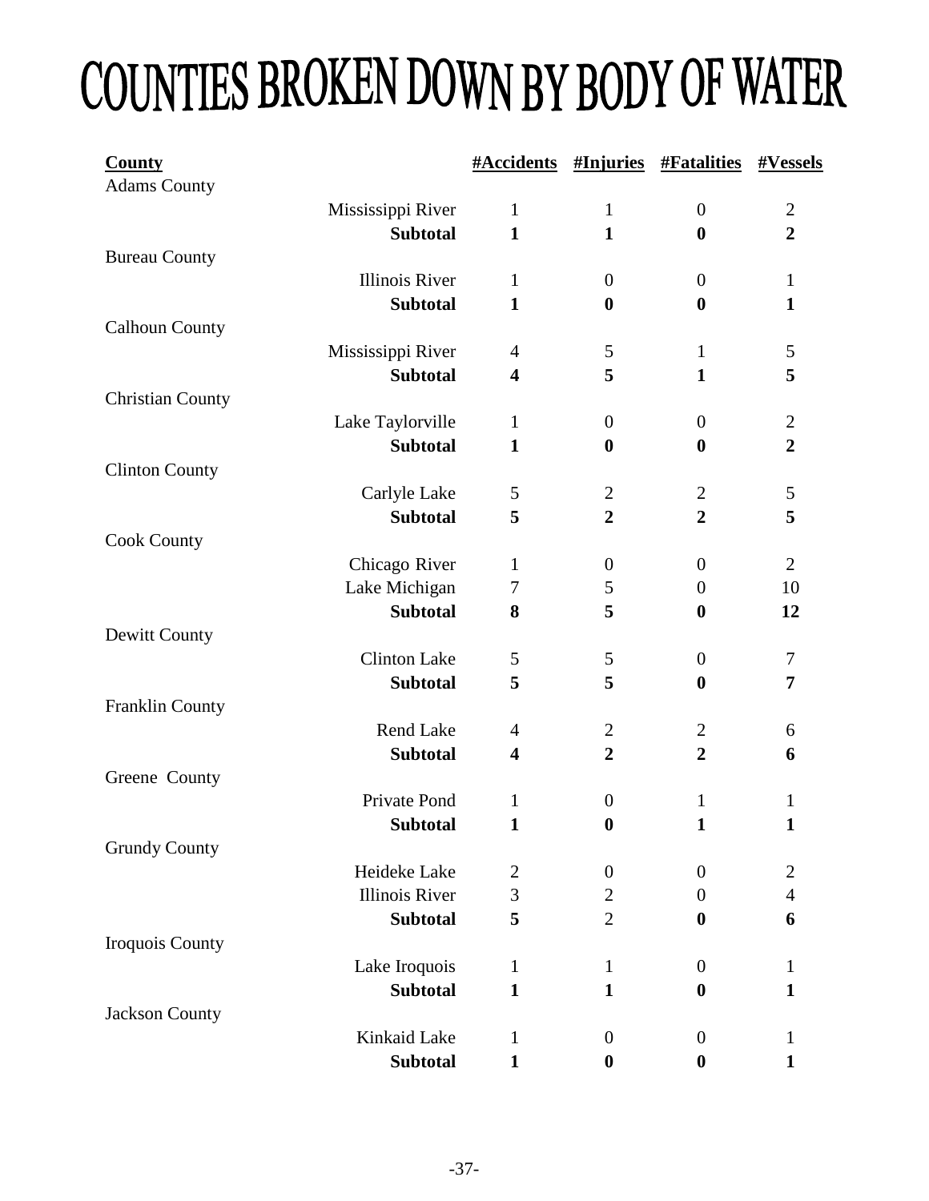# COUNTIES BROKEN DOWN BY BODY OF WATER

| County | | #Accidents | #Injuries | #Fatalities | #Vessels |
|---|---|---|---|---|---|
| Adams County | | | | | |
| | Mississippi River | 1 | 1 | 0 | 2 |
| | **Subtotal** | **1** | **1** | **0** | **2** |
| Bureau County | | | | | |
| | Illinois River | 1 | 0 | 0 | 1 |
| | **Subtotal** | **1** | **0** | **0** | **1** |
| Calhoun County | | | | | |
| | Mississippi River | 4 | 5 | 1 | 5 |
| | **Subtotal** | **4** | **5** | **1** | **5** |
| Christian County | | | | | |
| | Lake Taylorville | 1 | 0 | 0 | 2 |
| | **Subtotal** | **1** | **0** | **0** | **2** |
| Clinton County | | | | | |
| | Carlyle Lake | 5 | 2 | 2 | 5 |
| | **Subtotal** | **5** | **2** | **2** | **5** |
| Cook County | | | | | |
| | Chicago River | 1 | 0 | 0 | 2 |
| | Lake Michigan | 7 | 5 | 0 | 10 |
| | **Subtotal** | **8** | **5** | **0** | **12** |
| Dewitt County | | | | | |
| | Clinton Lake | 5 | 5 | 0 | 7 |
| | **Subtotal** | **5** | **5** | **0** | **7** |
| Franklin County | | | | | |
| | Rend Lake | 4 | 2 | 2 | 6 |
| | **Subtotal** | **4** | **2** | **2** | **6** |
| Greene County | | | | | |
| | Private Pond | 1 | 0 | 1 | 1 |
| | **Subtotal** | **1** | **0** | **1** | **1** |
| Grundy County | | | | | |
| | Heideke Lake | 2 | 0 | 0 | 2 |
| | Illinois River | 3 | 2 | 0 | 4 |
| | **Subtotal** | **5** | 2 | **0** | **6** |
| Iroquois County | | | | | |
| | Lake Iroquois | 1 | 1 | 0 | 1 |
| | **Subtotal** | **1** | **1** | **0** | **1** |
| Jackson County | | | | | |
| | Kinkaid Lake | 1 | 0 | 0 | 1 |
| | **Subtotal** | **1** | **0** | **0** | **1** |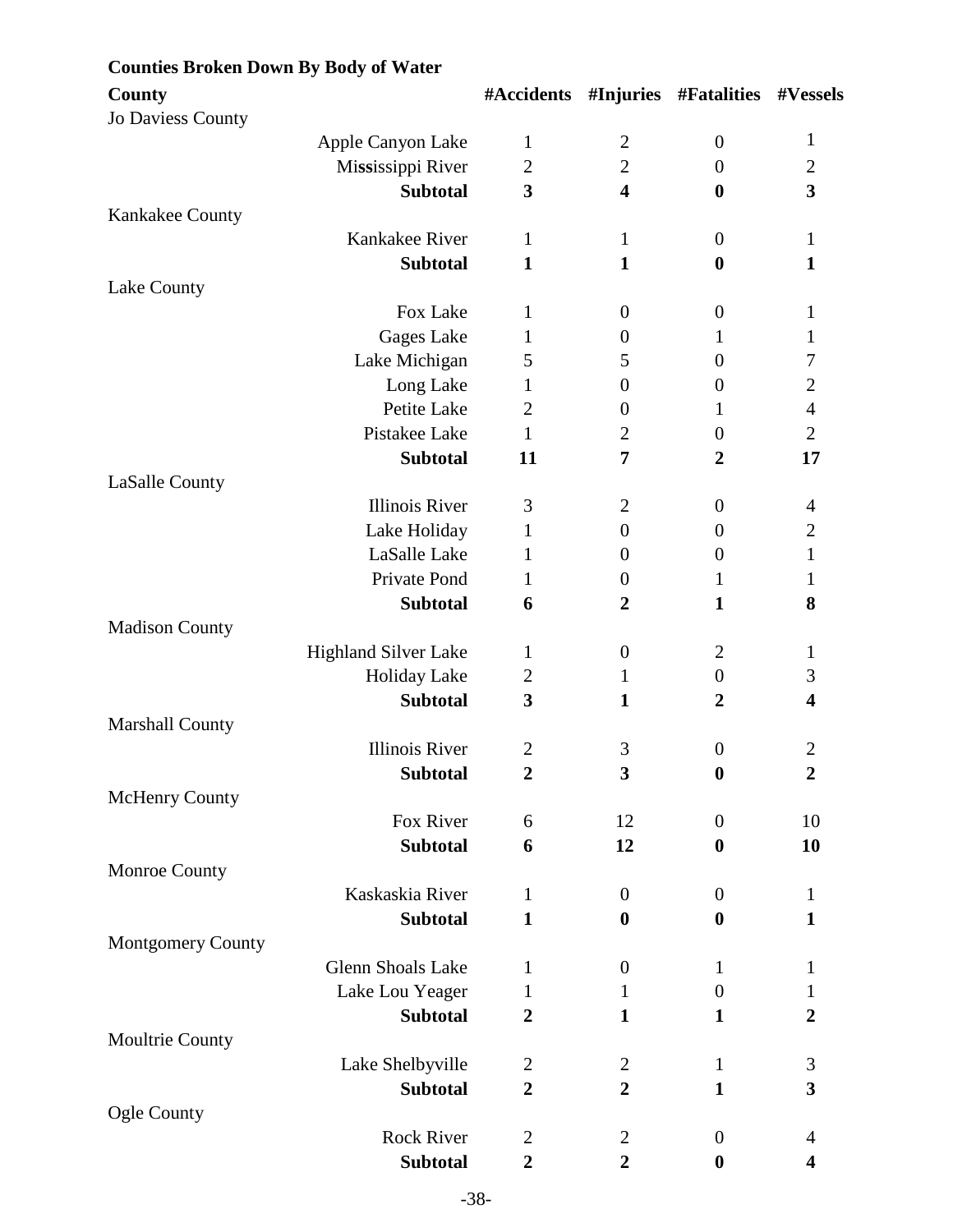**Counties Broken Down By Body of Water**

| County | | #Accidents | #Injuries | #Fatalities | #Vessels |
|---|---|---|---|---|---|
| Jo Daviess County | | | | | |
| | Apple Canyon Lake | 1 | 2 | 0 | 1 |
| | Mississippi River | 2 | 2 | 0 | 2 |
| | **Subtotal** | **3** | **4** | **0** | **3** |
| Kankakee County | | | | | |
| | Kankakee River | 1 | 1 | 0 | 1 |
| | **Subtotal** | **1** | **1** | **0** | **1** |
| Lake County | | | | | |
| | Fox Lake | 1 | 0 | 0 | 1 |
| | Gages Lake | 1 | 0 | 1 | 1 |
| | Lake Michigan | 5 | 5 | 0 | 7 |
| | Long Lake | 1 | 0 | 0 | 2 |
| | Petite Lake | 2 | 0 | 1 | 4 |
| | Pistakee Lake | 1 | 2 | 0 | 2 |
| | **Subtotal** | **11** | **7** | **2** | **17** |
| LaSalle County | | | | | |
| | Illinois River | 3 | 2 | 0 | 4 |
| | Lake Holiday | 1 | 0 | 0 | 2 |
| | LaSalle Lake | 1 | 0 | 0 | 1 |
| | Private Pond | 1 | 0 | 1 | 1 |
| | **Subtotal** | **6** | **2** | **1** | **8** |
| Madison County | | | | | |
| | Highland Silver Lake | 1 | 0 | 2 | 1 |
| | Holiday Lake | 2 | 1 | 0 | 3 |
| | **Subtotal** | **3** | **1** | **2** | **4** |
| Marshall County | | | | | |
| | Illinois River | 2 | 3 | 0 | 2 |
| | **Subtotal** | **2** | **3** | **0** | **2** |
| McHenry County | | | | | |
| | Fox River | 6 | 12 | 0 | 10 |
| | **Subtotal** | **6** | **12** | **0** | **10** |
| Monroe County | | | | | |
| | Kaskaskia River | 1 | 0 | 0 | 1 |
| | **Subtotal** | **1** | **0** | **0** | **1** |
| Montgomery County | | | | | |
| | Glenn Shoals Lake | 1 | 0 | 1 | 1 |
| | Lake Lou Yeager | 1 | 1 | 0 | 1 |
| | **Subtotal** | **2** | **1** | **1** | **2** |
| Moultrie County | | | | | |
| | Lake Shelbyville | 2 | 2 | 1 | 3 |
| | **Subtotal** | **2** | **2** | **1** | **3** |
| Ogle County | | | | | |
| | Rock River | 2 | 2 | 0 | 4 |
| | **Subtotal** | **2** | **2** | **0** | **4** |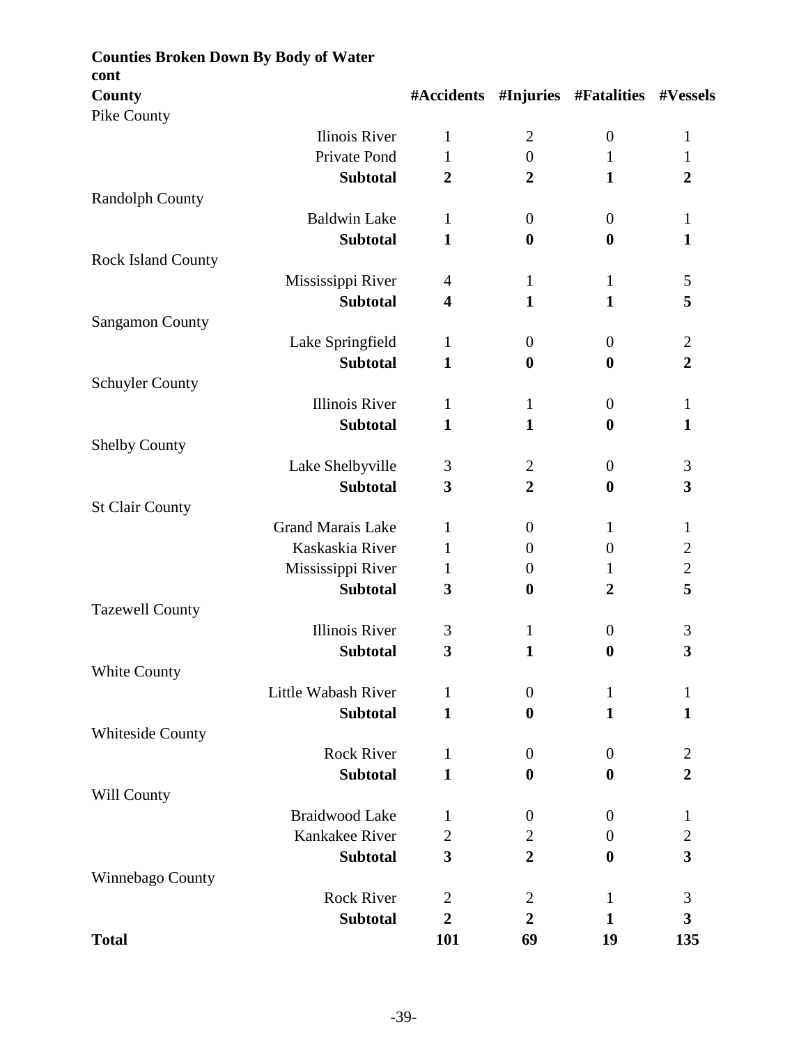**Counties Broken Down By Body of Water cont**

| County | | #Accidents | #Injuries | #Fatalities | #Vessels |
|---|---|---|---|---|---|
| Pike County | | | | | |
| | Ilinois River | 1 | 2 | 0 | 1 |
| | Private Pond | 1 | 0 | 1 | 1 |
| | **Subtotal** | **2** | **2** | **1** | **2** |
| Randolph County | | | | | |
| | Baldwin Lake | 1 | 0 | 0 | 1 |
| | **Subtotal** | **1** | **0** | **0** | **1** |
| Rock Island County | | | | | |
| | Mississippi River | 4 | 1 | 1 | 5 |
| | **Subtotal** | **4** | **1** | **1** | **5** |
| Sangamon County | | | | | |
| | Lake Springfield | 1 | 0 | 0 | 2 |
| | **Subtotal** | **1** | **0** | **0** | **2** |
| Schuyler County | | | | | |
| | Illinois River | 1 | 1 | 0 | 1 |
| | **Subtotal** | **1** | **1** | **0** | **1** |
| Shelby County | | | | | |
| | Lake Shelbyville | 3 | 2 | 0 | 3 |
| | **Subtotal** | **3** | **2** | **0** | **3** |
| St Clair County | | | | | |
| | Grand Marais Lake | 1 | 0 | 1 | 1 |
| | Kaskaskia River | 1 | 0 | 0 | 2 |
| | Mississippi River | 1 | 0 | 1 | 2 |
| | **Subtotal** | **3** | **0** | **2** | **5** |
| Tazewell County | | | | | |
| | Illinois River | 3 | 1 | 0 | 3 |
| | **Subtotal** | **3** | **1** | **0** | **3** |
| White County | | | | | |
| | Little Wabash River | 1 | 0 | 1 | 1 |
| | **Subtotal** | **1** | **0** | **1** | **1** |
| Whiteside County | | | | | |
| | Rock River | 1 | 0 | 0 | 2 |
| | **Subtotal** | **1** | **0** | **0** | **2** |
| Will County | | | | | |
| | Braidwood Lake | 1 | 0 | 0 | 1 |
| | Kankakee River | 2 | 2 | 0 | 2 |
| | **Subtotal** | **3** | **2** | **0** | **3** |
| Winnebago County | | | | | |
| | Rock River | 2 | 2 | 1 | 3 |
| | **Subtotal** | **2** | **2** | **1** | **3** |
| **Total** | | **101** | **69** | **19** | **135** |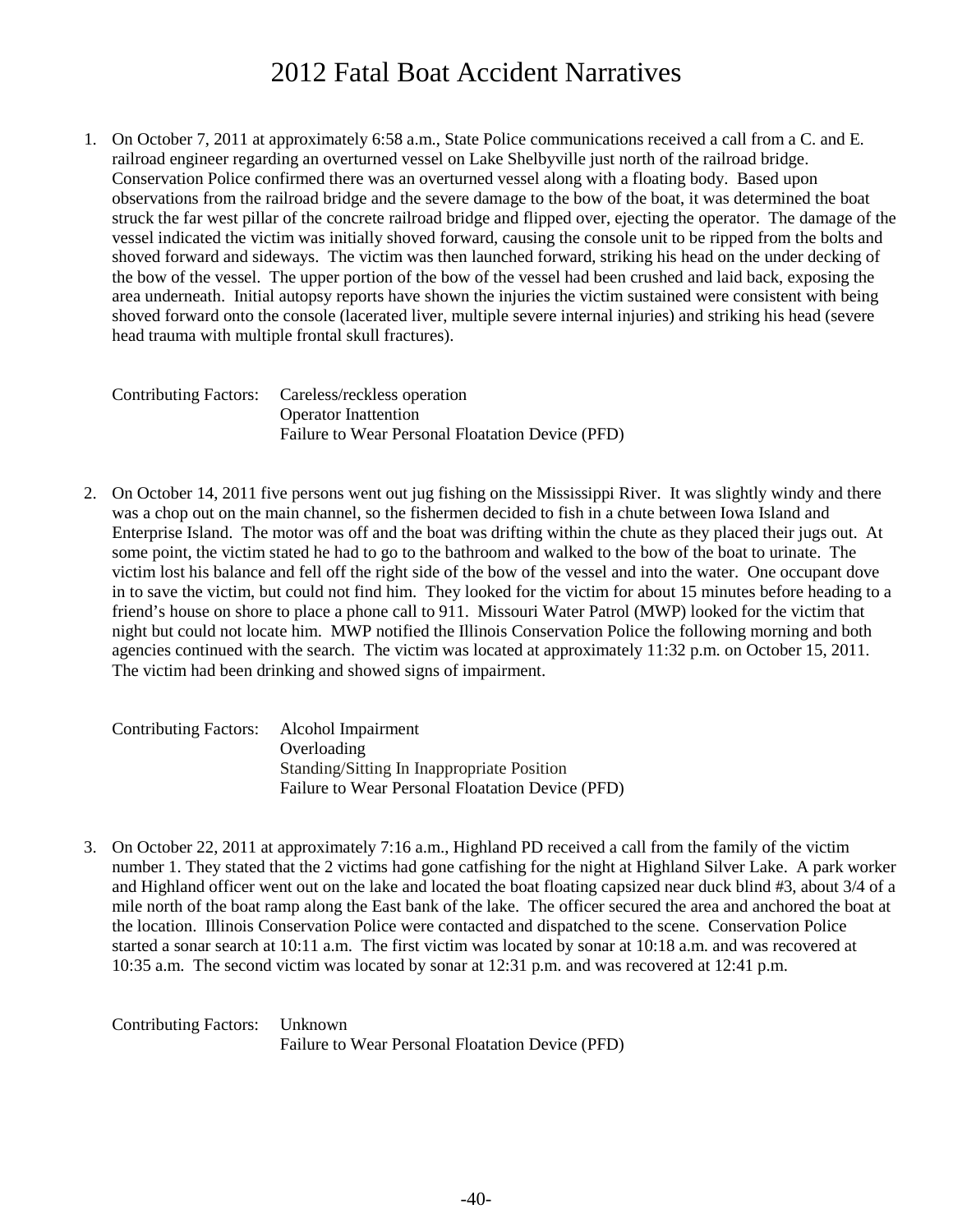# 2012 Fatal Boat Accident Narratives

1. On October 7, 2011 at approximately 6:58 a.m., State Police communications received a call from a C. and E. railroad engineer regarding an overturned vessel on Lake Shelbyville just north of the railroad bridge. Conservation Police confirmed there was an overturned vessel along with a floating body. Based upon observations from the railroad bridge and the severe damage to the bow of the boat, it was determined the boat struck the far west pillar of the concrete railroad bridge and flipped over, ejecting the operator. The damage of the vessel indicated the victim was initially shoved forward, causing the console unit to be ripped from the bolts and shoved forward and sideways. The victim was then launched forward, striking his head on the under decking of the bow of the vessel. The upper portion of the bow of the vessel had been crushed and laid back, exposing the area underneath. Initial autopsy reports have shown the injuries the victim sustained were consistent with being shoved forward onto the console (lacerated liver, multiple severe internal injuries) and striking his head (severe head trauma with multiple frontal skull fractures).

   Contributing Factors: Careless/reckless operation
   Operator Inattention
   Failure to Wear Personal Floatation Device (PFD)

2. On October 14, 2011 five persons went out jug fishing on the Mississippi River. It was slightly windy and there was a chop out on the main channel, so the fishermen decided to fish in a chute between Iowa Island and Enterprise Island. The motor was off and the boat was drifting within the chute as they placed their jugs out. At some point, the victim stated he had to go to the bathroom and walked to the bow of the boat to urinate. The victim lost his balance and fell off the right side of the bow of the vessel and into the water. One occupant dove in to save the victim, but could not find him. They looked for the victim for about 15 minutes before heading to a friend's house on shore to place a phone call to 911. Missouri Water Patrol (MWP) looked for the victim that night but could not locate him. MWP notified the Illinois Conservation Police the following morning and both agencies continued with the search. The victim was located at approximately 11:32 p.m. on October 15, 2011. The victim had been drinking and showed signs of impairment.

   Contributing Factors: Alcohol Impairment
   Overloading
   Standing/Sitting In Inappropriate Position
   Failure to Wear Personal Floatation Device (PFD)

3. On October 22, 2011 at approximately 7:16 a.m., Highland PD received a call from the family of the victim number 1. They stated that the 2 victims had gone catfishing for the night at Highland Silver Lake. A park worker and Highland officer went out on the lake and located the boat floating capsized near duck blind #3, about 3/4 of a mile north of the boat ramp along the East bank of the lake. The officer secured the area and anchored the boat at the location. Illinois Conservation Police were contacted and dispatched to the scene. Conservation Police started a sonar search at 10:11 a.m. The first victim was located by sonar at 10:18 a.m. and was recovered at 10:35 a.m. The second victim was located by sonar at 12:31 p.m. and was recovered at 12:41 p.m.

   Contributing Factors: Unknown
   Failure to Wear Personal Floatation Device (PFD)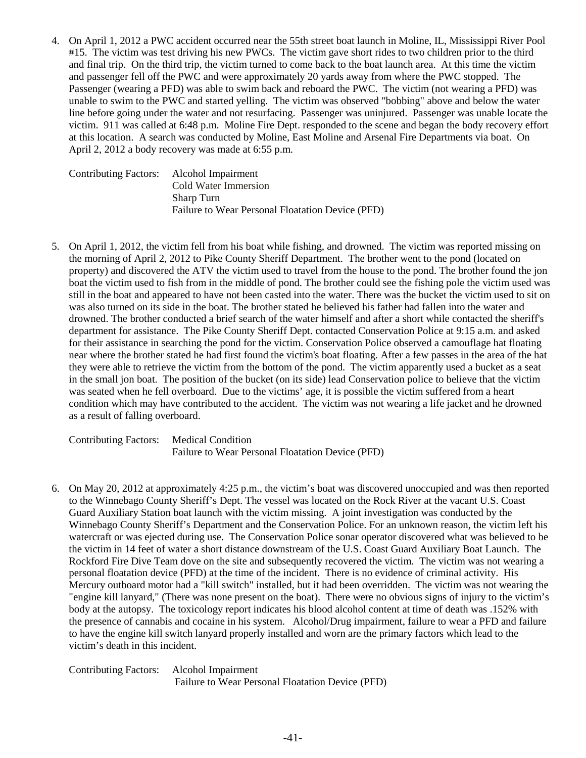4. On April 1, 2012 a PWC accident occurred near the 55th street boat launch in Moline, IL, Mississippi River Pool #15. The victim was test driving his new PWCs. The victim gave short rides to two children prior to the third and final trip. On the third trip, the victim turned to come back to the boat launch area. At this time the victim and passenger fell off the PWC and were approximately 20 yards away from where the PWC stopped. The Passenger (wearing a PFD) was able to swim back and reboard the PWC. The victim (not wearing a PFD) was unable to swim to the PWC and started yelling. The victim was observed "bobbing" above and below the water line before going under the water and not resurfacing. Passenger was uninjured. Passenger was unable locate the victim. 911 was called at 6:48 p.m. Moline Fire Dept. responded to the scene and began the body recovery effort at this location. A search was conducted by Moline, East Moline and Arsenal Fire Departments via boat. On April 2, 2012 a body recovery was made at 6:55 p.m.

   Contributing Factors: Alcohol Impairment
   Cold Water Immersion
   Sharp Turn
   Failure to Wear Personal Floatation Device (PFD)

5. On April 1, 2012, the victim fell from his boat while fishing, and drowned. The victim was reported missing on the morning of April 2, 2012 to Pike County Sheriff Department. The brother went to the pond (located on property) and discovered the ATV the victim used to travel from the house to the pond. The brother found the jon boat the victim used to fish from in the middle of pond. The brother could see the fishing pole the victim used was still in the boat and appeared to have not been casted into the water. There was the bucket the victim used to sit on was also turned on its side in the boat. The brother stated he believed his father had fallen into the water and drowned. The brother conducted a brief search of the water himself and after a short while contacted the sheriff's department for assistance. The Pike County Sheriff Dept. contacted Conservation Police at 9:15 a.m. and asked for their assistance in searching the pond for the victim. Conservation Police observed a camouflage hat floating near where the brother stated he had first found the victim's boat floating. After a few passes in the area of the hat they were able to retrieve the victim from the bottom of the pond. The victim apparently used a bucket as a seat in the small jon boat. The position of the bucket (on its side) lead Conservation police to believe that the victim was seated when he fell overboard. Due to the victims' age, it is possible the victim suffered from a heart condition which may have contributed to the accident. The victim was not wearing a life jacket and he drowned as a result of falling overboard.

   Contributing Factors: Medical Condition
   Failure to Wear Personal Floatation Device (PFD)

6. On May 20, 2012 at approximately 4:25 p.m., the victim's boat was discovered unoccupied and was then reported to the Winnebago County Sheriff's Dept. The vessel was located on the Rock River at the vacant U.S. Coast Guard Auxiliary Station boat launch with the victim missing. A joint investigation was conducted by the Winnebago County Sheriff's Department and the Conservation Police. For an unknown reason, the victim left his watercraft or was ejected during use. The Conservation Police sonar operator discovered what was believed to be the victim in 14 feet of water a short distance downstream of the U.S. Coast Guard Auxiliary Boat Launch. The Rockford Fire Dive Team dove on the site and subsequently recovered the victim. The victim was not wearing a personal floatation device (PFD) at the time of the incident. There is no evidence of criminal activity. His Mercury outboard motor had a "kill switch" installed, but it had been overridden. The victim was not wearing the "engine kill lanyard," (There was none present on the boat). There were no obvious signs of injury to the victim's body at the autopsy. The toxicology report indicates his blood alcohol content at time of death was .152% with the presence of cannabis and cocaine in his system. Alcohol/Drug impairment, failure to wear a PFD and failure to have the engine kill switch lanyard properly installed and worn are the primary factors which lead to the victim's death in this incident.

   Contributing Factors: Alcohol Impairment
   Failure to Wear Personal Floatation Device (PFD)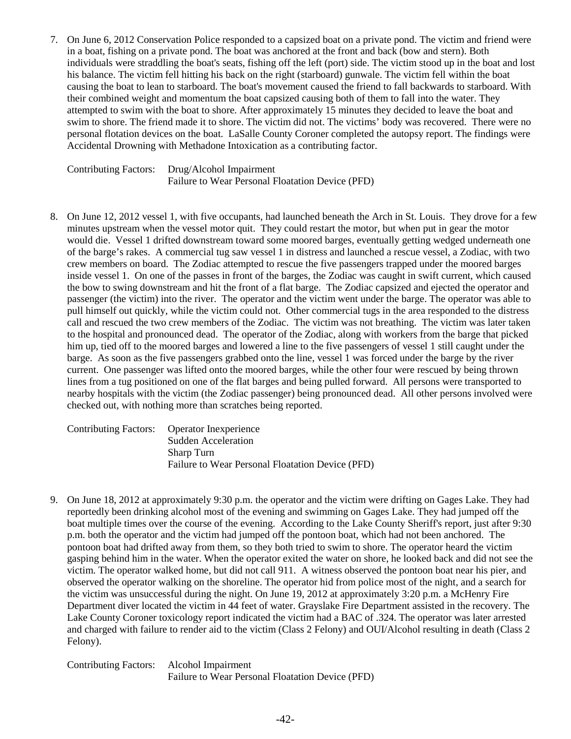7. On June 6, 2012 Conservation Police responded to a capsized boat on a private pond. The victim and friend were in a boat, fishing on a private pond. The boat was anchored at the front and back (bow and stern). Both individuals were straddling the boat's seats, fishing off the left (port) side. The victim stood up in the boat and lost his balance. The victim fell hitting his back on the right (starboard) gunwale. The victim fell within the boat causing the boat to lean to starboard. The boat's movement caused the friend to fall backwards to starboard. With their combined weight and momentum the boat capsized causing both of them to fall into the water. They attempted to swim with the boat to shore. After approximately 15 minutes they decided to leave the boat and swim to shore. The friend made it to shore. The victim did not. The victims' body was recovered. There were no personal flotation devices on the boat. LaSalle County Coroner completed the autopsy report. The findings were Accidental Drowning with Methadone Intoxication as a contributing factor.

   Contributing Factors: Drug/Alcohol Impairment
   Failure to Wear Personal Floatation Device (PFD)

8. On June 12, 2012 vessel 1, with five occupants, had launched beneath the Arch in St. Louis. They drove for a few minutes upstream when the vessel motor quit. They could restart the motor, but when put in gear the motor would die. Vessel 1 drifted downstream toward some moored barges, eventually getting wedged underneath one of the barge's rakes. A commercial tug saw vessel 1 in distress and launched a rescue vessel, a Zodiac, with two crew members on board. The Zodiac attempted to rescue the five passengers trapped under the moored barges inside vessel 1. On one of the passes in front of the barges, the Zodiac was caught in swift current, which caused the bow to swing downstream and hit the front of a flat barge. The Zodiac capsized and ejected the operator and passenger (the victim) into the river. The operator and the victim went under the barge. The operator was able to pull himself out quickly, while the victim could not. Other commercial tugs in the area responded to the distress call and rescued the two crew members of the Zodiac. The victim was not breathing. The victim was later taken to the hospital and pronounced dead. The operator of the Zodiac, along with workers from the barge that picked him up, tied off to the moored barges and lowered a line to the five passengers of vessel 1 still caught under the barge. As soon as the five passengers grabbed onto the line, vessel 1 was forced under the barge by the river current. One passenger was lifted onto the moored barges, while the other four were rescued by being thrown lines from a tug positioned on one of the flat barges and being pulled forward. All persons were transported to nearby hospitals with the victim (the Zodiac passenger) being pronounced dead. All other persons involved were checked out, with nothing more than scratches being reported.

   Contributing Factors: Operator Inexperience
   Sudden Acceleration
   Sharp Turn
   Failure to Wear Personal Floatation Device (PFD)

9. On June 18, 2012 at approximately 9:30 p.m. the operator and the victim were drifting on Gages Lake. They had reportedly been drinking alcohol most of the evening and swimming on Gages Lake. They had jumped off the boat multiple times over the course of the evening. According to the Lake County Sheriff's report, just after 9:30 p.m. both the operator and the victim had jumped off the pontoon boat, which had not been anchored. The pontoon boat had drifted away from them, so they both tried to swim to shore. The operator heard the victim gasping behind him in the water. When the operator exited the water on shore, he looked back and did not see the victim. The operator walked home, but did not call 911. A witness observed the pontoon boat near his pier, and observed the operator walking on the shoreline. The operator hid from police most of the night, and a search for the victim was unsuccessful during the night. On June 19, 2012 at approximately 3:20 p.m. a McHenry Fire Department diver located the victim in 44 feet of water. Grayslake Fire Department assisted in the recovery. The Lake County Coroner toxicology report indicated the victim had a BAC of .324. The operator was later arrested and charged with failure to render aid to the victim (Class 2 Felony) and OUI/Alcohol resulting in death (Class 2 Felony).

   Contributing Factors: Alcohol Impairment
   Failure to Wear Personal Floatation Device (PFD)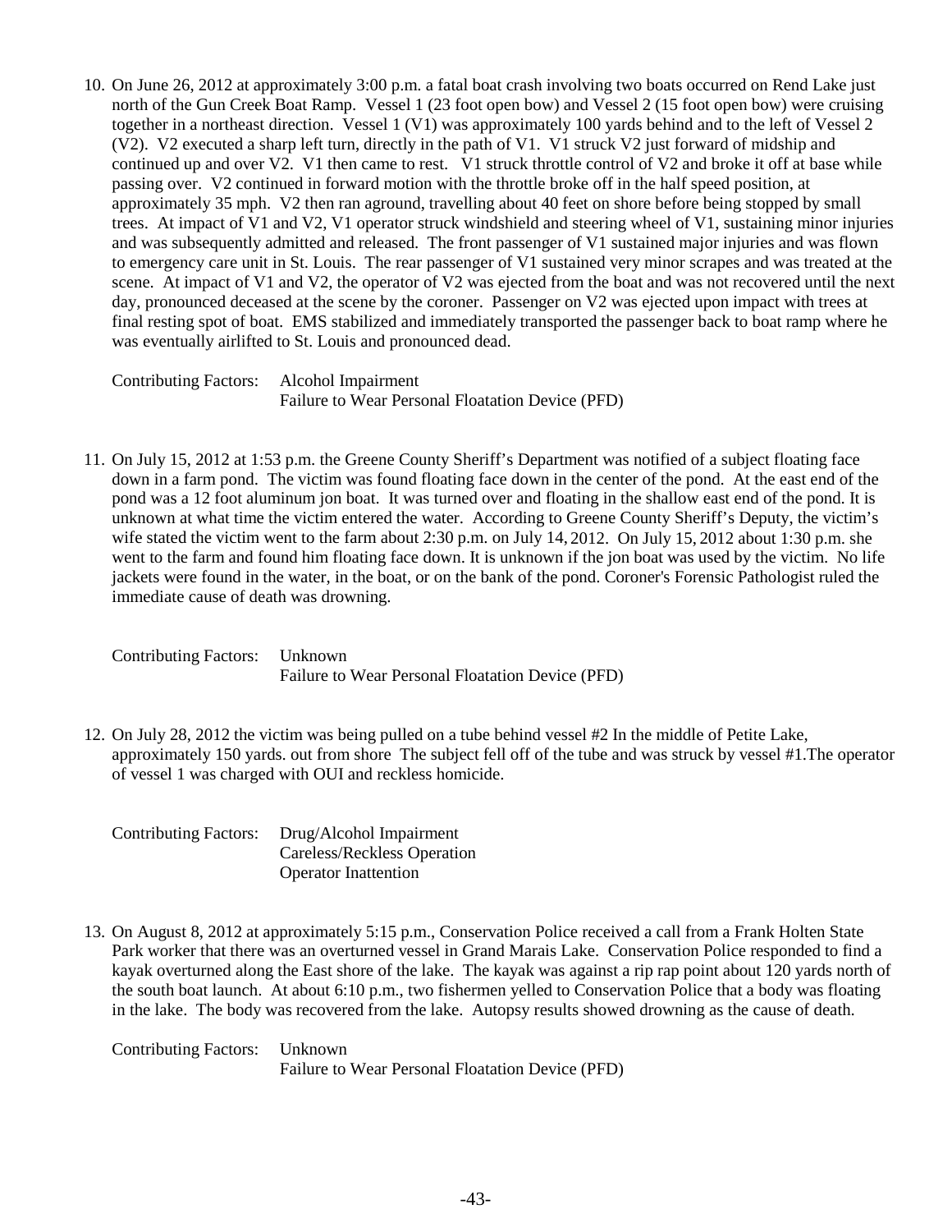10. On June 26, 2012 at approximately 3:00 p.m. a fatal boat crash involving two boats occurred on Rend Lake just north of the Gun Creek Boat Ramp. Vessel 1 (23 foot open bow) and Vessel 2 (15 foot open bow) were cruising together in a northeast direction. Vessel 1 (V1) was approximately 100 yards behind and to the left of Vessel 2 (V2). V2 executed a sharp left turn, directly in the path of V1. V1 struck V2 just forward of midship and continued up and over V2. V1 then came to rest. V1 struck throttle control of V2 and broke it off at base while passing over. V2 continued in forward motion with the throttle broke off in the half speed position, at approximately 35 mph. V2 then ran aground, travelling about 40 feet on shore before being stopped by small trees. At impact of V1 and V2, V1 operator struck windshield and steering wheel of V1, sustaining minor injuries and was subsequently admitted and released. The front passenger of V1 sustained major injuries and was flown to emergency care unit in St. Louis. The rear passenger of V1 sustained very minor scrapes and was treated at the scene. At impact of V1 and V2, the operator of V2 was ejected from the boat and was not recovered until the next day, pronounced deceased at the scene by the coroner. Passenger on V2 was ejected upon impact with trees at final resting spot of boat. EMS stabilized and immediately transported the passenger back to boat ramp where he was eventually airlifted to St. Louis and pronounced dead.

   Contributing Factors: Alcohol Impairment
   Failure to Wear Personal Floatation Device (PFD)

11. On July 15, 2012 at 1:53 p.m. the Greene County Sheriff's Department was notified of a subject floating face down in a farm pond. The victim was found floating face down in the center of the pond. At the east end of the pond was a 12 foot aluminum jon boat. It was turned over and floating in the shallow east end of the pond. It is unknown at what time the victim entered the water. According to Greene County Sheriff's Deputy, the victim's wife stated the victim went to the farm about 2:30 p.m. on July 14, 2012. On July 15, 2012 about 1:30 p.m. she went to the farm and found him floating face down. It is unknown if the jon boat was used by the victim. No life jackets were found in the water, in the boat, or on the bank of the pond. Coroner's Forensic Pathologist ruled the immediate cause of death was drowning.

   Contributing Factors: Unknown
   Failure to Wear Personal Floatation Device (PFD)

12. On July 28, 2012 the victim was being pulled on a tube behind vessel #2 In the middle of Petite Lake, approximately 150 yards. out from shore The subject fell off of the tube and was struck by vessel #1.The operator of vessel 1 was charged with OUI and reckless homicide.

   Contributing Factors: Drug/Alcohol Impairment
   Careless/Reckless Operation
   Operator Inattention

13. On August 8, 2012 at approximately 5:15 p.m., Conservation Police received a call from a Frank Holten State Park worker that there was an overturned vessel in Grand Marais Lake. Conservation Police responded to find a kayak overturned along the East shore of the lake. The kayak was against a rip rap point about 120 yards north of the south boat launch. At about 6:10 p.m., two fishermen yelled to Conservation Police that a body was floating in the lake. The body was recovered from the lake. Autopsy results showed drowning as the cause of death.

   Contributing Factors: Unknown
   Failure to Wear Personal Floatation Device (PFD)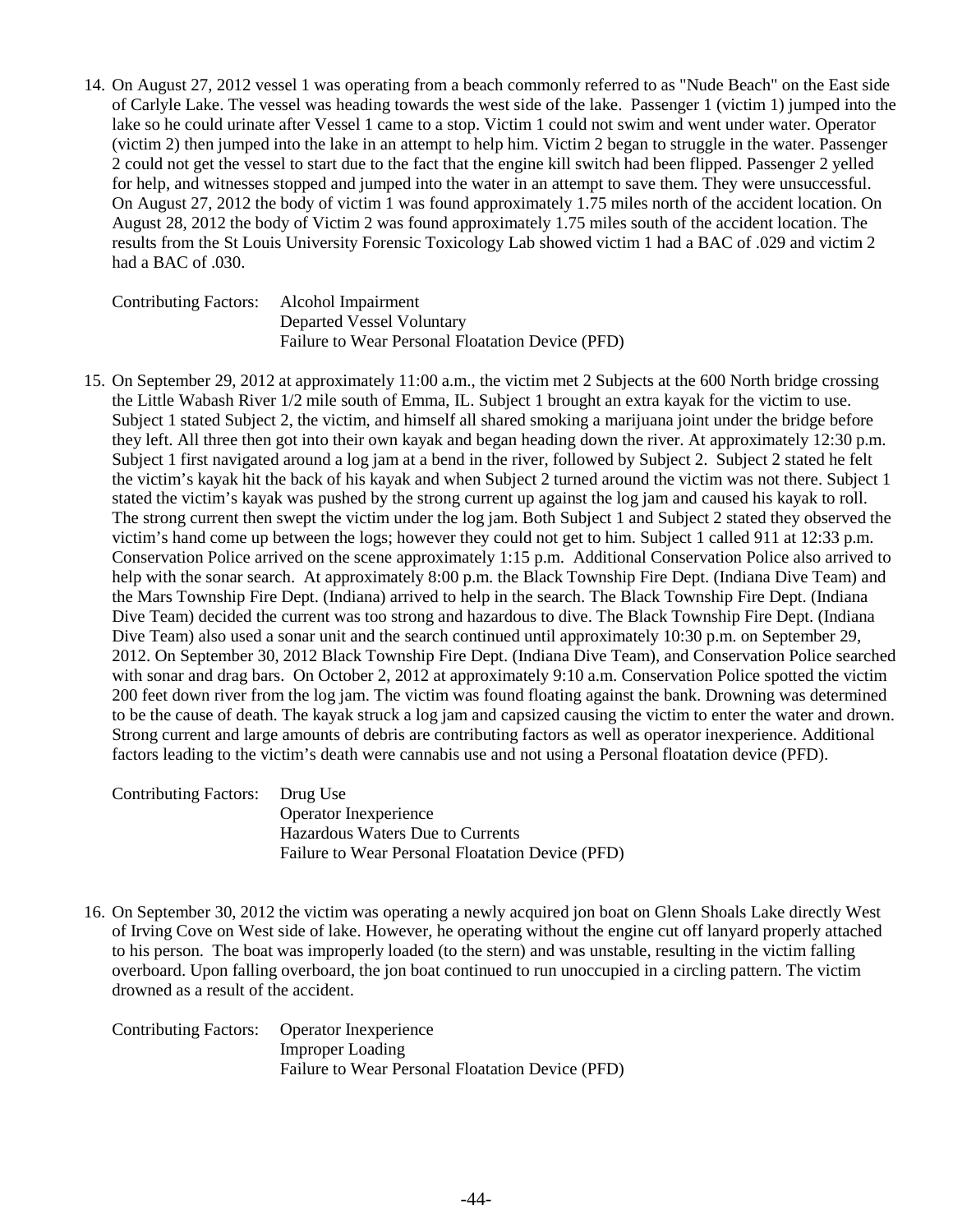14. On August 27, 2012 vessel 1 was operating from a beach commonly referred to as "Nude Beach" on the East side of Carlyle Lake. The vessel was heading towards the west side of the lake. Passenger 1 (victim 1) jumped into the lake so he could urinate after Vessel 1 came to a stop. Victim 1 could not swim and went under water. Operator (victim 2) then jumped into the lake in an attempt to help him. Victim 2 began to struggle in the water. Passenger 2 could not get the vessel to start due to the fact that the engine kill switch had been flipped. Passenger 2 yelled for help, and witnesses stopped and jumped into the water in an attempt to save them. They were unsuccessful. On August 27, 2012 the body of victim 1 was found approximately 1.75 miles north of the accident location. On August 28, 2012 the body of Victim 2 was found approximately 1.75 miles south of the accident location. The results from the St Louis University Forensic Toxicology Lab showed victim 1 had a BAC of .029 and victim 2 had a BAC of .030.

    Contributing Factors: Alcohol Impairment
    Departed Vessel Voluntary
    Failure to Wear Personal Floatation Device (PFD)

15. On September 29, 2012 at approximately 11:00 a.m., the victim met 2 Subjects at the 600 North bridge crossing the Little Wabash River 1/2 mile south of Emma, IL. Subject 1 brought an extra kayak for the victim to use. Subject 1 stated Subject 2, the victim, and himself all shared smoking a marijuana joint under the bridge before they left. All three then got into their own kayak and began heading down the river. At approximately 12:30 p.m. Subject 1 first navigated around a log jam at a bend in the river, followed by Subject 2. Subject 2 stated he felt the victim's kayak hit the back of his kayak and when Subject 2 turned around the victim was not there. Subject 1 stated the victim's kayak was pushed by the strong current up against the log jam and caused his kayak to roll. The strong current then swept the victim under the log jam. Both Subject 1 and Subject 2 stated they observed the victim's hand come up between the logs; however they could not get to him. Subject 1 called 911 at 12:33 p.m. Conservation Police arrived on the scene approximately 1:15 p.m. Additional Conservation Police also arrived to help with the sonar search. At approximately 8:00 p.m. the Black Township Fire Dept. (Indiana Dive Team) and the Mars Township Fire Dept. (Indiana) arrived to help in the search. The Black Township Fire Dept. (Indiana Dive Team) decided the current was too strong and hazardous to dive. The Black Township Fire Dept. (Indiana Dive Team) also used a sonar unit and the search continued until approximately 10:30 p.m. on September 29, 2012. On September 30, 2012 Black Township Fire Dept. (Indiana Dive Team), and Conservation Police searched with sonar and drag bars. On October 2, 2012 at approximately 9:10 a.m. Conservation Police spotted the victim 200 feet down river from the log jam. The victim was found floating against the bank. Drowning was determined to be the cause of death. The kayak struck a log jam and capsized causing the victim to enter the water and drown. Strong current and large amounts of debris are contributing factors as well as operator inexperience. Additional factors leading to the victim's death were cannabis use and not using a Personal floatation device (PFD).

    Contributing Factors: Drug Use
    Operator Inexperience
    Hazardous Waters Due to Currents
    Failure to Wear Personal Floatation Device (PFD)

16. On September 30, 2012 the victim was operating a newly acquired jon boat on Glenn Shoals Lake directly West of Irving Cove on West side of lake. However, he operating without the engine cut off lanyard properly attached to his person. The boat was improperly loaded (to the stern) and was unstable, resulting in the victim falling overboard. Upon falling overboard, the jon boat continued to run unoccupied in a circling pattern. The victim drowned as a result of the accident.

    Contributing Factors: Operator Inexperience
    Improper Loading
    Failure to Wear Personal Floatation Device (PFD)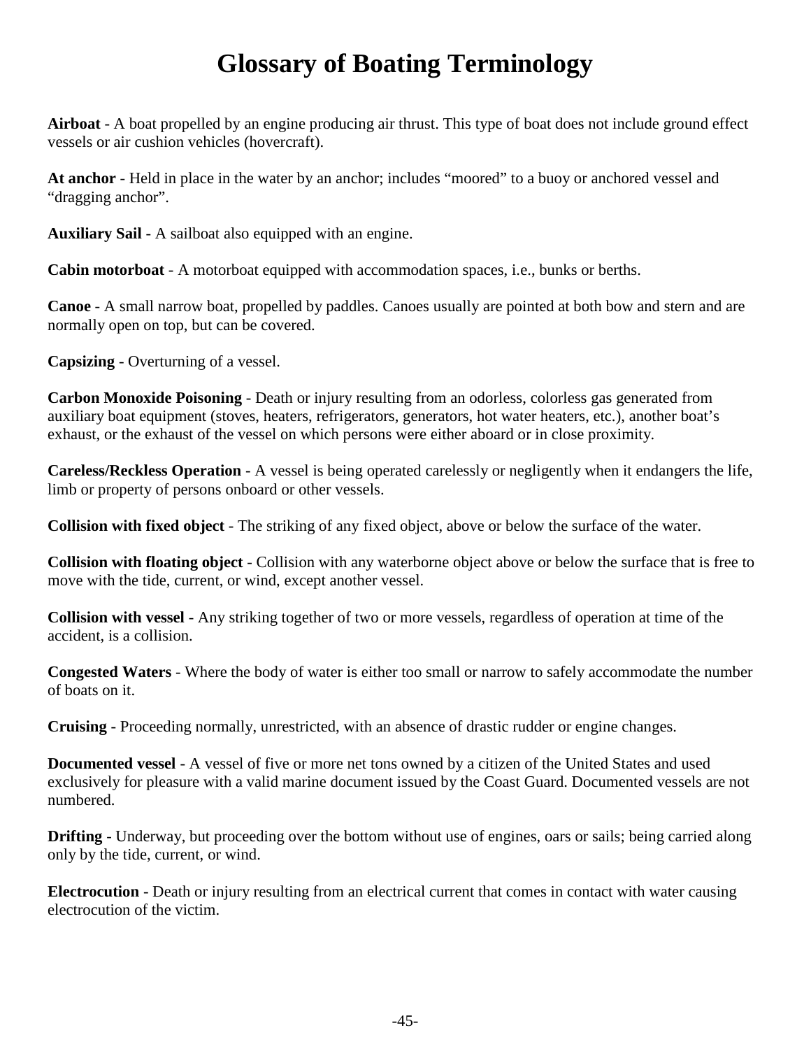# Glossary of Boating Terminology

**Airboat** - A boat propelled by an engine producing air thrust. This type of boat does not include ground effect vessels or air cushion vehicles (hovercraft).

**At anchor** - Held in place in the water by an anchor; includes "moored" to a buoy or anchored vessel and "dragging anchor".

**Auxiliary Sail** - A sailboat also equipped with an engine.

**Cabin motorboat** - A motorboat equipped with accommodation spaces, i.e., bunks or berths.

**Canoe** - A small narrow boat, propelled by paddles. Canoes usually are pointed at both bow and stern and are normally open on top, but can be covered.

**Capsizing** - Overturning of a vessel.

**Carbon Monoxide Poisoning** - Death or injury resulting from an odorless, colorless gas generated from auxiliary boat equipment (stoves, heaters, refrigerators, generators, hot water heaters, etc.), another boat's exhaust, or the exhaust of the vessel on which persons were either aboard or in close proximity.

**Careless/Reckless Operation** - A vessel is being operated carelessly or negligently when it endangers the life, limb or property of persons onboard or other vessels.

**Collision with fixed object** - The striking of any fixed object, above or below the surface of the water.

**Collision with floating object** - Collision with any waterborne object above or below the surface that is free to move with the tide, current, or wind, except another vessel.

**Collision with vessel** - Any striking together of two or more vessels, regardless of operation at time of the accident, is a collision.

**Congested Waters** - Where the body of water is either too small or narrow to safely accommodate the number of boats on it.

**Cruising** - Proceeding normally, unrestricted, with an absence of drastic rudder or engine changes.

**Documented vessel** - A vessel of five or more net tons owned by a citizen of the United States and used exclusively for pleasure with a valid marine document issued by the Coast Guard. Documented vessels are not numbered.

**Drifting** - Underway, but proceeding over the bottom without use of engines, oars or sails; being carried along only by the tide, current, or wind.

**Electrocution** - Death or injury resulting from an electrical current that comes in contact with water causing electrocution of the victim.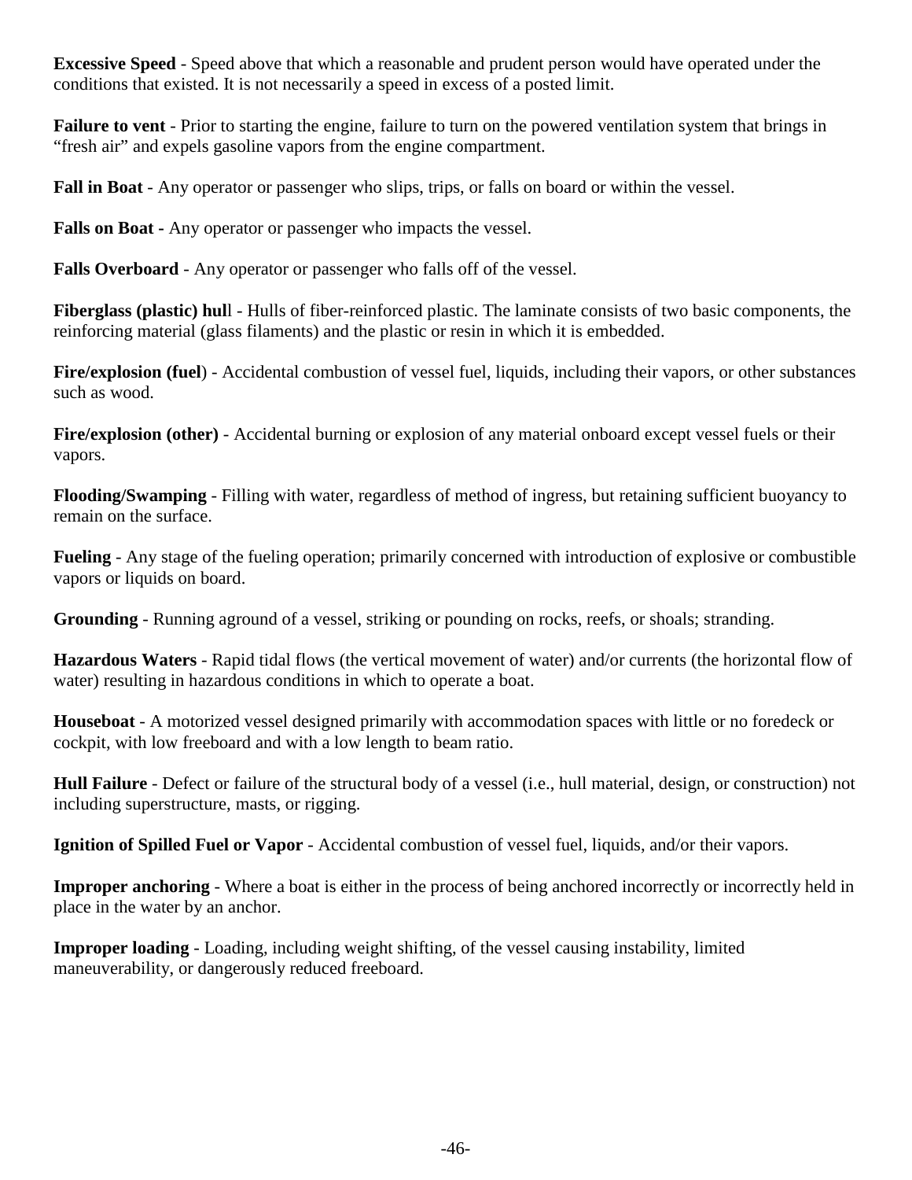**Excessive Speed** - Speed above that which a reasonable and prudent person would have operated under the conditions that existed. It is not necessarily a speed in excess of a posted limit.

**Failure to vent** - Prior to starting the engine, failure to turn on the powered ventilation system that brings in "fresh air" and expels gasoline vapors from the engine compartment.

**Fall in Boat** - Any operator or passenger who slips, trips, or falls on board or within the vessel.

**Falls on Boat -** Any operator or passenger who impacts the vessel.

**Falls Overboard** - Any operator or passenger who falls off of the vessel.

**Fiberglass (plastic) hull** - Hulls of fiber-reinforced plastic. The laminate consists of two basic components, the reinforcing material (glass filaments) and the plastic or resin in which it is embedded.

**Fire/explosion (fuel)** - Accidental combustion of vessel fuel, liquids, including their vapors, or other substances such as wood.

**Fire/explosion (other)** - Accidental burning or explosion of any material onboard except vessel fuels or their vapors.

**Flooding/Swamping** - Filling with water, regardless of method of ingress, but retaining sufficient buoyancy to remain on the surface.

**Fueling** - Any stage of the fueling operation; primarily concerned with introduction of explosive or combustible vapors or liquids on board.

**Grounding** - Running aground of a vessel, striking or pounding on rocks, reefs, or shoals; stranding.

**Hazardous Waters** - Rapid tidal flows (the vertical movement of water) and/or currents (the horizontal flow of water) resulting in hazardous conditions in which to operate a boat.

**Houseboat** - A motorized vessel designed primarily with accommodation spaces with little or no foredeck or cockpit, with low freeboard and with a low length to beam ratio.

**Hull Failure** - Defect or failure of the structural body of a vessel (i.e., hull material, design, or construction) not including superstructure, masts, or rigging.

**Ignition of Spilled Fuel or Vapor** - Accidental combustion of vessel fuel, liquids, and/or their vapors.

**Improper anchoring** - Where a boat is either in the process of being anchored incorrectly or incorrectly held in place in the water by an anchor.

**Improper loading** - Loading, including weight shifting, of the vessel causing instability, limited maneuverability, or dangerously reduced freeboard.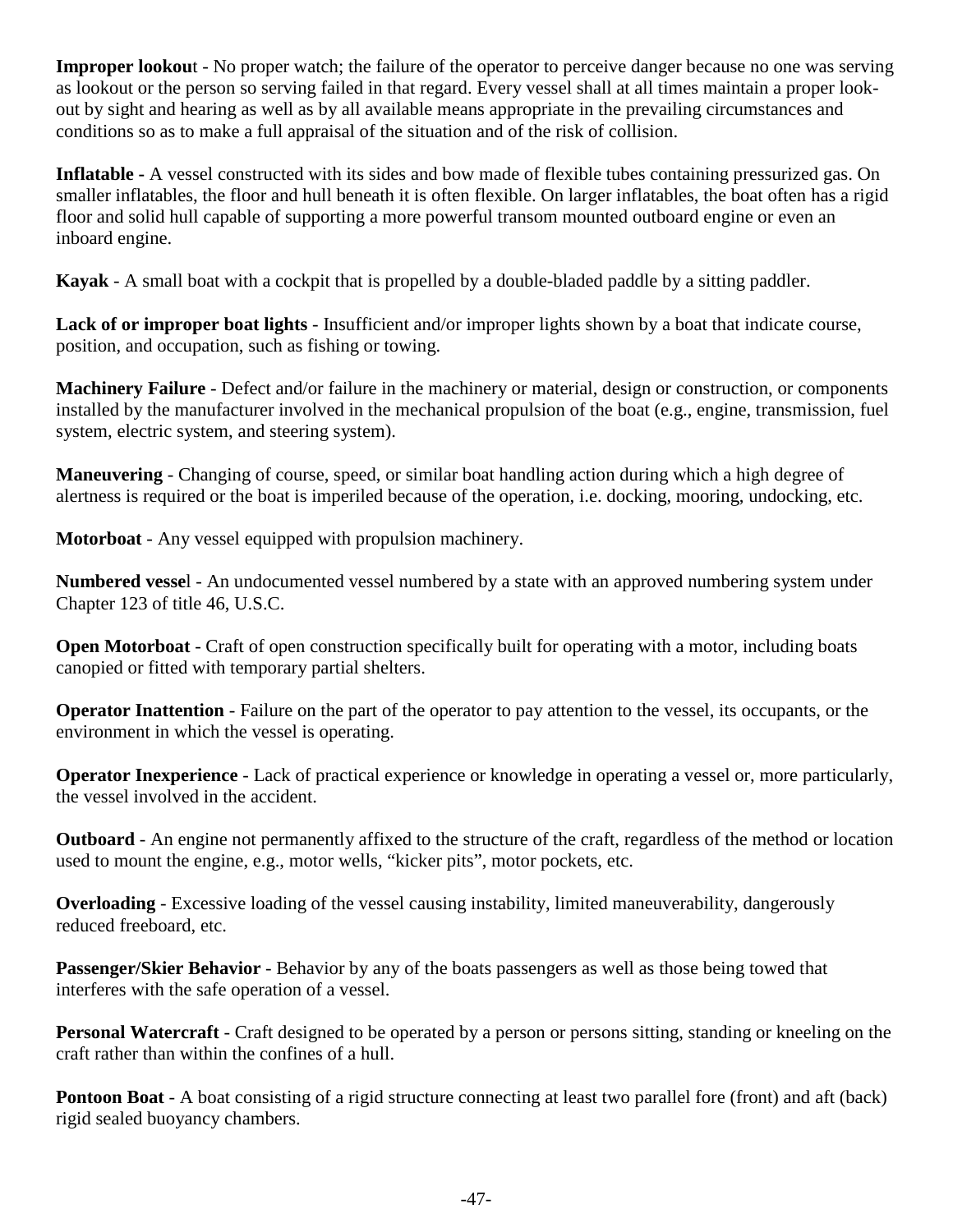**Improper lookout** - No proper watch; the failure of the operator to perceive danger because no one was serving as lookout or the person so serving failed in that regard. Every vessel shall at all times maintain a proper look-out by sight and hearing as well as by all available means appropriate in the prevailing circumstances and conditions so as to make a full appraisal of the situation and of the risk of collision.

**Inflatable -** A vessel constructed with its sides and bow made of flexible tubes containing pressurized gas. On smaller inflatables, the floor and hull beneath it is often flexible. On larger inflatables, the boat often has a rigid floor and solid hull capable of supporting a more powerful transom mounted outboard engine or even an inboard engine.

**Kayak** - A small boat with a cockpit that is propelled by a double-bladed paddle by a sitting paddler.

**Lack of or improper boat lights** - Insufficient and/or improper lights shown by a boat that indicate course, position, and occupation, such as fishing or towing.

**Machinery Failure** - Defect and/or failure in the machinery or material, design or construction, or components installed by the manufacturer involved in the mechanical propulsion of the boat (e.g., engine, transmission, fuel system, electric system, and steering system).

**Maneuvering** - Changing of course, speed, or similar boat handling action during which a high degree of alertness is required or the boat is imperiled because of the operation, i.e. docking, mooring, undocking, etc.

**Motorboat** - Any vessel equipped with propulsion machinery.

**Numbered vessel** - An undocumented vessel numbered by a state with an approved numbering system under Chapter 123 of title 46, U.S.C.

**Open Motorboat** - Craft of open construction specifically built for operating with a motor, including boats canopied or fitted with temporary partial shelters.

**Operator Inattention** - Failure on the part of the operator to pay attention to the vessel, its occupants, or the environment in which the vessel is operating.

**Operator Inexperience** - Lack of practical experience or knowledge in operating a vessel or, more particularly, the vessel involved in the accident.

**Outboard** - An engine not permanently affixed to the structure of the craft, regardless of the method or location used to mount the engine, e.g., motor wells, “kicker pits”, motor pockets, etc.

**Overloading** - Excessive loading of the vessel causing instability, limited maneuverability, dangerously reduced freeboard, etc.

**Passenger/Skier Behavior** - Behavior by any of the boats passengers as well as those being towed that interferes with the safe operation of a vessel.

**Personal Watercraft** - Craft designed to be operated by a person or persons sitting, standing or kneeling on the craft rather than within the confines of a hull.

**Pontoon Boat** - A boat consisting of a rigid structure connecting at least two parallel fore (front) and aft (back) rigid sealed buoyancy chambers.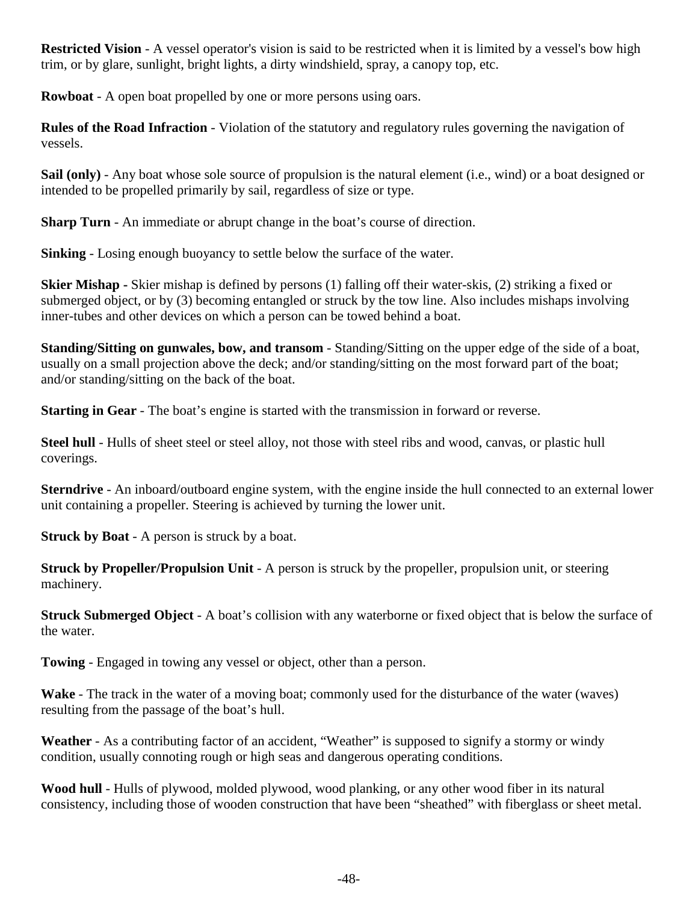**Restricted Vision** - A vessel operator's vision is said to be restricted when it is limited by a vessel's bow high trim, or by glare, sunlight, bright lights, a dirty windshield, spray, a canopy top, etc.

**Rowboat** - A open boat propelled by one or more persons using oars.

**Rules of the Road Infraction** - Violation of the statutory and regulatory rules governing the navigation of vessels.

**Sail (only)** - Any boat whose sole source of propulsion is the natural element (i.e., wind) or a boat designed or intended to be propelled primarily by sail, regardless of size or type.

**Sharp Turn** - An immediate or abrupt change in the boat's course of direction.

**Sinking** - Losing enough buoyancy to settle below the surface of the water.

**Skier Mishap -** Skier mishap is defined by persons (1) falling off their water-skis, (2) striking a fixed or submerged object, or by (3) becoming entangled or struck by the tow line. Also includes mishaps involving inner-tubes and other devices on which a person can be towed behind a boat.

**Standing/Sitting on gunwales, bow, and transom** - Standing/Sitting on the upper edge of the side of a boat, usually on a small projection above the deck; and/or standing/sitting on the most forward part of the boat; and/or standing/sitting on the back of the boat.

**Starting in Gear** - The boat's engine is started with the transmission in forward or reverse.

**Steel hull** - Hulls of sheet steel or steel alloy, not those with steel ribs and wood, canvas, or plastic hull coverings.

**Sterndrive** - An inboard/outboard engine system, with the engine inside the hull connected to an external lower unit containing a propeller. Steering is achieved by turning the lower unit.

**Struck by Boat** - A person is struck by a boat.

**Struck by Propeller/Propulsion Unit** - A person is struck by the propeller, propulsion unit, or steering machinery.

**Struck Submerged Object** - A boat's collision with any waterborne or fixed object that is below the surface of the water.

**Towing** - Engaged in towing any vessel or object, other than a person.

**Wake** - The track in the water of a moving boat; commonly used for the disturbance of the water (waves) resulting from the passage of the boat's hull.

**Weather** - As a contributing factor of an accident, "Weather" is supposed to signify a stormy or windy condition, usually connoting rough or high seas and dangerous operating conditions.

**Wood hull** - Hulls of plywood, molded plywood, wood planking, or any other wood fiber in its natural consistency, including those of wooden construction that have been "sheathed" with fiberglass or sheet metal.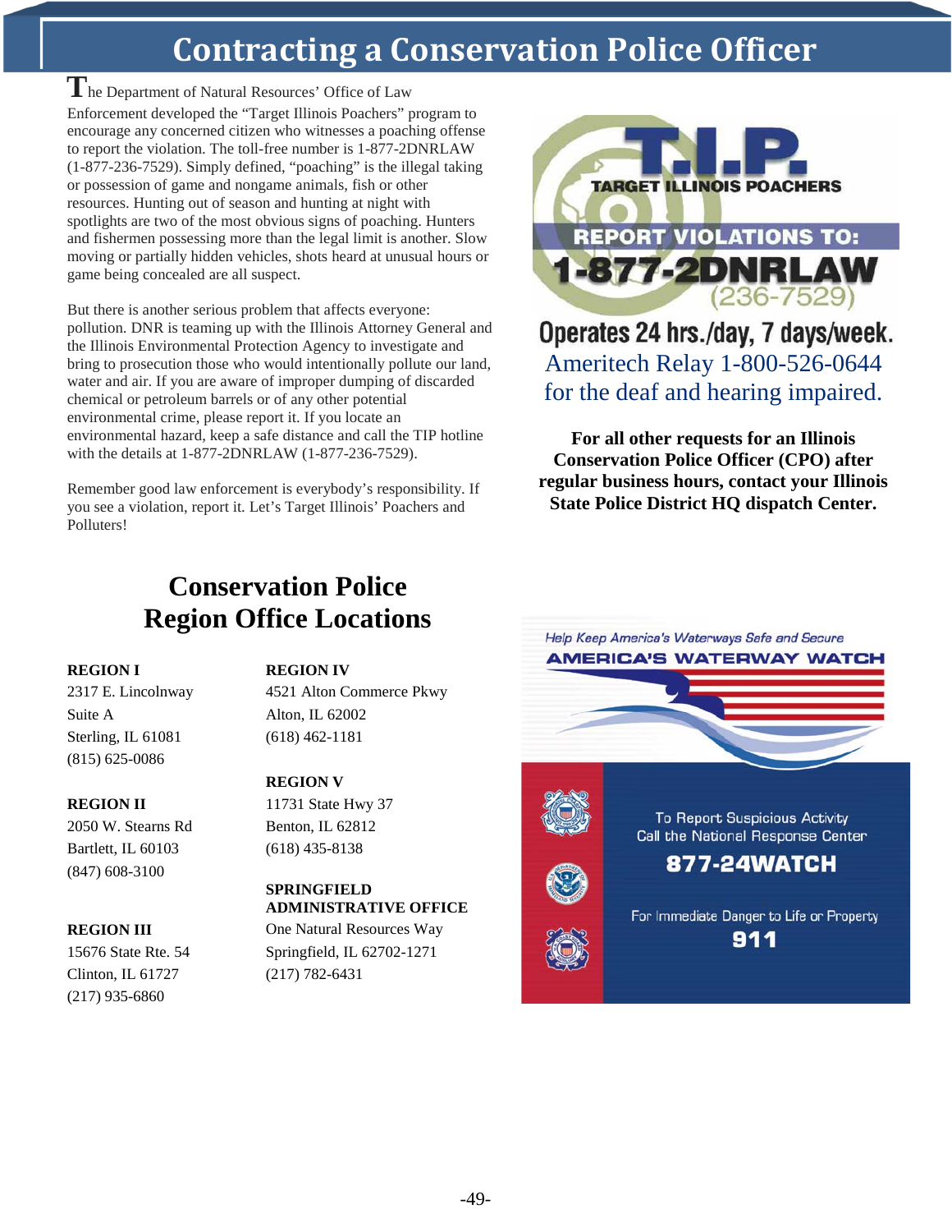# Contracting a Conservation Police Officer

The Department of Natural Resources' Office of Law Enforcement developed the "Target Illinois Poachers" program to encourage any concerned citizen who witnesses a poaching offense to report the violation. The toll-free number is 1-877-2DNRLAW (1-877-236-7529). Simply defined, "poaching" is the illegal taking or possession of game and nongame animals, fish or other resources. Hunting out of season and hunting at night with spotlights are two of the most obvious signs of poaching. Hunters and fishermen possessing more than the legal limit is another. Slow moving or partially hidden vehicles, shots heard at unusual hours or game being concealed are all suspect.

But there is another serious problem that affects everyone: pollution. DNR is teaming up with the Illinois Attorney General and the Illinois Environmental Protection Agency to investigate and bring to prosecution those who would intentionally pollute our land, water and air. If you are aware of improper dumping of discarded chemical or petroleum barrels or of any other potential environmental crime, please report it. If you locate an environmental hazard, keep a safe distance and call the TIP hotline with the details at 1-877-2DNRLAW (1-877-236-7529).

Remember good law enforcement is everybody's responsibility. If you see a violation, report it. Let's Target Illinois' Poachers and Polluters!

T.I.P.
TARGET ILLINOIS POACHERS
REPORT VIOLATIONS TO:
1-877-2DNRLAW
(236-7529)

Operates 24 hrs./day, 7 days/week.
Ameritech Relay 1-800-526-0644 for the deaf and hearing impaired.

**For all other requests for an Illinois Conservation Police Officer (CPO) after regular business hours, contact your Illinois State Police District HQ dispatch Center.**

## Conservation Police Region Office Locations

**REGION I**
2317 E. Lincolnway
Suite A
Sterling, IL 61081
(815) 625-0086

**REGION II**
2050 W. Stearns Rd
Bartlett, IL 60103
(847) 608-3100

**REGION III**
15676 State Rte. 54
Clinton, IL 61727
(217) 935-6860

**REGION IV**
4521 Alton Commerce Pkwy
Alton, IL 62002
(618) 462-1181

**REGION V**
11731 State Hwy 37
Benton, IL 62812
(618) 435-8138

**SPRINGFIELD ADMINISTRATIVE OFFICE**
One Natural Resources Way
Springfield, IL 62702-1271
(217) 782-6431

*Help Keep America's Waterways Safe and Secure*
AMERICA'S WATERWAY WATCH

To Report Suspicious Activity
Call the National Response Center
**877-24WATCH**

For Immediate Danger to Life or Property
**911**